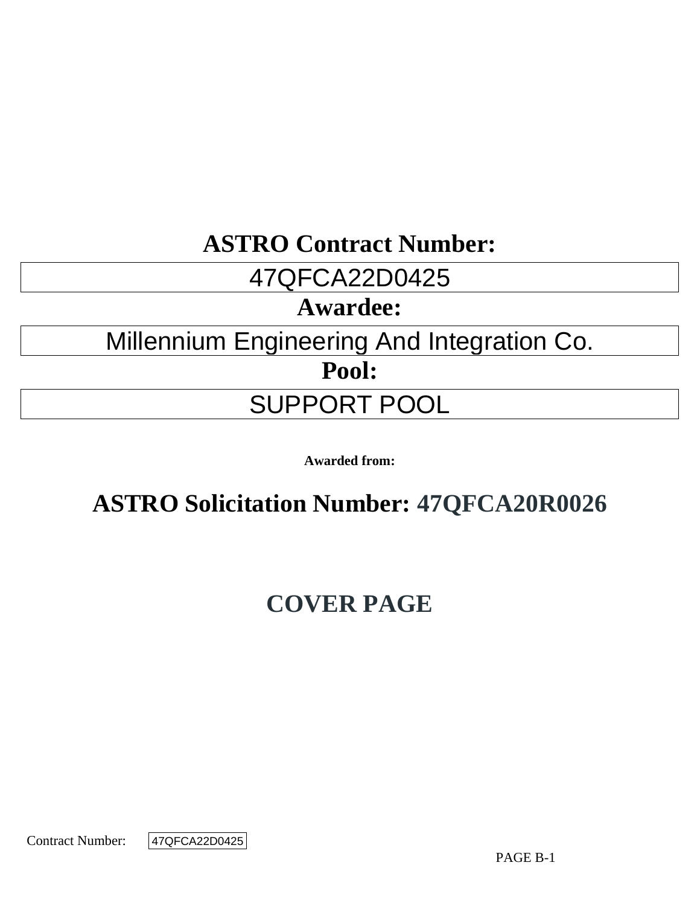# ASTRO Contract Number:

47QFCA22D0425

# Awardee:

Millennium Engineering And Integration Co.

# Pool:

SUPPORT POOL

**Awarded from:**

## ASTRO Solicitation Number: 47QFCA20R0026

## COVER PAGE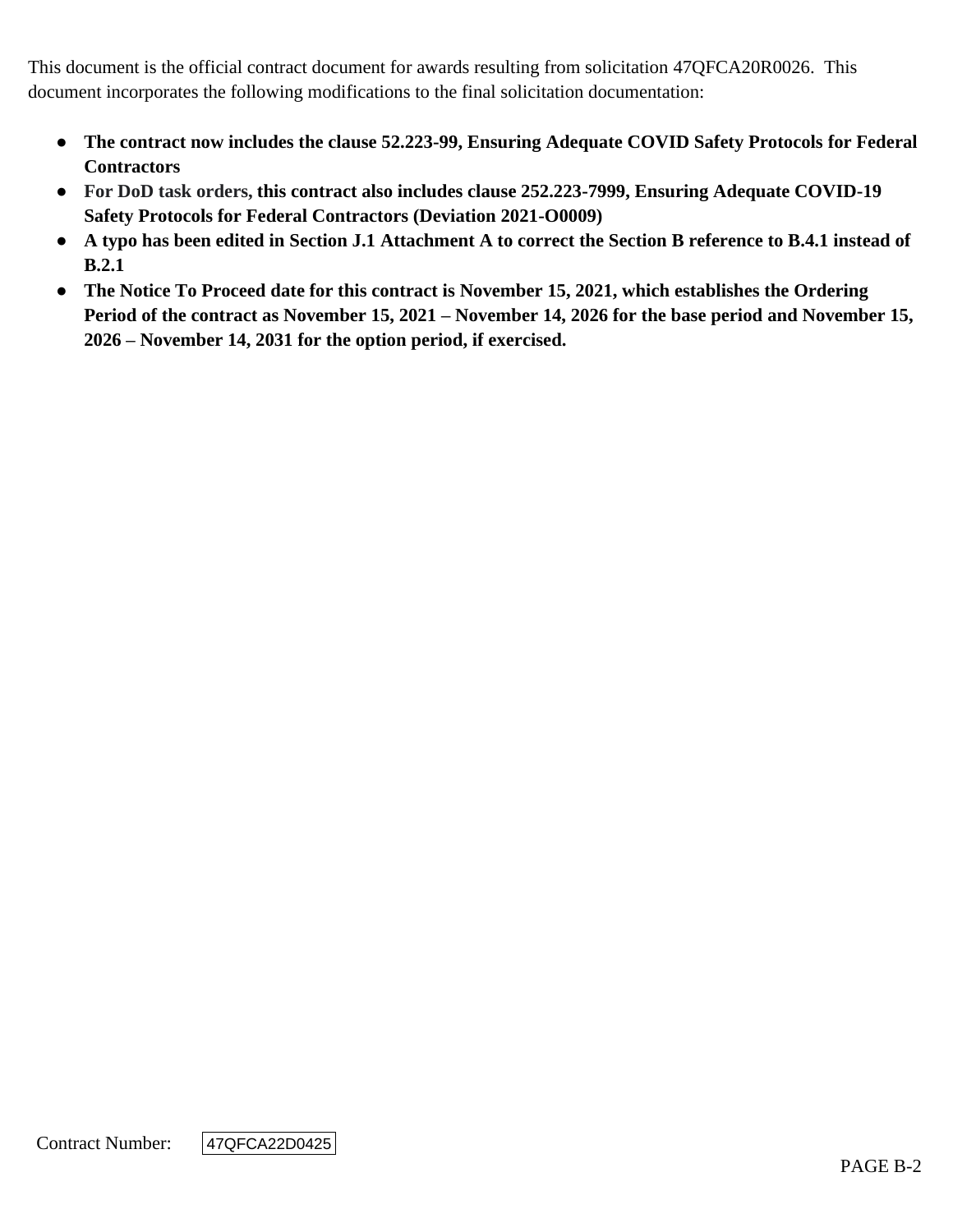This document is the official contract document for awards resulting from solicitation 47QFCA20R0026. This document incorporates the following modifications to the final solicitation documentation:

- **The contract now includes the clause 52.223-99, Ensuring Adequate COVID Safety Protocols for Federal Contractors**
- **For DoD task orders, this contract also includes clause 252.223-7999, Ensuring Adequate COVID-19 Safety Protocols for Federal Contractors (Deviation 2021-O0009)**
- **A typo has been edited in Section J.1 Attachment A to correct the Section B reference to B.4.1 instead of B.2.1**
- **The Notice To Proceed date for this contract is November 15, 2021, which establishes the Ordering Period of the contract as November 15, 2021 – November 14, 2026 for the base period and November 15, 2026 – November 14, 2031 for the option period, if exercised.**

Contract Number: 47QFCA22D0425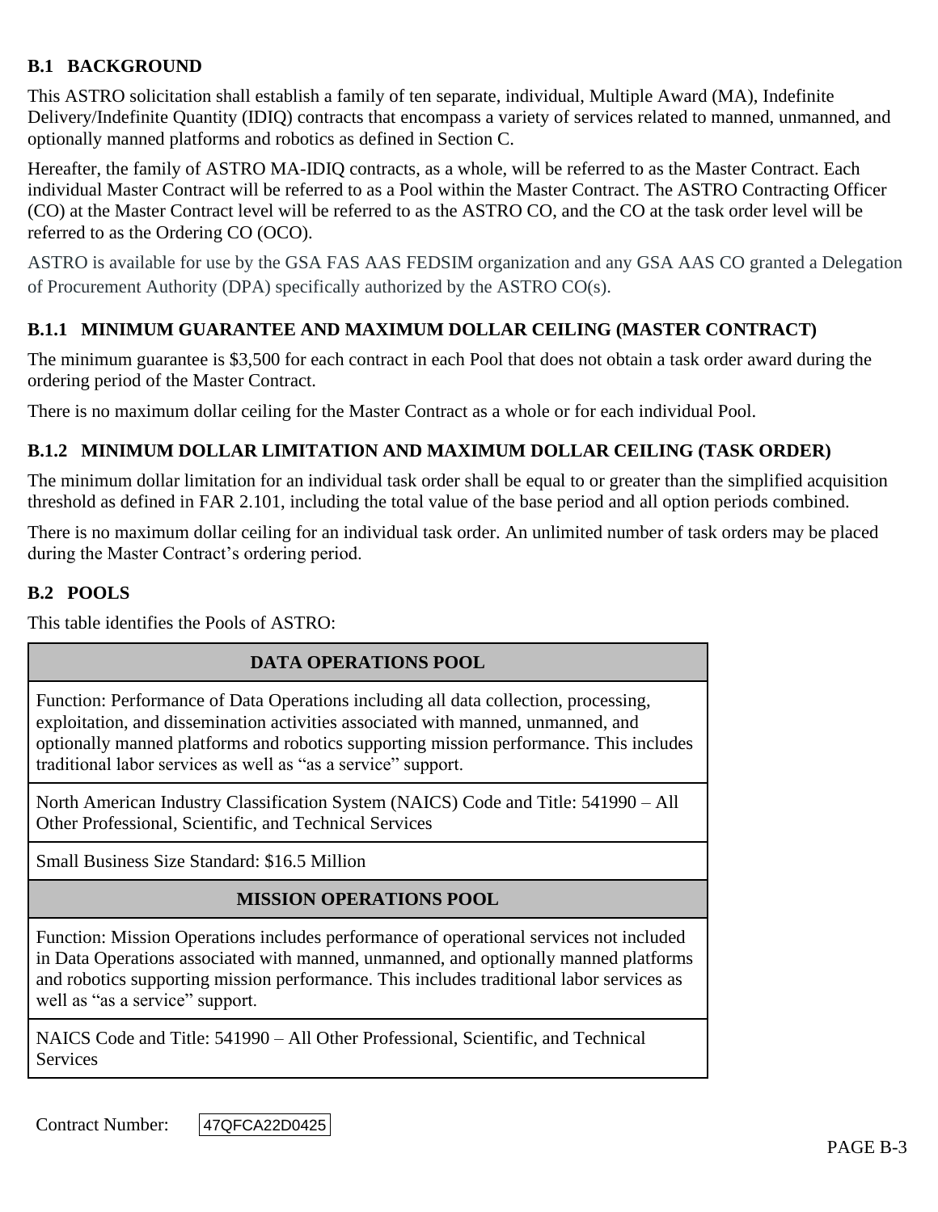## B.1 BACKGROUND

This ASTRO solicitation shall establish a family of ten separate, individual, Multiple Award (MA), Indefinite Delivery/Indefinite Quantity (IDIQ) contracts that encompass a variety of services related to manned, unmanned, and optionally manned platforms and robotics as defined in Section C.

Hereafter, the family of ASTRO MA-IDIQ contracts, as a whole, will be referred to as the Master Contract. Each individual Master Contract will be referred to as a Pool within the Master Contract. The ASTRO Contracting Officer (CO) at the Master Contract level will be referred to as the ASTRO CO, and the CO at the task order level will be referred to as the Ordering CO (OCO).

ASTRO is available for use by the GSA FAS AAS FEDSIM organization and any GSA AAS CO granted a Delegation of Procurement Authority (DPA) specifically authorized by the ASTRO CO(s).

### B.1.1 MINIMUM GUARANTEE AND MAXIMUM DOLLAR CEILING (MASTER CONTRACT)

The minimum guarantee is $3,500 for each contract in each Pool that does not obtain a task order award during the ordering period of the Master Contract.

There is no maximum dollar ceiling for the Master Contract as a whole or for each individual Pool.

### B.1.2 MINIMUM DOLLAR LIMITATION AND MAXIMUM DOLLAR CEILING (TASK ORDER)

The minimum dollar limitation for an individual task order shall be equal to or greater than the simplified acquisition threshold as defined in FAR 2.101, including the total value of the base period and all option periods combined.

There is no maximum dollar ceiling for an individual task order. An unlimited number of task orders may be placed during the Master Contract's ordering period.

## B.2 POOLS

This table identifies the Pools of ASTRO:

| DATA OPERATIONS POOL |
|---|
| Function: Performance of Data Operations including all data collection, processing, exploitation, and dissemination activities associated with manned, unmanned, and optionally manned platforms and robotics supporting mission performance. This includes traditional labor services as well as "as a service" support. |
| North American Industry Classification System (NAICS) Code and Title: 541990 – All Other Professional, Scientific, and Technical Services |
| Small Business Size Standard: $16.5 Million |
| **MISSION OPERATIONS POOL** |
| Function: Mission Operations includes performance of operational services not included in Data Operations associated with manned, unmanned, and optionally manned platforms and robotics supporting mission performance. This includes traditional labor services as well as "as a service" support. |
| NAICS Code and Title: 541990 – All Other Professional, Scientific, and Technical Services |

Contract Number: 47QFCA22D0425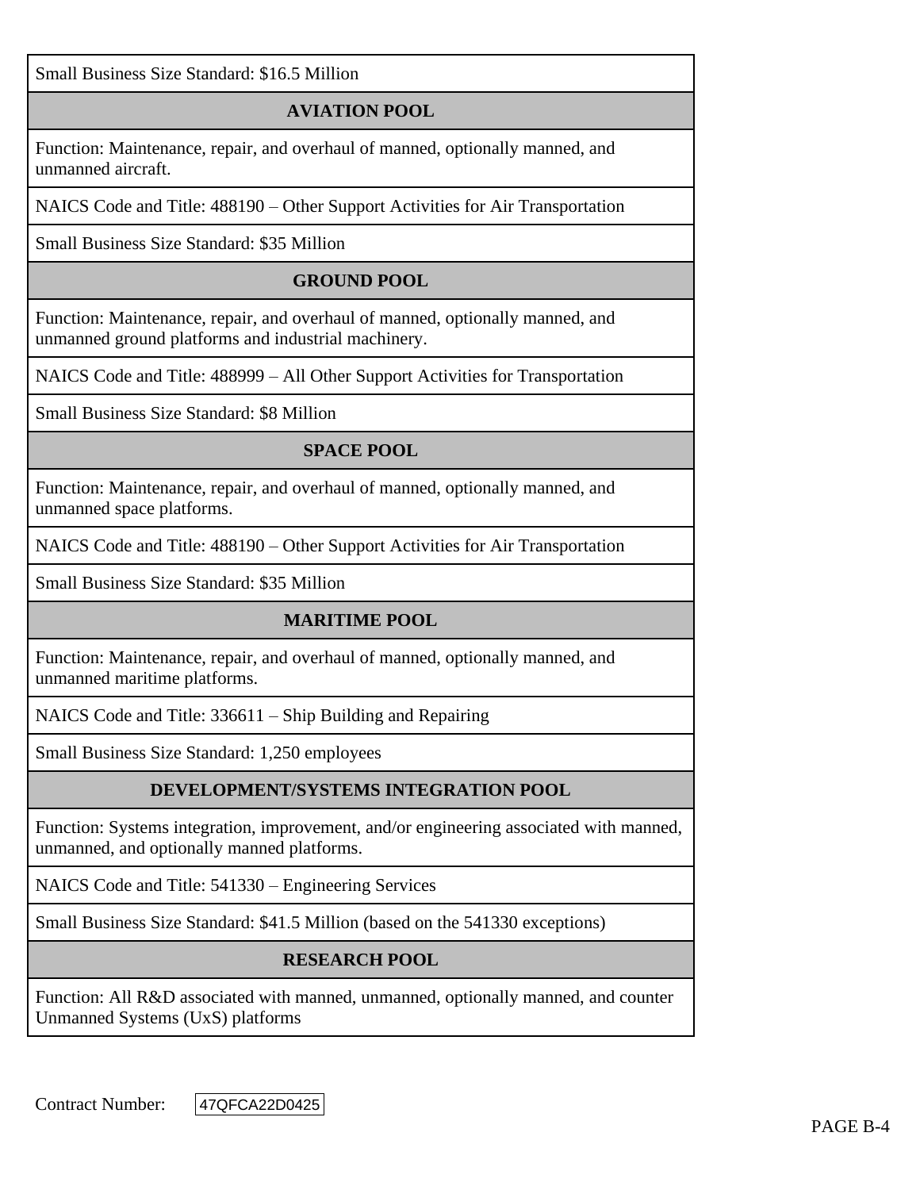| Small Business Size Standard: $16.5 Million |
|---|
| **AVIATION POOL** |
| Function: Maintenance, repair, and overhaul of manned, optionally manned, and unmanned aircraft. |
| NAICS Code and Title: 488190 – Other Support Activities for Air Transportation |
| Small Business Size Standard: $35 Million |
| **GROUND POOL** |
| Function: Maintenance, repair, and overhaul of manned, optionally manned, and unmanned ground platforms and industrial machinery. |
| NAICS Code and Title: 488999 – All Other Support Activities for Transportation |
| Small Business Size Standard: $8 Million |
| **SPACE POOL** |
| Function: Maintenance, repair, and overhaul of manned, optionally manned, and unmanned space platforms. |
| NAICS Code and Title: 488190 – Other Support Activities for Air Transportation |
| Small Business Size Standard: $35 Million |
| **MARITIME POOL** |
| Function: Maintenance, repair, and overhaul of manned, optionally manned, and unmanned maritime platforms. |
| NAICS Code and Title: 336611 – Ship Building and Repairing |
| Small Business Size Standard: 1,250 employees |
| **DEVELOPMENT/SYSTEMS INTEGRATION POOL** |
| Function: Systems integration, improvement, and/or engineering associated with manned, unmanned, and optionally manned platforms. |
| NAICS Code and Title: 541330 – Engineering Services |
| Small Business Size Standard: $41.5 Million (based on the 541330 exceptions) |
| **RESEARCH POOL** |
| Function: All R&D associated with manned, unmanned, optionally manned, and counter Unmanned Systems (UxS) platforms |

Contract Number: 47QFCA22D0425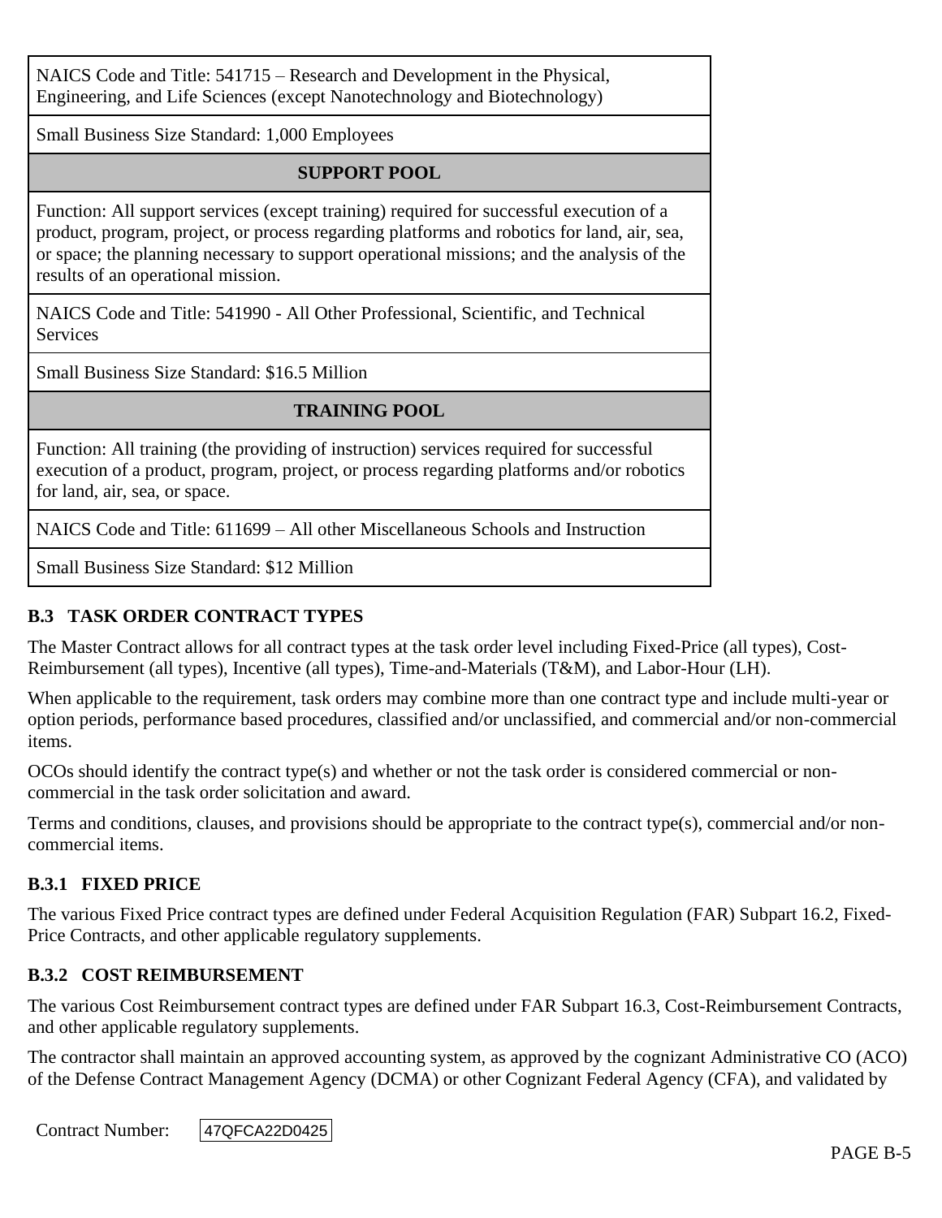| NAICS Code and Title: 541715 – Research and Development in the Physical, Engineering, and Life Sciences (except Nanotechnology and Biotechnology) |
| --- |
| Small Business Size Standard: 1,000 Employees |
| **SUPPORT POOL** |
| Function: All support services (except training) required for successful execution of a product, program, project, or process regarding platforms and robotics for land, air, sea, or space; the planning necessary to support operational missions; and the analysis of the results of an operational mission. |
| NAICS Code and Title: 541990 - All Other Professional, Scientific, and Technical Services |
| Small Business Size Standard: $16.5 Million |
| **TRAINING POOL** |
| Function: All training (the providing of instruction) services required for successful execution of a product, program, project, or process regarding platforms and/or robotics for land, air, sea, or space. |
| NAICS Code and Title: 611699 – All other Miscellaneous Schools and Instruction |
| Small Business Size Standard: $12 Million |

## B.3 TASK ORDER CONTRACT TYPES

The Master Contract allows for all contract types at the task order level including Fixed-Price (all types), Cost-Reimbursement (all types), Incentive (all types), Time-and-Materials (T&M), and Labor-Hour (LH).

When applicable to the requirement, task orders may combine more than one contract type and include multi-year or option periods, performance based procedures, classified and/or unclassified, and commercial and/or non-commercial items.

OCOs should identify the contract type(s) and whether or not the task order is considered commercial or non-commercial in the task order solicitation and award.

Terms and conditions, clauses, and provisions should be appropriate to the contract type(s), commercial and/or non-commercial items.

### B.3.1 FIXED PRICE

The various Fixed Price contract types are defined under Federal Acquisition Regulation (FAR) Subpart 16.2, Fixed-Price Contracts, and other applicable regulatory supplements.

### B.3.2 COST REIMBURSEMENT

The various Cost Reimbursement contract types are defined under FAR Subpart 16.3, Cost-Reimbursement Contracts, and other applicable regulatory supplements.

The contractor shall maintain an approved accounting system, as approved by the cognizant Administrative CO (ACO) of the Defense Contract Management Agency (DCMA) or other Cognizant Federal Agency (CFA), and validated by

Contract Number: 47QFCA22D0425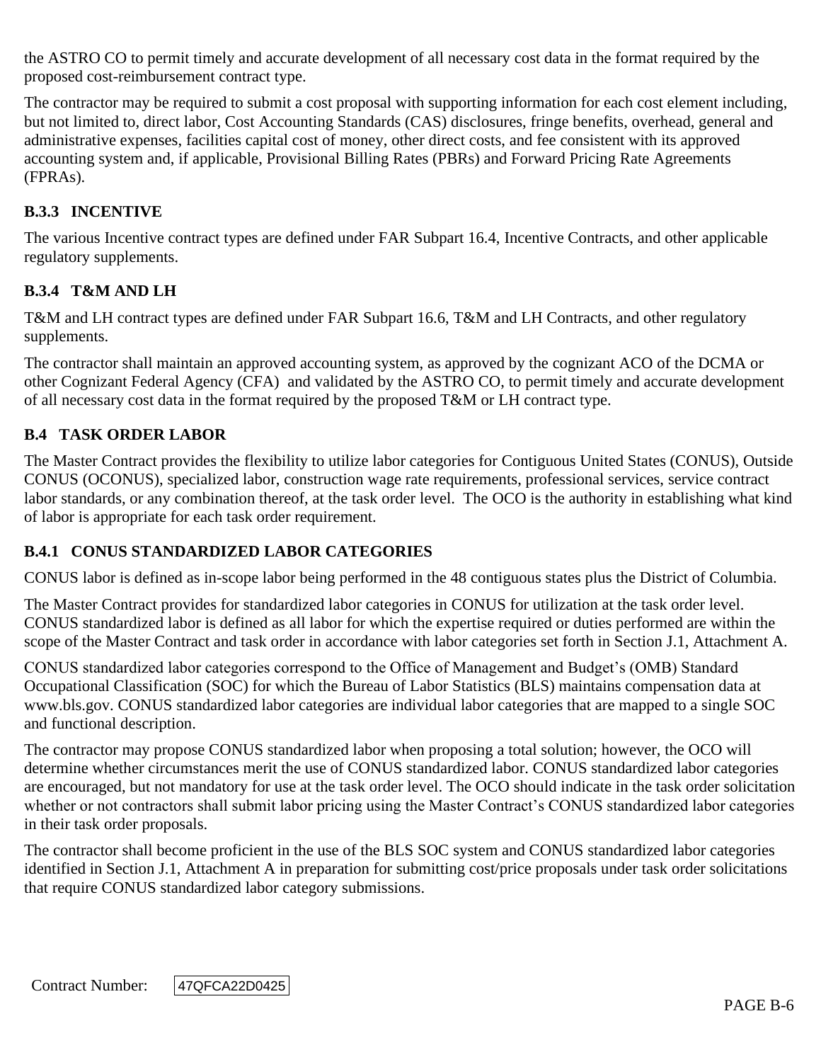the ASTRO CO to permit timely and accurate development of all necessary cost data in the format required by the proposed cost-reimbursement contract type.

The contractor may be required to submit a cost proposal with supporting information for each cost element including, but not limited to, direct labor, Cost Accounting Standards (CAS) disclosures, fringe benefits, overhead, general and administrative expenses, facilities capital cost of money, other direct costs, and fee consistent with its approved accounting system and, if applicable, Provisional Billing Rates (PBRs) and Forward Pricing Rate Agreements (FPRAs).

### B.3.3 INCENTIVE

The various Incentive contract types are defined under FAR Subpart 16.4, Incentive Contracts, and other applicable regulatory supplements.

### B.3.4 T&M AND LH

T&M and LH contract types are defined under FAR Subpart 16.6, T&M and LH Contracts, and other regulatory supplements.

The contractor shall maintain an approved accounting system, as approved by the cognizant ACO of the DCMA or other Cognizant Federal Agency (CFA) and validated by the ASTRO CO, to permit timely and accurate development of all necessary cost data in the format required by the proposed T&M or LH contract type.

## B.4 TASK ORDER LABOR

The Master Contract provides the flexibility to utilize labor categories for Contiguous United States (CONUS), Outside CONUS (OCONUS), specialized labor, construction wage rate requirements, professional services, service contract labor standards, or any combination thereof, at the task order level. The OCO is the authority in establishing what kind of labor is appropriate for each task order requirement.

### B.4.1 CONUS STANDARDIZED LABOR CATEGORIES

CONUS labor is defined as in-scope labor being performed in the 48 contiguous states plus the District of Columbia.

The Master Contract provides for standardized labor categories in CONUS for utilization at the task order level. CONUS standardized labor is defined as all labor for which the expertise required or duties performed are within the scope of the Master Contract and task order in accordance with labor categories set forth in Section J.1, Attachment A.

CONUS standardized labor categories correspond to the Office of Management and Budget's (OMB) Standard Occupational Classification (SOC) for which the Bureau of Labor Statistics (BLS) maintains compensation data at www.bls.gov. CONUS standardized labor categories are individual labor categories that are mapped to a single SOC and functional description.

The contractor may propose CONUS standardized labor when proposing a total solution; however, the OCO will determine whether circumstances merit the use of CONUS standardized labor. CONUS standardized labor categories are encouraged, but not mandatory for use at the task order level. The OCO should indicate in the task order solicitation whether or not contractors shall submit labor pricing using the Master Contract's CONUS standardized labor categories in their task order proposals.

The contractor shall become proficient in the use of the BLS SOC system and CONUS standardized labor categories identified in Section J.1, Attachment A in preparation for submitting cost/price proposals under task order solicitations that require CONUS standardized labor category submissions.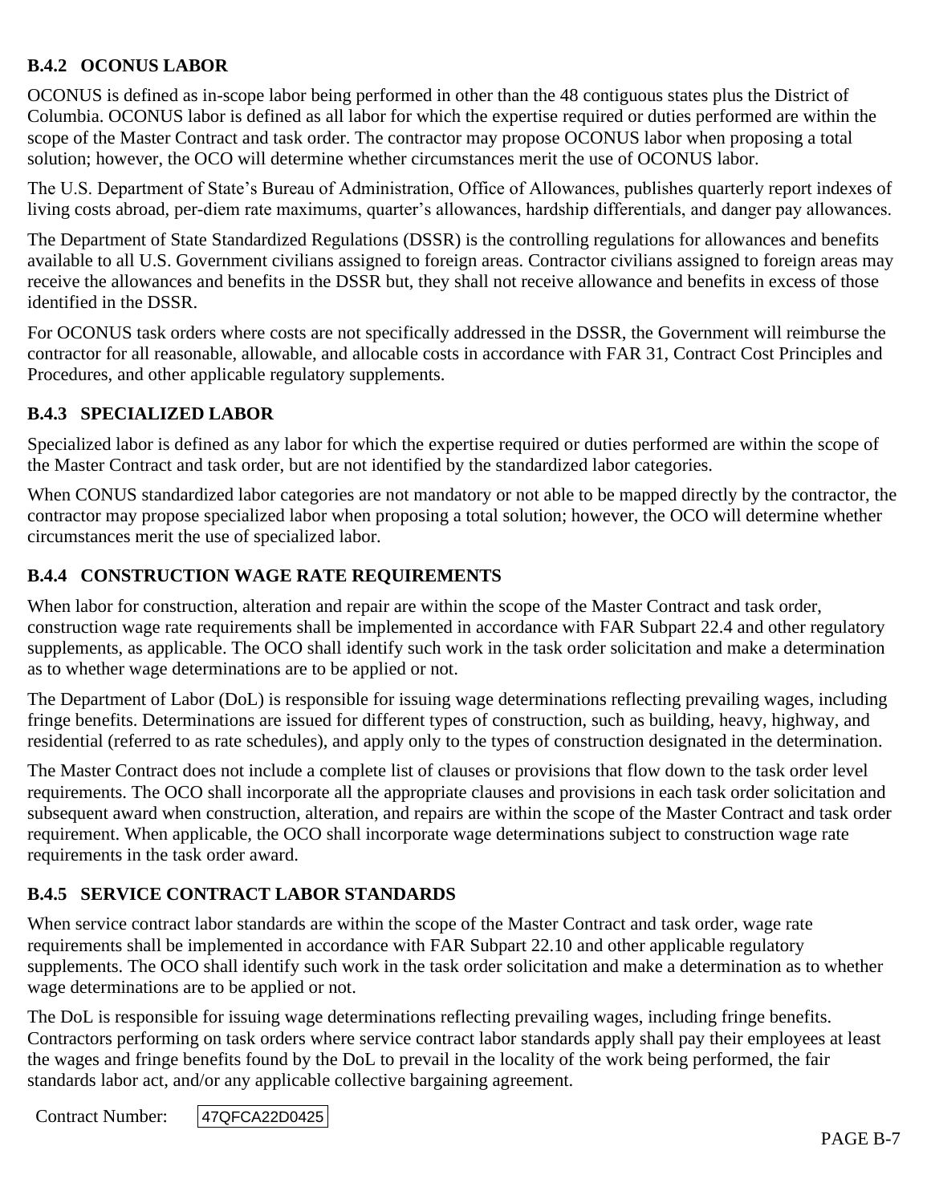### B.4.2 OCONUS LABOR

OCONUS is defined as in-scope labor being performed in other than the 48 contiguous states plus the District of Columbia. OCONUS labor is defined as all labor for which the expertise required or duties performed are within the scope of the Master Contract and task order. The contractor may propose OCONUS labor when proposing a total solution; however, the OCO will determine whether circumstances merit the use of OCONUS labor.

The U.S. Department of State's Bureau of Administration, Office of Allowances, publishes quarterly report indexes of living costs abroad, per-diem rate maximums, quarter's allowances, hardship differentials, and danger pay allowances.

The Department of State Standardized Regulations (DSSR) is the controlling regulations for allowances and benefits available to all U.S. Government civilians assigned to foreign areas. Contractor civilians assigned to foreign areas may receive the allowances and benefits in the DSSR but, they shall not receive allowance and benefits in excess of those identified in the DSSR.

For OCONUS task orders where costs are not specifically addressed in the DSSR, the Government will reimburse the contractor for all reasonable, allowable, and allocable costs in accordance with FAR 31, Contract Cost Principles and Procedures, and other applicable regulatory supplements.

### B.4.3 SPECIALIZED LABOR

Specialized labor is defined as any labor for which the expertise required or duties performed are within the scope of the Master Contract and task order, but are not identified by the standardized labor categories.

When CONUS standardized labor categories are not mandatory or not able to be mapped directly by the contractor, the contractor may propose specialized labor when proposing a total solution; however, the OCO will determine whether circumstances merit the use of specialized labor.

### B.4.4 CONSTRUCTION WAGE RATE REQUIREMENTS

When labor for construction, alteration and repair are within the scope of the Master Contract and task order, construction wage rate requirements shall be implemented in accordance with FAR Subpart 22.4 and other regulatory supplements, as applicable. The OCO shall identify such work in the task order solicitation and make a determination as to whether wage determinations are to be applied or not.

The Department of Labor (DoL) is responsible for issuing wage determinations reflecting prevailing wages, including fringe benefits. Determinations are issued for different types of construction, such as building, heavy, highway, and residential (referred to as rate schedules), and apply only to the types of construction designated in the determination.

The Master Contract does not include a complete list of clauses or provisions that flow down to the task order level requirements. The OCO shall incorporate all the appropriate clauses and provisions in each task order solicitation and subsequent award when construction, alteration, and repairs are within the scope of the Master Contract and task order requirement. When applicable, the OCO shall incorporate wage determinations subject to construction wage rate requirements in the task order award.

### B.4.5 SERVICE CONTRACT LABOR STANDARDS

When service contract labor standards are within the scope of the Master Contract and task order, wage rate requirements shall be implemented in accordance with FAR Subpart 22.10 and other applicable regulatory supplements. The OCO shall identify such work in the task order solicitation and make a determination as to whether wage determinations are to be applied or not.

The DoL is responsible for issuing wage determinations reflecting prevailing wages, including fringe benefits. Contractors performing on task orders where service contract labor standards apply shall pay their employees at least the wages and fringe benefits found by the DoL to prevail in the locality of the work being performed, the fair standards labor act, and/or any applicable collective bargaining agreement.

Contract Number: 47QFCA22D0425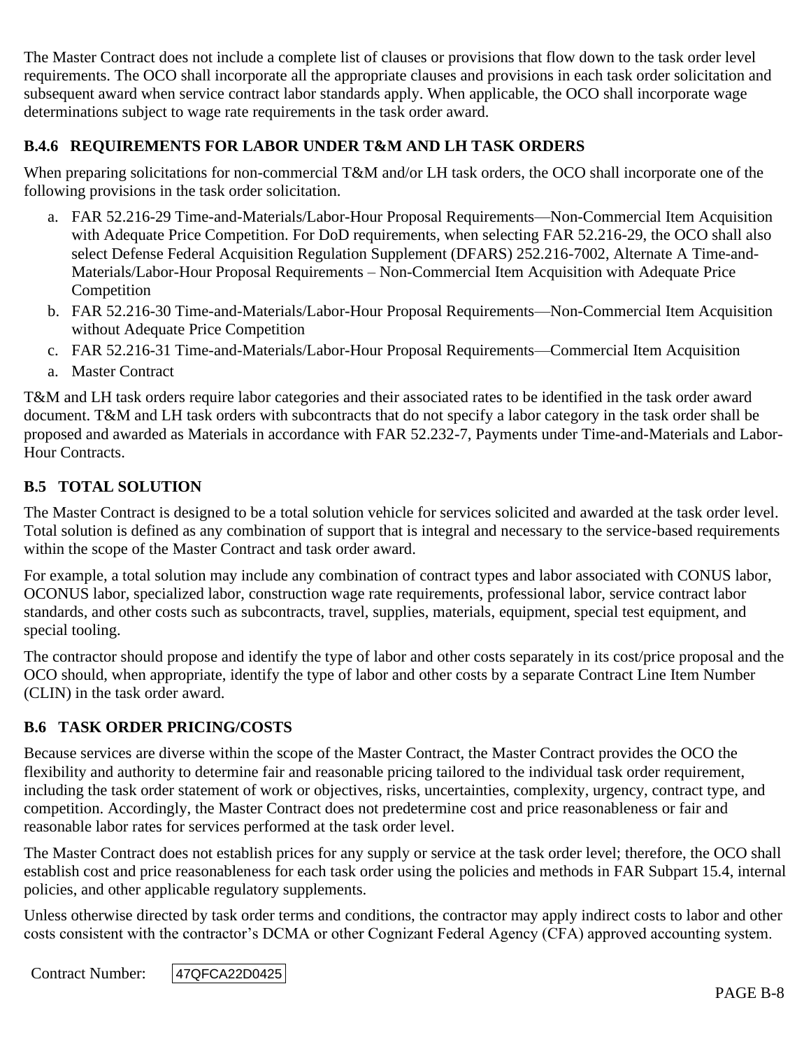The Master Contract does not include a complete list of clauses or provisions that flow down to the task order level requirements. The OCO shall incorporate all the appropriate clauses and provisions in each task order solicitation and subsequent award when service contract labor standards apply. When applicable, the OCO shall incorporate wage determinations subject to wage rate requirements in the task order award.

### B.4.6 REQUIREMENTS FOR LABOR UNDER T&M AND LH TASK ORDERS

When preparing solicitations for non-commercial T&M and/or LH task orders, the OCO shall incorporate one of the following provisions in the task order solicitation.

a. FAR 52.216-29 Time-and-Materials/Labor-Hour Proposal Requirements—Non-Commercial Item Acquisition with Adequate Price Competition. For DoD requirements, when selecting FAR 52.216-29, the OCO shall also select Defense Federal Acquisition Regulation Supplement (DFARS) 252.216-7002, Alternate A Time-and-Materials/Labor-Hour Proposal Requirements – Non-Commercial Item Acquisition with Adequate Price Competition
b. FAR 52.216-30 Time-and-Materials/Labor-Hour Proposal Requirements—Non-Commercial Item Acquisition without Adequate Price Competition
c. FAR 52.216-31 Time-and-Materials/Labor-Hour Proposal Requirements—Commercial Item Acquisition
a. Master Contract

T&M and LH task orders require labor categories and their associated rates to be identified in the task order award document. T&M and LH task orders with subcontracts that do not specify a labor category in the task order shall be proposed and awarded as Materials in accordance with FAR 52.232-7, Payments under Time-and-Materials and Labor-Hour Contracts.

## B.5 TOTAL SOLUTION

The Master Contract is designed to be a total solution vehicle for services solicited and awarded at the task order level. Total solution is defined as any combination of support that is integral and necessary to the service-based requirements within the scope of the Master Contract and task order award.

For example, a total solution may include any combination of contract types and labor associated with CONUS labor, OCONUS labor, specialized labor, construction wage rate requirements, professional labor, service contract labor standards, and other costs such as subcontracts, travel, supplies, materials, equipment, special test equipment, and special tooling.

The contractor should propose and identify the type of labor and other costs separately in its cost/price proposal and the OCO should, when appropriate, identify the type of labor and other costs by a separate Contract Line Item Number (CLIN) in the task order award.

## B.6 TASK ORDER PRICING/COSTS

Because services are diverse within the scope of the Master Contract, the Master Contract provides the OCO the flexibility and authority to determine fair and reasonable pricing tailored to the individual task order requirement, including the task order statement of work or objectives, risks, uncertainties, complexity, urgency, contract type, and competition. Accordingly, the Master Contract does not predetermine cost and price reasonableness or fair and reasonable labor rates for services performed at the task order level.

The Master Contract does not establish prices for any supply or service at the task order level; therefore, the OCO shall establish cost and price reasonableness for each task order using the policies and methods in FAR Subpart 15.4, internal policies, and other applicable regulatory supplements.

Unless otherwise directed by task order terms and conditions, the contractor may apply indirect costs to labor and other costs consistent with the contractor's DCMA or other Cognizant Federal Agency (CFA) approved accounting system.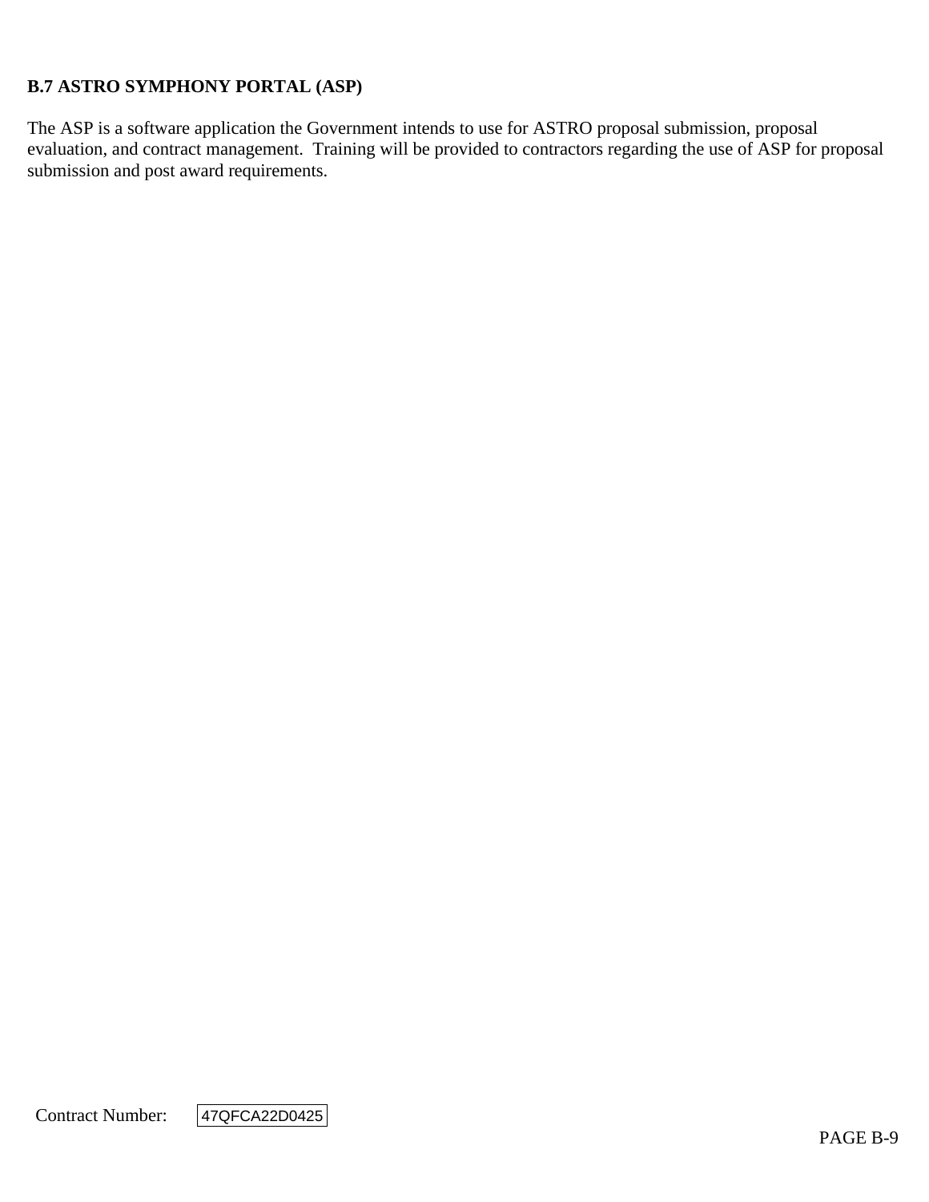### B.7 ASTRO SYMPHONY PORTAL (ASP)

The ASP is a software application the Government intends to use for ASTRO proposal submission, proposal evaluation, and contract management. Training will be provided to contractors regarding the use of ASP for proposal submission and post award requirements.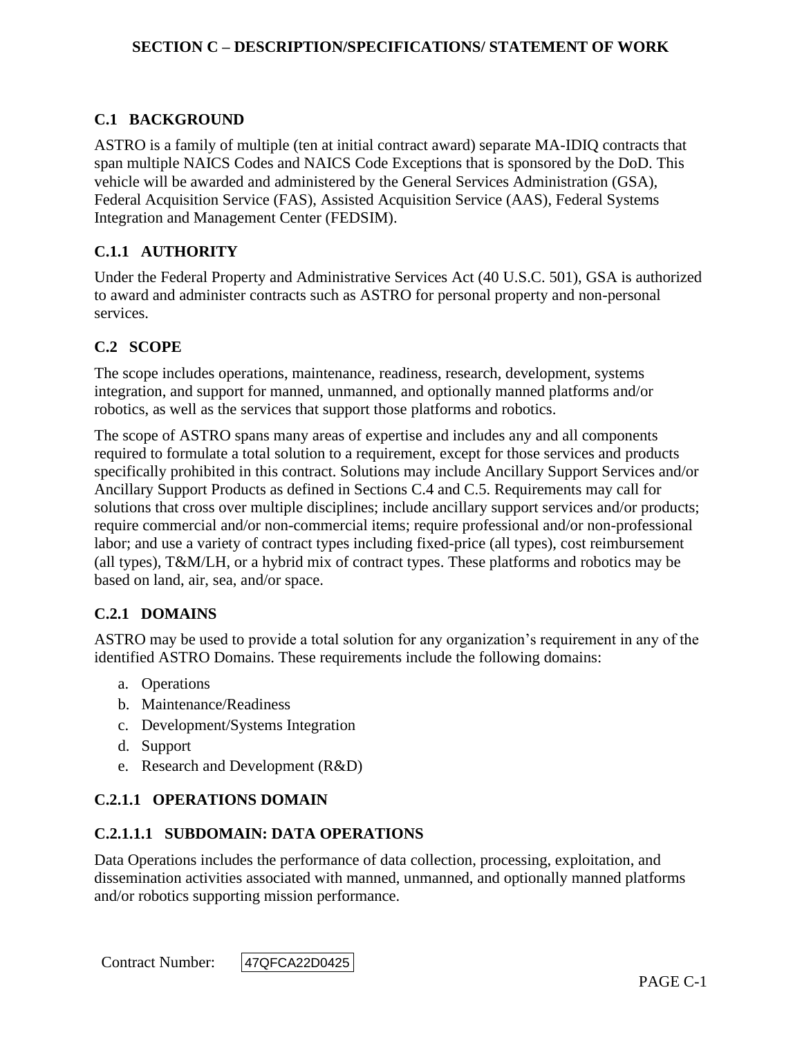# SECTION C – DESCRIPTION/SPECIFICATIONS/ STATEMENT OF WORK

## C.1 BACKGROUND

ASTRO is a family of multiple (ten at initial contract award) separate MA-IDIQ contracts that span multiple NAICS Codes and NAICS Code Exceptions that is sponsored by the DoD. This vehicle will be awarded and administered by the General Services Administration (GSA), Federal Acquisition Service (FAS), Assisted Acquisition Service (AAS), Federal Systems Integration and Management Center (FEDSIM).

### C.1.1 AUTHORITY

Under the Federal Property and Administrative Services Act (40 U.S.C. 501), GSA is authorized to award and administer contracts such as ASTRO for personal property and non-personal services.

## C.2 SCOPE

The scope includes operations, maintenance, readiness, research, development, systems integration, and support for manned, unmanned, and optionally manned platforms and/or robotics, as well as the services that support those platforms and robotics.

The scope of ASTRO spans many areas of expertise and includes any and all components required to formulate a total solution to a requirement, except for those services and products specifically prohibited in this contract. Solutions may include Ancillary Support Services and/or Ancillary Support Products as defined in Sections C.4 and C.5. Requirements may call for solutions that cross over multiple disciplines; include ancillary support services and/or products; require commercial and/or non-commercial items; require professional and/or non-professional labor; and use a variety of contract types including fixed-price (all types), cost reimbursement (all types), T&M/LH, or a hybrid mix of contract types. These platforms and robotics may be based on land, air, sea, and/or space.

### C.2.1 DOMAINS

ASTRO may be used to provide a total solution for any organization's requirement in any of the identified ASTRO Domains. These requirements include the following domains:

a. Operations
b. Maintenance/Readiness
c. Development/Systems Integration
d. Support
e. Research and Development (R&D)

#### C.2.1.1 OPERATIONS DOMAIN

##### C.2.1.1.1 SUBDOMAIN: DATA OPERATIONS

Data Operations includes the performance of data collection, processing, exploitation, and dissemination activities associated with manned, unmanned, and optionally manned platforms and/or robotics supporting mission performance.

Contract Number: 47QFCA22D0425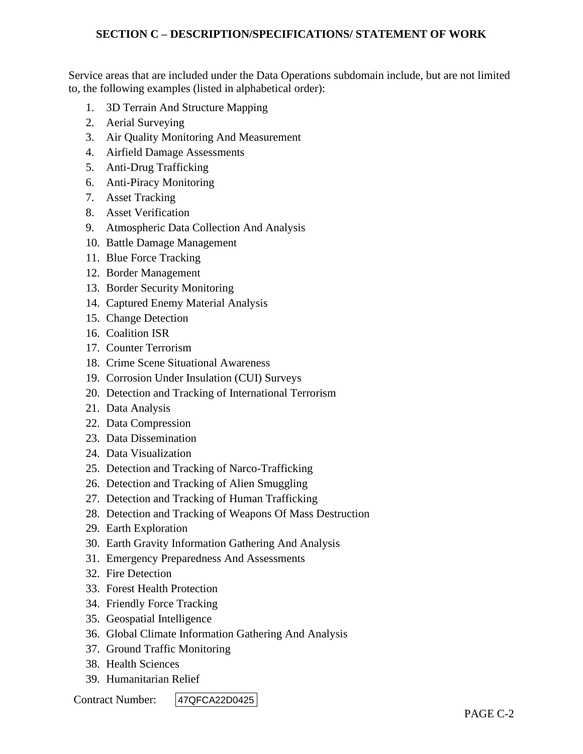## SECTION C – DESCRIPTION/SPECIFICATIONS/ STATEMENT OF WORK

Service areas that are included under the Data Operations subdomain include, but are not limited to, the following examples (listed in alphabetical order):

1. 3D Terrain And Structure Mapping
2. Aerial Surveying
3. Air Quality Monitoring And Measurement
4. Airfield Damage Assessments
5. Anti-Drug Trafficking
6. Anti-Piracy Monitoring
7. Asset Tracking
8. Asset Verification
9. Atmospheric Data Collection And Analysis
10. Battle Damage Management
11. Blue Force Tracking
12. Border Management
13. Border Security Monitoring
14. Captured Enemy Material Analysis
15. Change Detection
16. Coalition ISR
17. Counter Terrorism
18. Crime Scene Situational Awareness
19. Corrosion Under Insulation (CUI) Surveys
20. Detection and Tracking of International Terrorism
21. Data Analysis
22. Data Compression
23. Data Dissemination
24. Data Visualization
25. Detection and Tracking of Narco-Trafficking
26. Detection and Tracking of Alien Smuggling
27. Detection and Tracking of Human Trafficking
28. Detection and Tracking of Weapons Of Mass Destruction
29. Earth Exploration
30. Earth Gravity Information Gathering And Analysis
31. Emergency Preparedness And Assessments
32. Fire Detection
33. Forest Health Protection
34. Friendly Force Tracking
35. Geospatial Intelligence
36. Global Climate Information Gathering And Analysis
37. Ground Traffic Monitoring
38. Health Sciences
39. Humanitarian Relief

Contract Number: 47QFCA22D0425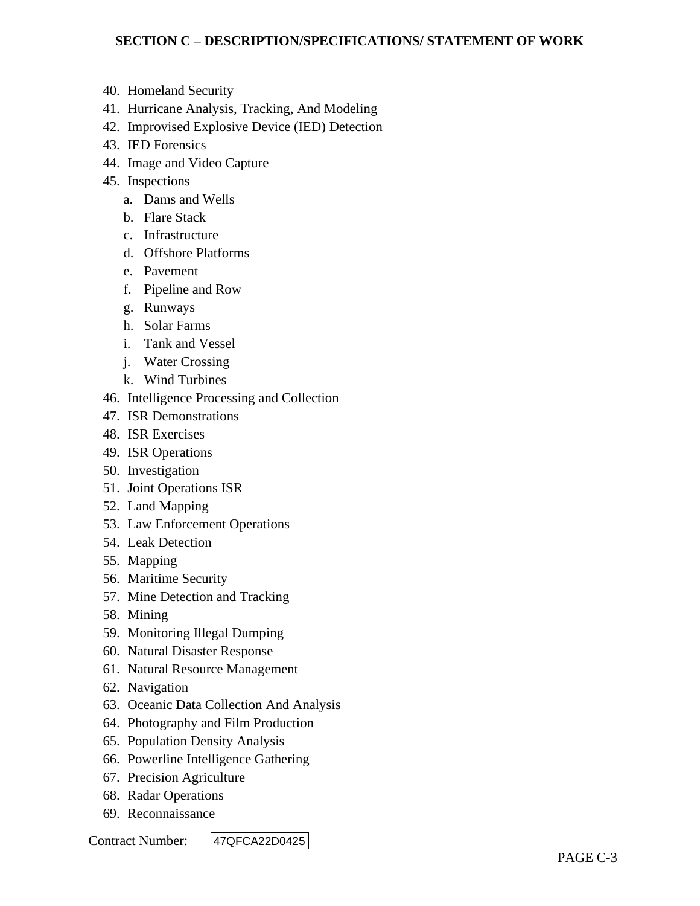40. Homeland Security
41. Hurricane Analysis, Tracking, And Modeling
42. Improvised Explosive Device (IED) Detection
43. IED Forensics
44. Image and Video Capture
45. Inspections
    a. Dams and Wells
    b. Flare Stack
    c. Infrastructure
    d. Offshore Platforms
    e. Pavement
    f. Pipeline and Row
    g. Runways
    h. Solar Farms
    i. Tank and Vessel
    j. Water Crossing
    k. Wind Turbines
46. Intelligence Processing and Collection
47. ISR Demonstrations
48. ISR Exercises
49. ISR Operations
50. Investigation
51. Joint Operations ISR
52. Land Mapping
53. Law Enforcement Operations
54. Leak Detection
55. Mapping
56. Maritime Security
57. Mine Detection and Tracking
58. Mining
59. Monitoring Illegal Dumping
60. Natural Disaster Response
61. Natural Resource Management
62. Navigation
63. Oceanic Data Collection And Analysis
64. Photography and Film Production
65. Population Density Analysis
66. Powerline Intelligence Gathering
67. Precision Agriculture
68. Radar Operations
69. Reconnaissance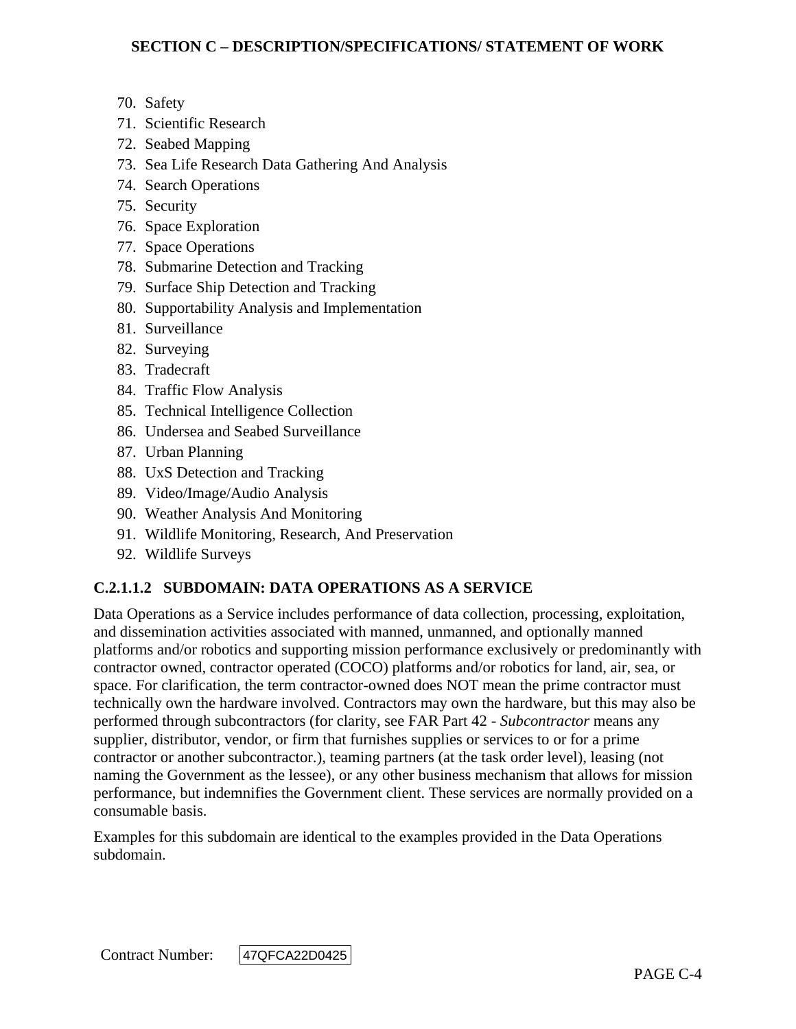70. Safety
71. Scientific Research
72. Seabed Mapping
73. Sea Life Research Data Gathering And Analysis
74. Search Operations
75. Security
76. Space Exploration
77. Space Operations
78. Submarine Detection and Tracking
79. Surface Ship Detection and Tracking
80. Supportability Analysis and Implementation
81. Surveillance
82. Surveying
83. Tradecraft
84. Traffic Flow Analysis
85. Technical Intelligence Collection
86. Undersea and Seabed Surveillance
87. Urban Planning
88. UxS Detection and Tracking
89. Video/Image/Audio Analysis
90. Weather Analysis And Monitoring
91. Wildlife Monitoring, Research, And Preservation
92. Wildlife Surveys

### C.2.1.1.2 SUBDOMAIN: DATA OPERATIONS AS A SERVICE

Data Operations as a Service includes performance of data collection, processing, exploitation, and dissemination activities associated with manned, unmanned, and optionally manned platforms and/or robotics and supporting mission performance exclusively or predominantly with contractor owned, contractor operated (COCO) platforms and/or robotics for land, air, sea, or space. For clarification, the term contractor-owned does NOT mean the prime contractor must technically own the hardware involved. Contractors may own the hardware, but this may also be performed through subcontractors (for clarity, see FAR Part 42 - *Subcontractor* means any supplier, distributor, vendor, or firm that furnishes supplies or services to or for a prime contractor or another subcontractor.), teaming partners (at the task order level), leasing (not naming the Government as the lessee), or any other business mechanism that allows for mission performance, but indemnifies the Government client. These services are normally provided on a consumable basis.

Examples for this subdomain are identical to the examples provided in the Data Operations subdomain.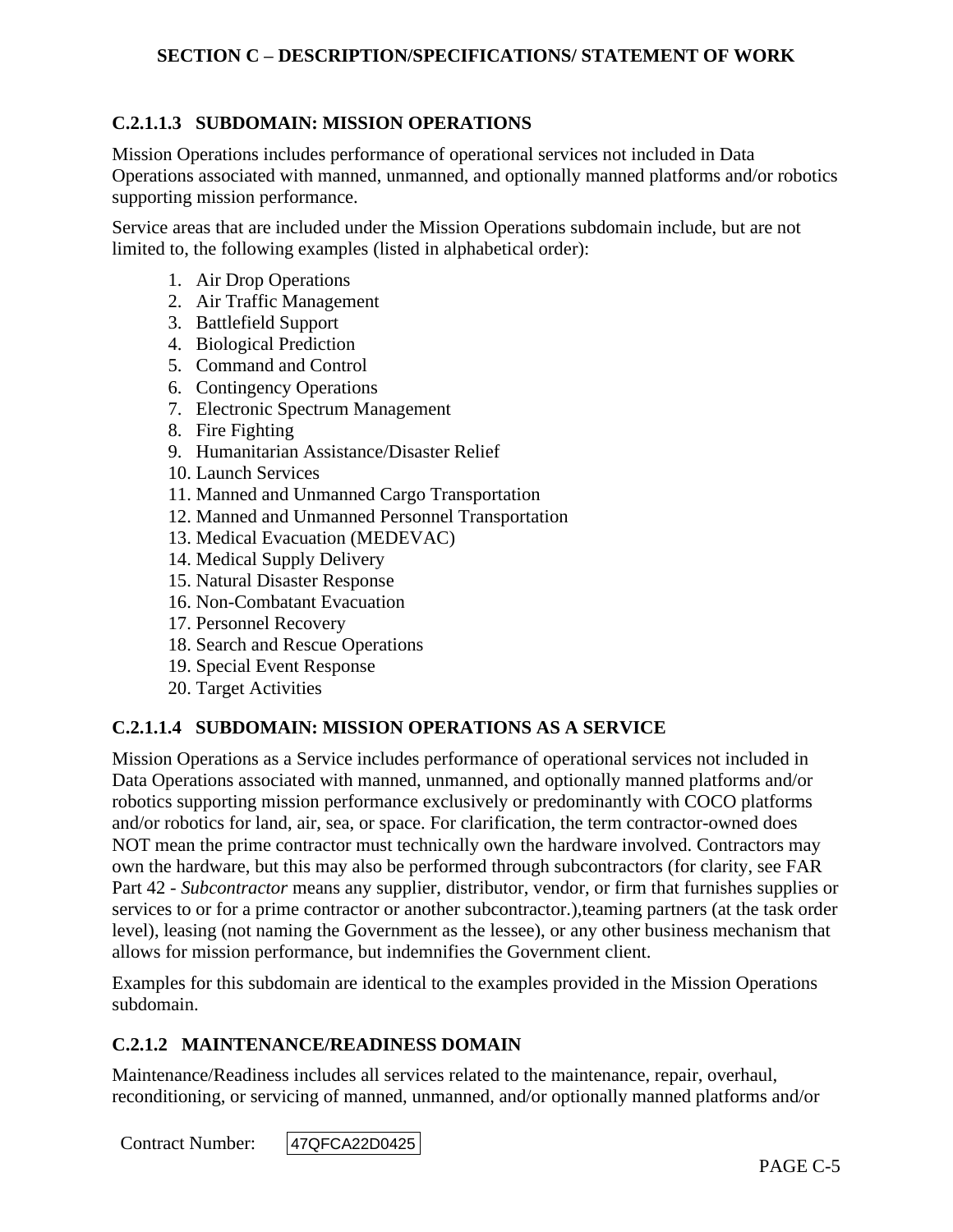### C.2.1.1.3 SUBDOMAIN: MISSION OPERATIONS

Mission Operations includes performance of operational services not included in Data Operations associated with manned, unmanned, and optionally manned platforms and/or robotics supporting mission performance.

Service areas that are included under the Mission Operations subdomain include, but are not limited to, the following examples (listed in alphabetical order):

1. Air Drop Operations
2. Air Traffic Management
3. Battlefield Support
4. Biological Prediction
5. Command and Control
6. Contingency Operations
7. Electronic Spectrum Management
8. Fire Fighting
9. Humanitarian Assistance/Disaster Relief
10. Launch Services
11. Manned and Unmanned Cargo Transportation
12. Manned and Unmanned Personnel Transportation
13. Medical Evacuation (MEDEVAC)
14. Medical Supply Delivery
15. Natural Disaster Response
16. Non-Combatant Evacuation
17. Personnel Recovery
18. Search and Rescue Operations
19. Special Event Response
20. Target Activities

### C.2.1.1.4 SUBDOMAIN: MISSION OPERATIONS AS A SERVICE

Mission Operations as a Service includes performance of operational services not included in Data Operations associated with manned, unmanned, and optionally manned platforms and/or robotics supporting mission performance exclusively or predominantly with COCO platforms and/or robotics for land, air, sea, or space. For clarification, the term contractor-owned does NOT mean the prime contractor must technically own the hardware involved. Contractors may own the hardware, but this may also be performed through subcontractors (for clarity, see FAR Part 42 - *Subcontractor* means any supplier, distributor, vendor, or firm that furnishes supplies or services to or for a prime contractor or another subcontractor.),teaming partners (at the task order level), leasing (not naming the Government as the lessee), or any other business mechanism that allows for mission performance, but indemnifies the Government client.

Examples for this subdomain are identical to the examples provided in the Mission Operations subdomain.

### C.2.1.2 MAINTENANCE/READINESS DOMAIN

Maintenance/Readiness includes all services related to the maintenance, repair, overhaul, reconditioning, or servicing of manned, unmanned, and/or optionally manned platforms and/or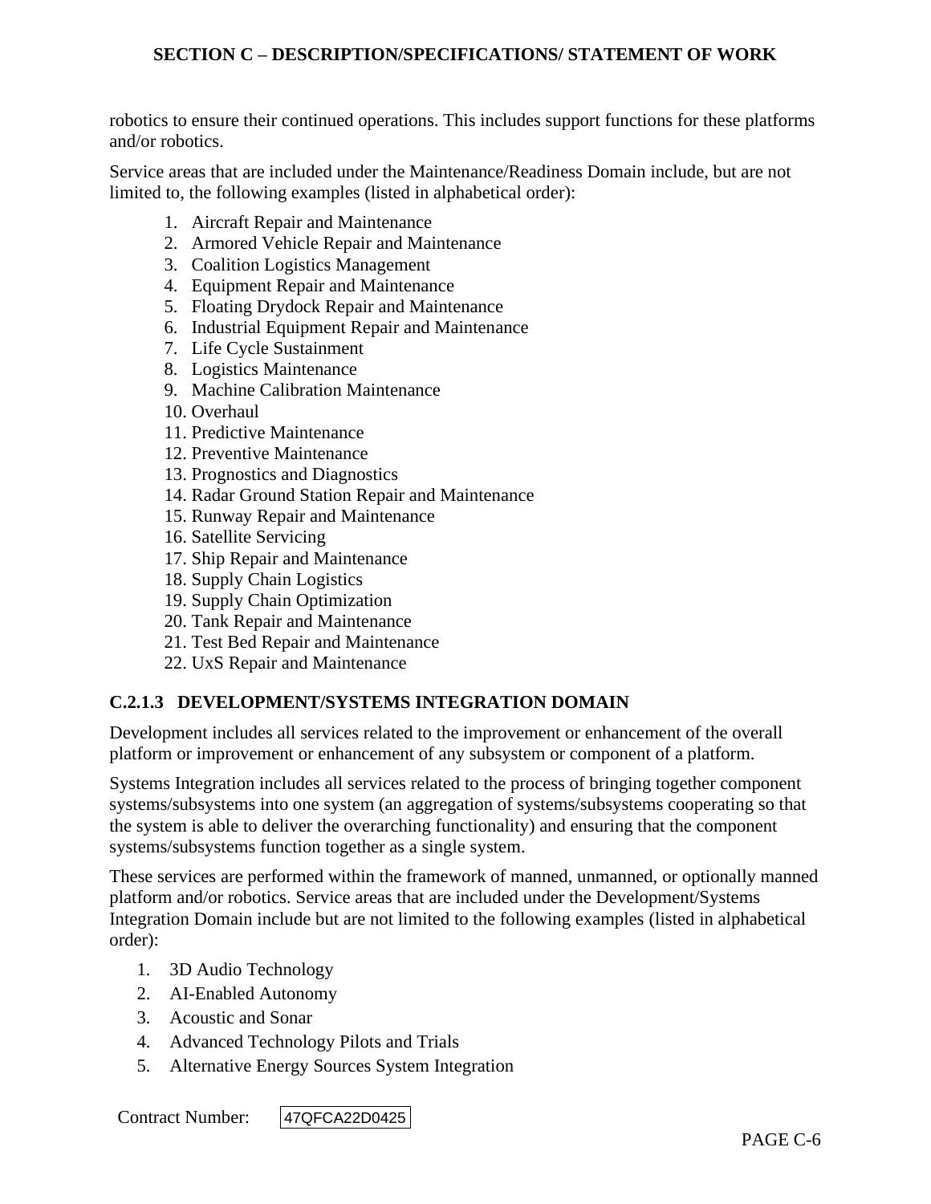robotics to ensure their continued operations. This includes support functions for these platforms and/or robotics.

Service areas that are included under the Maintenance/Readiness Domain include, but are not limited to, the following examples (listed in alphabetical order):

1. Aircraft Repair and Maintenance
2. Armored Vehicle Repair and Maintenance
3. Coalition Logistics Management
4. Equipment Repair and Maintenance
5. Floating Drydock Repair and Maintenance
6. Industrial Equipment Repair and Maintenance
7. Life Cycle Sustainment
8. Logistics Maintenance
9. Machine Calibration Maintenance
10. Overhaul
11. Predictive Maintenance
12. Preventive Maintenance
13. Prognostics and Diagnostics
14. Radar Ground Station Repair and Maintenance
15. Runway Repair and Maintenance
16. Satellite Servicing
17. Ship Repair and Maintenance
18. Supply Chain Logistics
19. Supply Chain Optimization
20. Tank Repair and Maintenance
21. Test Bed Repair and Maintenance
22. UxS Repair and Maintenance

### C.2.1.3 DEVELOPMENT/SYSTEMS INTEGRATION DOMAIN

Development includes all services related to the improvement or enhancement of the overall platform or improvement or enhancement of any subsystem or component of a platform.

Systems Integration includes all services related to the process of bringing together component systems/subsystems into one system (an aggregation of systems/subsystems cooperating so that the system is able to deliver the overarching functionality) and ensuring that the component systems/subsystems function together as a single system.

These services are performed within the framework of manned, unmanned, or optionally manned platform and/or robotics. Service areas that are included under the Development/Systems Integration Domain include but are not limited to the following examples (listed in alphabetical order):

1. 3D Audio Technology
2. AI-Enabled Autonomy
3. Acoustic and Sonar
4. Advanced Technology Pilots and Trials
5. Alternative Energy Sources System Integration

Contract Number: 47QFCA22D0425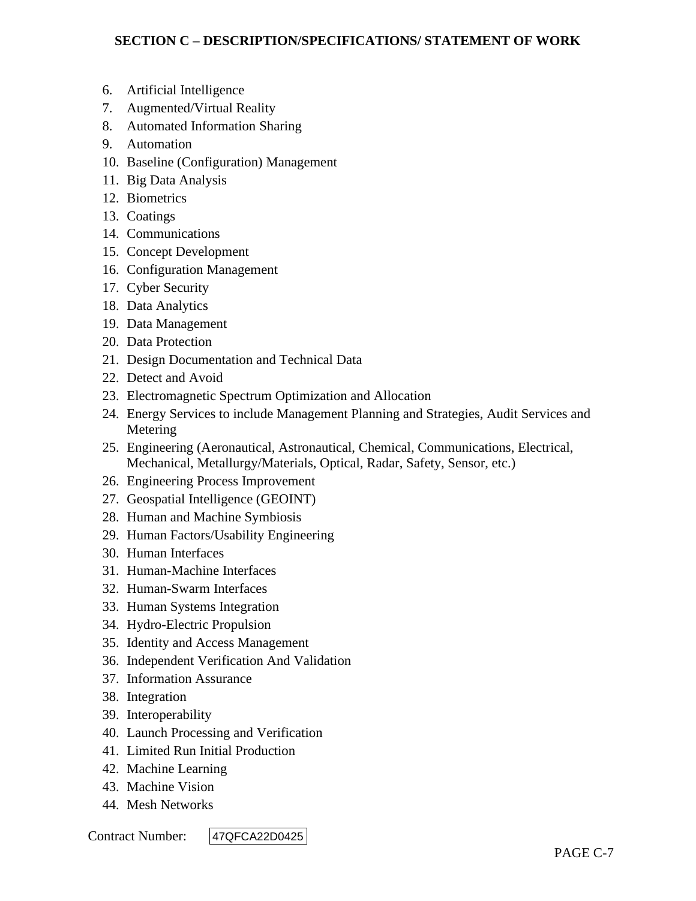6. Artificial Intelligence
7. Augmented/Virtual Reality
8. Automated Information Sharing
9. Automation
10. Baseline (Configuration) Management
11. Big Data Analysis
12. Biometrics
13. Coatings
14. Communications
15. Concept Development
16. Configuration Management
17. Cyber Security
18. Data Analytics
19. Data Management
20. Data Protection
21. Design Documentation and Technical Data
22. Detect and Avoid
23. Electromagnetic Spectrum Optimization and Allocation
24. Energy Services to include Management Planning and Strategies, Audit Services and Metering
25. Engineering (Aeronautical, Astronautical, Chemical, Communications, Electrical, Mechanical, Metallurgy/Materials, Optical, Radar, Safety, Sensor, etc.)
26. Engineering Process Improvement
27. Geospatial Intelligence (GEOINT)
28. Human and Machine Symbiosis
29. Human Factors/Usability Engineering
30. Human Interfaces
31. Human-Machine Interfaces
32. Human-Swarm Interfaces
33. Human Systems Integration
34. Hydro-Electric Propulsion
35. Identity and Access Management
36. Independent Verification And Validation
37. Information Assurance
38. Integration
39. Interoperability
40. Launch Processing and Verification
41. Limited Run Initial Production
42. Machine Learning
43. Machine Vision
44. Mesh Networks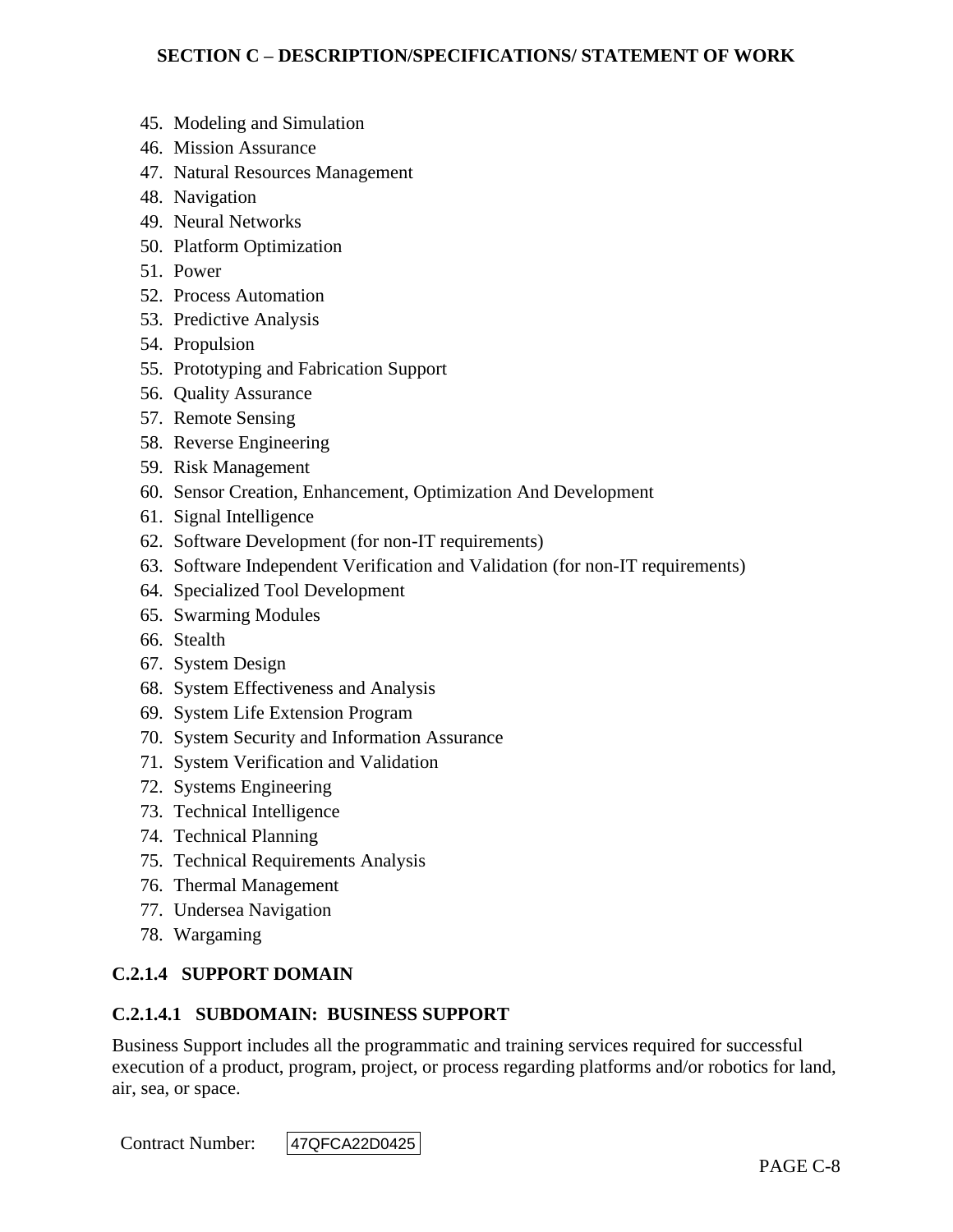45. Modeling and Simulation
46. Mission Assurance
47. Natural Resources Management
48. Navigation
49. Neural Networks
50. Platform Optimization
51. Power
52. Process Automation
53. Predictive Analysis
54. Propulsion
55. Prototyping and Fabrication Support
56. Quality Assurance
57. Remote Sensing
58. Reverse Engineering
59. Risk Management
60. Sensor Creation, Enhancement, Optimization And Development
61. Signal Intelligence
62. Software Development (for non-IT requirements)
63. Software Independent Verification and Validation (for non-IT requirements)
64. Specialized Tool Development
65. Swarming Modules
66. Stealth
67. System Design
68. System Effectiveness and Analysis
69. System Life Extension Program
70. System Security and Information Assurance
71. System Verification and Validation
72. Systems Engineering
73. Technical Intelligence
74. Technical Planning
75. Technical Requirements Analysis
76. Thermal Management
77. Undersea Navigation
78. Wargaming

### C.2.1.4 SUPPORT DOMAIN

#### C.2.1.4.1 SUBDOMAIN: BUSINESS SUPPORT

Business Support includes all the programmatic and training services required for successful execution of a product, program, project, or process regarding platforms and/or robotics for land, air, sea, or space.

Contract Number: 47QFCA22D0425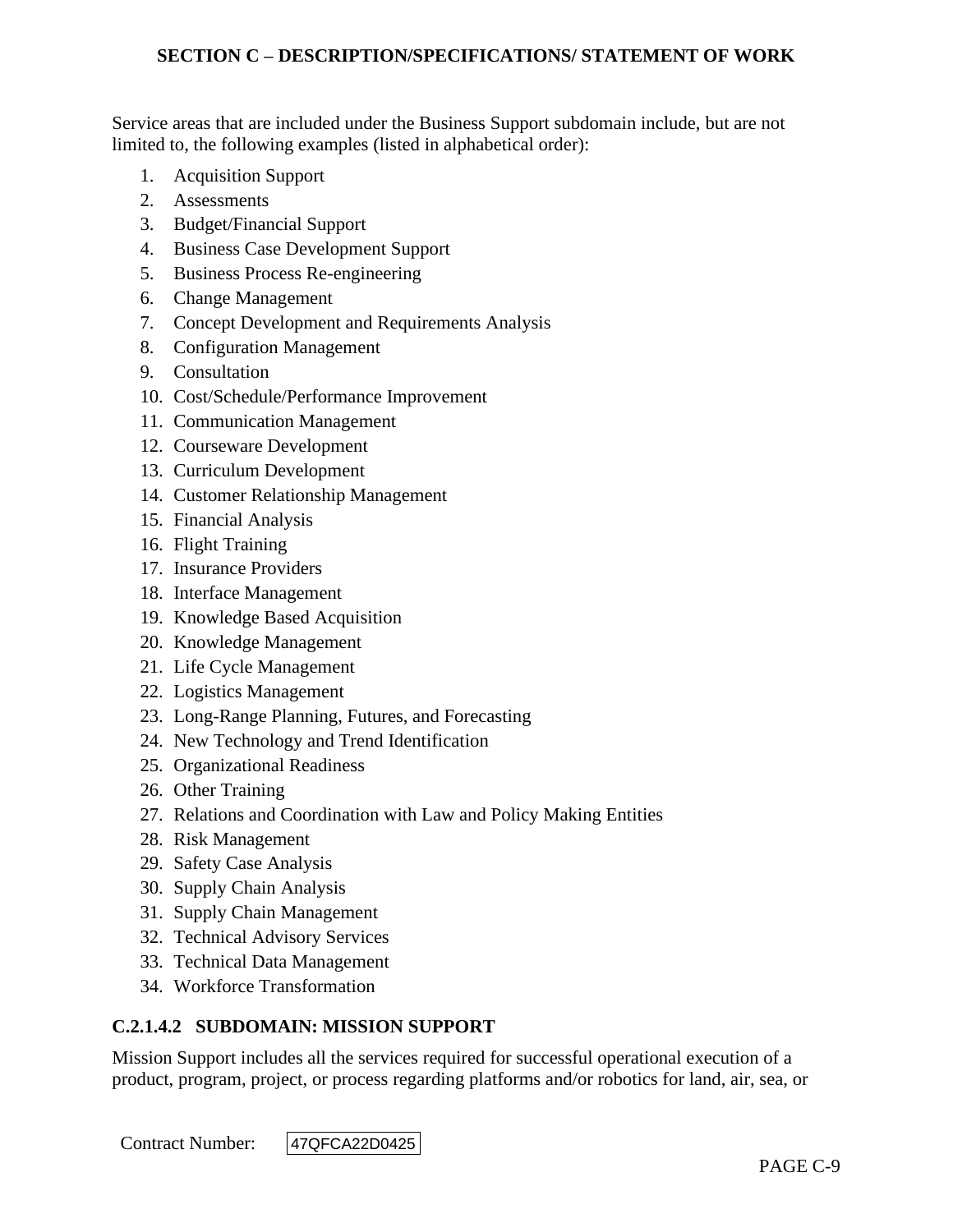Service areas that are included under the Business Support subdomain include, but are not limited to, the following examples (listed in alphabetical order):

1. Acquisition Support
2. Assessments
3. Budget/Financial Support
4. Business Case Development Support
5. Business Process Re-engineering
6. Change Management
7. Concept Development and Requirements Analysis
8. Configuration Management
9. Consultation
10. Cost/Schedule/Performance Improvement
11. Communication Management
12. Courseware Development
13. Curriculum Development
14. Customer Relationship Management
15. Financial Analysis
16. Flight Training
17. Insurance Providers
18. Interface Management
19. Knowledge Based Acquisition
20. Knowledge Management
21. Life Cycle Management
22. Logistics Management
23. Long-Range Planning, Futures, and Forecasting
24. New Technology and Trend Identification
25. Organizational Readiness
26. Other Training
27. Relations and Coordination with Law and Policy Making Entities
28. Risk Management
29. Safety Case Analysis
30. Supply Chain Analysis
31. Supply Chain Management
32. Technical Advisory Services
33. Technical Data Management
34. Workforce Transformation

### C.2.1.4.2 SUBDOMAIN: MISSION SUPPORT

Mission Support includes all the services required for successful operational execution of a product, program, project, or process regarding platforms and/or robotics for land, air, sea, or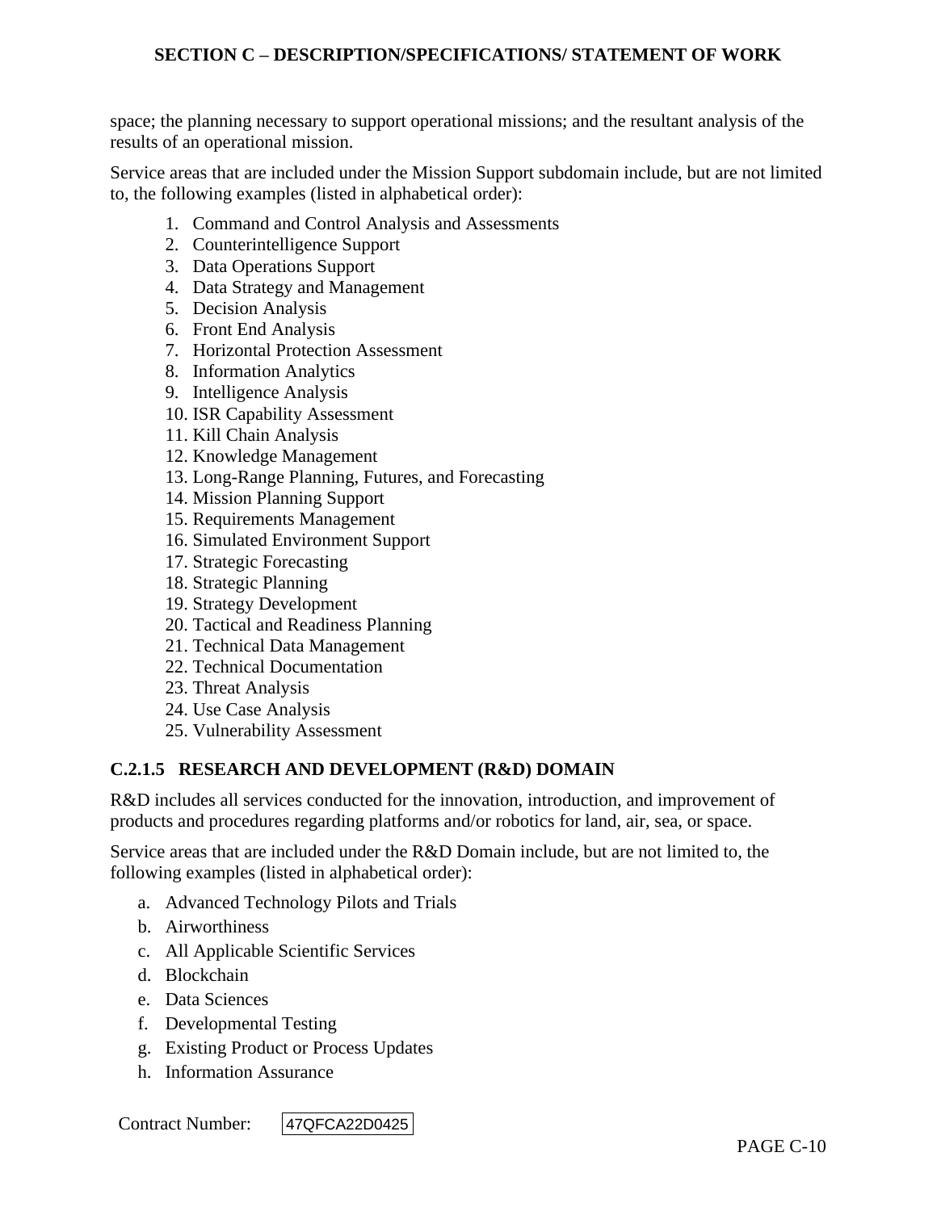space; the planning necessary to support operational missions; and the resultant analysis of the results of an operational mission.

Service areas that are included under the Mission Support subdomain include, but are not limited to, the following examples (listed in alphabetical order):

1. Command and Control Analysis and Assessments
2. Counterintelligence Support
3. Data Operations Support
4. Data Strategy and Management
5. Decision Analysis
6. Front End Analysis
7. Horizontal Protection Assessment
8. Information Analytics
9. Intelligence Analysis
10. ISR Capability Assessment
11. Kill Chain Analysis
12. Knowledge Management
13. Long-Range Planning, Futures, and Forecasting
14. Mission Planning Support
15. Requirements Management
16. Simulated Environment Support
17. Strategic Forecasting
18. Strategic Planning
19. Strategy Development
20. Tactical and Readiness Planning
21. Technical Data Management
22. Technical Documentation
23. Threat Analysis
24. Use Case Analysis
25. Vulnerability Assessment

### C.2.1.5 RESEARCH AND DEVELOPMENT (R&D) DOMAIN

R&D includes all services conducted for the innovation, introduction, and improvement of products and procedures regarding platforms and/or robotics for land, air, sea, or space.

Service areas that are included under the R&D Domain include, but are not limited to, the following examples (listed in alphabetical order):

a. Advanced Technology Pilots and Trials
b. Airworthiness
c. All Applicable Scientific Services
d. Blockchain
e. Data Sciences
f. Developmental Testing
g. Existing Product or Process Updates
h. Information Assurance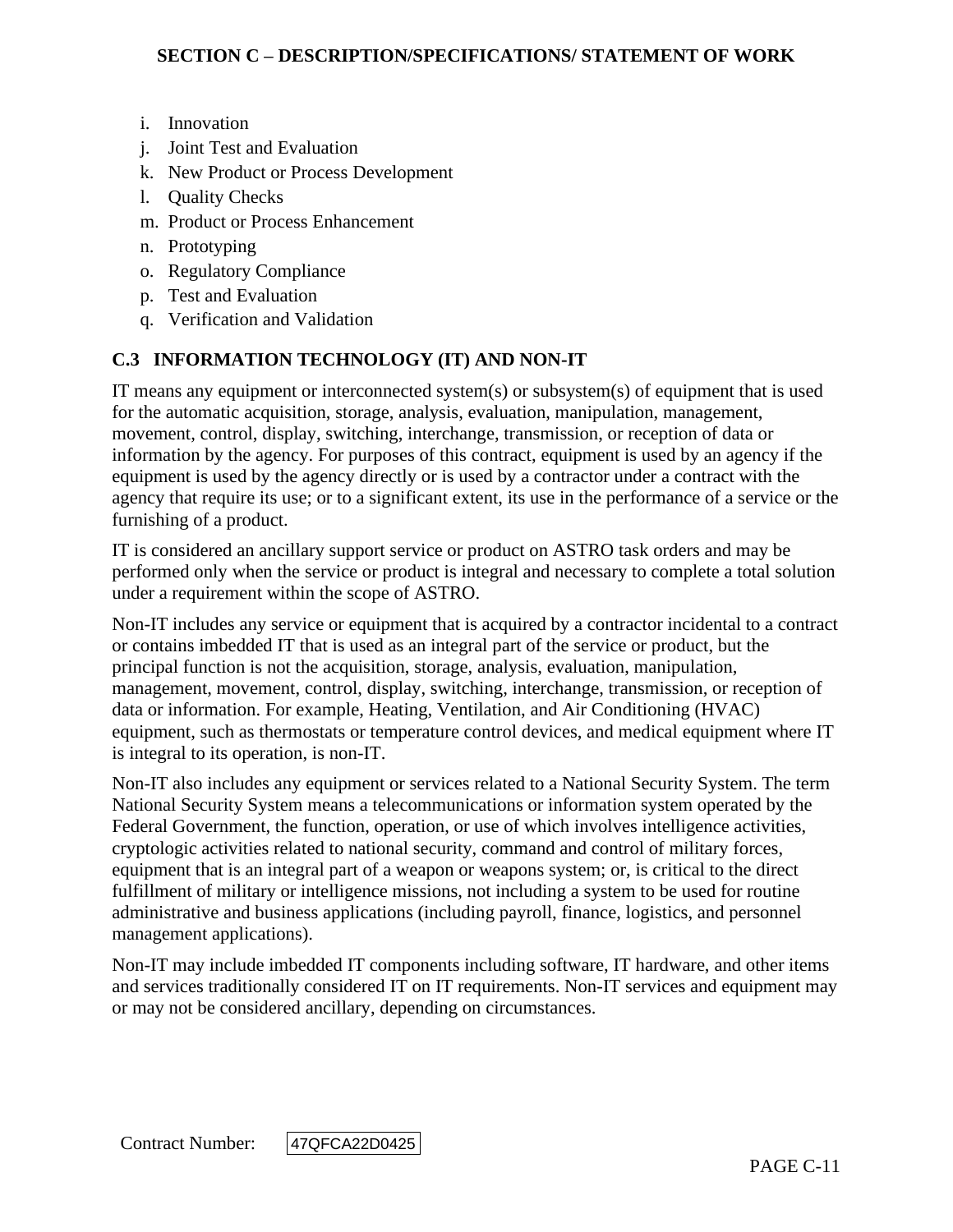i. Innovation
j. Joint Test and Evaluation
k. New Product or Process Development
l. Quality Checks
m. Product or Process Enhancement
n. Prototyping
o. Regulatory Compliance
p. Test and Evaluation
q. Verification and Validation

## C.3 INFORMATION TECHNOLOGY (IT) AND NON-IT

IT means any equipment or interconnected system(s) or subsystem(s) of equipment that is used for the automatic acquisition, storage, analysis, evaluation, manipulation, management, movement, control, display, switching, interchange, transmission, or reception of data or information by the agency. For purposes of this contract, equipment is used by an agency if the equipment is used by the agency directly or is used by a contractor under a contract with the agency that require its use; or to a significant extent, its use in the performance of a service or the furnishing of a product.

IT is considered an ancillary support service or product on ASTRO task orders and may be performed only when the service or product is integral and necessary to complete a total solution under a requirement within the scope of ASTRO.

Non-IT includes any service or equipment that is acquired by a contractor incidental to a contract or contains imbedded IT that is used as an integral part of the service or product, but the principal function is not the acquisition, storage, analysis, evaluation, manipulation, management, movement, control, display, switching, interchange, transmission, or reception of data or information. For example, Heating, Ventilation, and Air Conditioning (HVAC) equipment, such as thermostats or temperature control devices, and medical equipment where IT is integral to its operation, is non-IT.

Non-IT also includes any equipment or services related to a National Security System. The term National Security System means a telecommunications or information system operated by the Federal Government, the function, operation, or use of which involves intelligence activities, cryptologic activities related to national security, command and control of military forces, equipment that is an integral part of a weapon or weapons system; or, is critical to the direct fulfillment of military or intelligence missions, not including a system to be used for routine administrative and business applications (including payroll, finance, logistics, and personnel management applications).

Non-IT may include imbedded IT components including software, IT hardware, and other items and services traditionally considered IT on IT requirements. Non-IT services and equipment may or may not be considered ancillary, depending on circumstances.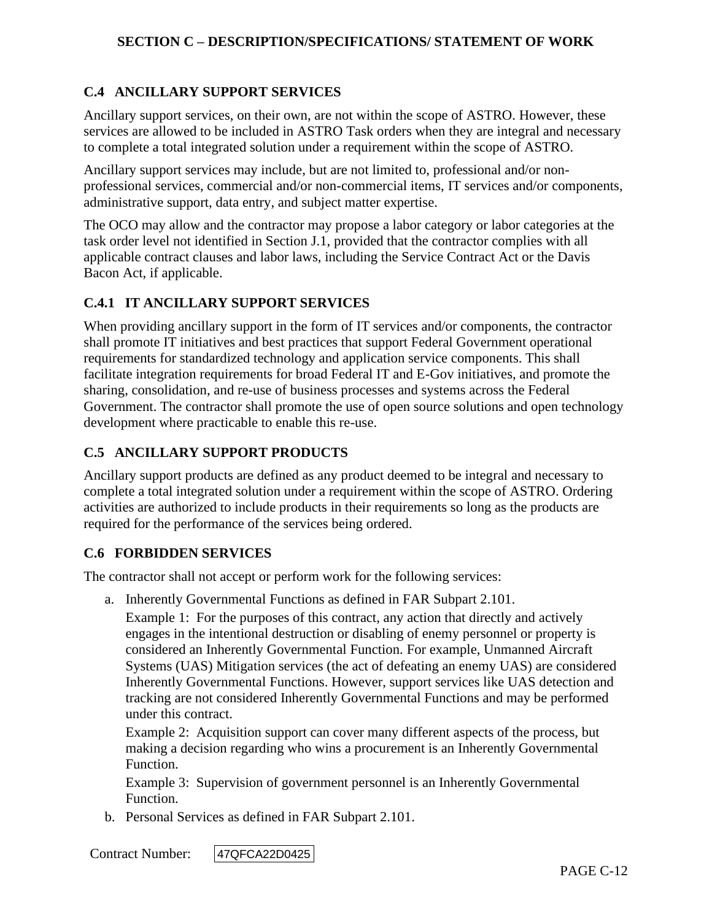## C.4 ANCILLARY SUPPORT SERVICES

Ancillary support services, on their own, are not within the scope of ASTRO. However, these services are allowed to be included in ASTRO Task orders when they are integral and necessary to complete a total integrated solution under a requirement within the scope of ASTRO.

Ancillary support services may include, but are not limited to, professional and/or non-professional services, commercial and/or non-commercial items, IT services and/or components, administrative support, data entry, and subject matter expertise.

The OCO may allow and the contractor may propose a labor category or labor categories at the task order level not identified in Section J.1, provided that the contractor complies with all applicable contract clauses and labor laws, including the Service Contract Act or the Davis Bacon Act, if applicable.

### C.4.1 IT ANCILLARY SUPPORT SERVICES

When providing ancillary support in the form of IT services and/or components, the contractor shall promote IT initiatives and best practices that support Federal Government operational requirements for standardized technology and application service components. This shall facilitate integration requirements for broad Federal IT and E-Gov initiatives, and promote the sharing, consolidation, and re-use of business processes and systems across the Federal Government. The contractor shall promote the use of open source solutions and open technology development where practicable to enable this re-use.

## C.5 ANCILLARY SUPPORT PRODUCTS

Ancillary support products are defined as any product deemed to be integral and necessary to complete a total integrated solution under a requirement within the scope of ASTRO. Ordering activities are authorized to include products in their requirements so long as the products are required for the performance of the services being ordered.

## C.6 FORBIDDEN SERVICES

The contractor shall not accept or perform work for the following services:

a. Inherently Governmental Functions as defined in FAR Subpart 2.101.

   Example 1: For the purposes of this contract, any action that directly and actively engages in the intentional destruction or disabling of enemy personnel or property is considered an Inherently Governmental Function. For example, Unmanned Aircraft Systems (UAS) Mitigation services (the act of defeating an enemy UAS) are considered Inherently Governmental Functions. However, support services like UAS detection and tracking are not considered Inherently Governmental Functions and may be performed under this contract.

   Example 2: Acquisition support can cover many different aspects of the process, but making a decision regarding who wins a procurement is an Inherently Governmental Function.

   Example 3: Supervision of government personnel is an Inherently Governmental Function.

b. Personal Services as defined in FAR Subpart 2.101.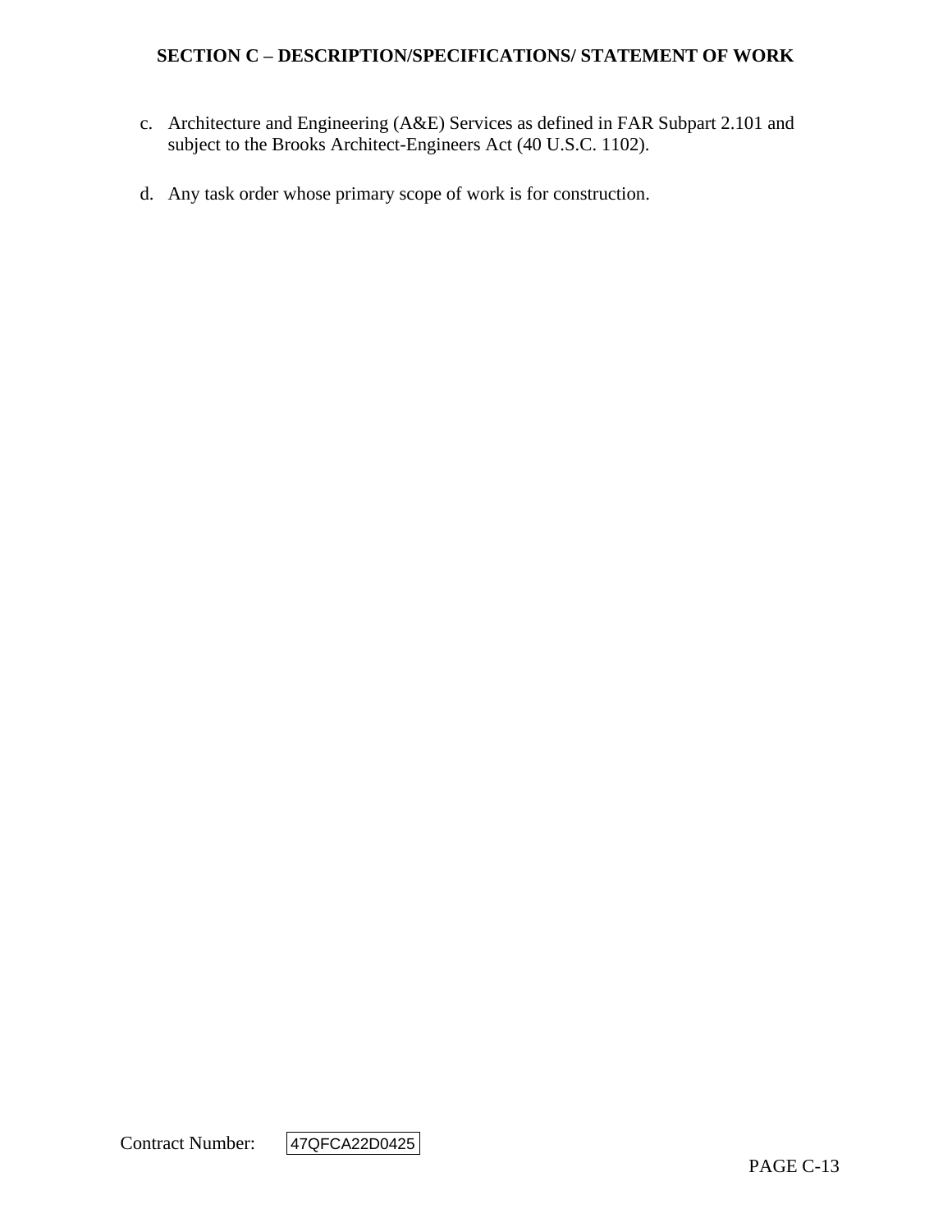c. Architecture and Engineering (A&E) Services as defined in FAR Subpart 2.101 and subject to the Brooks Architect-Engineers Act (40 U.S.C. 1102).

d. Any task order whose primary scope of work is for construction.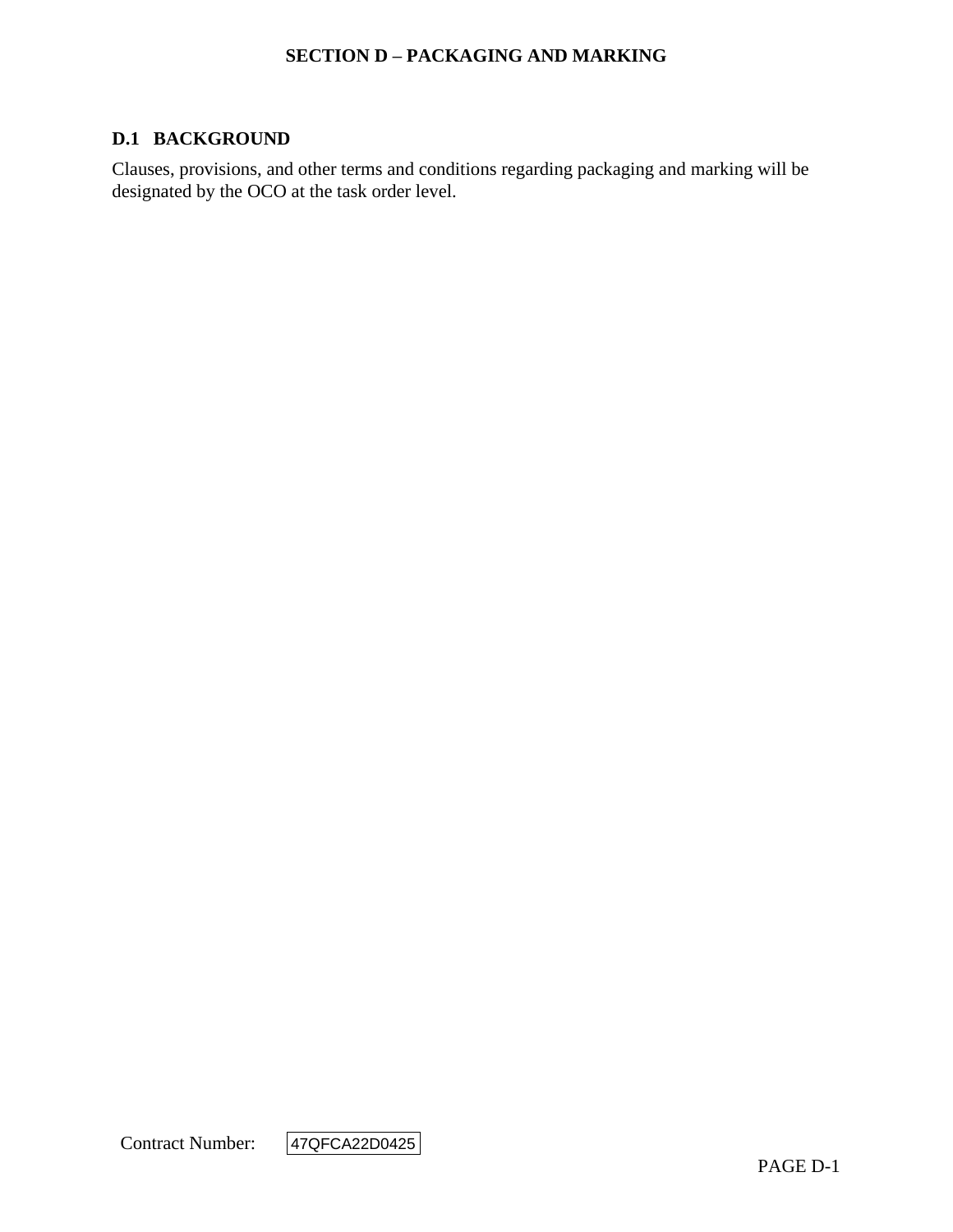# SECTION D – PACKAGING AND MARKING

## D.1 BACKGROUND

Clauses, provisions, and other terms and conditions regarding packaging and marking will be designated by the OCO at the task order level.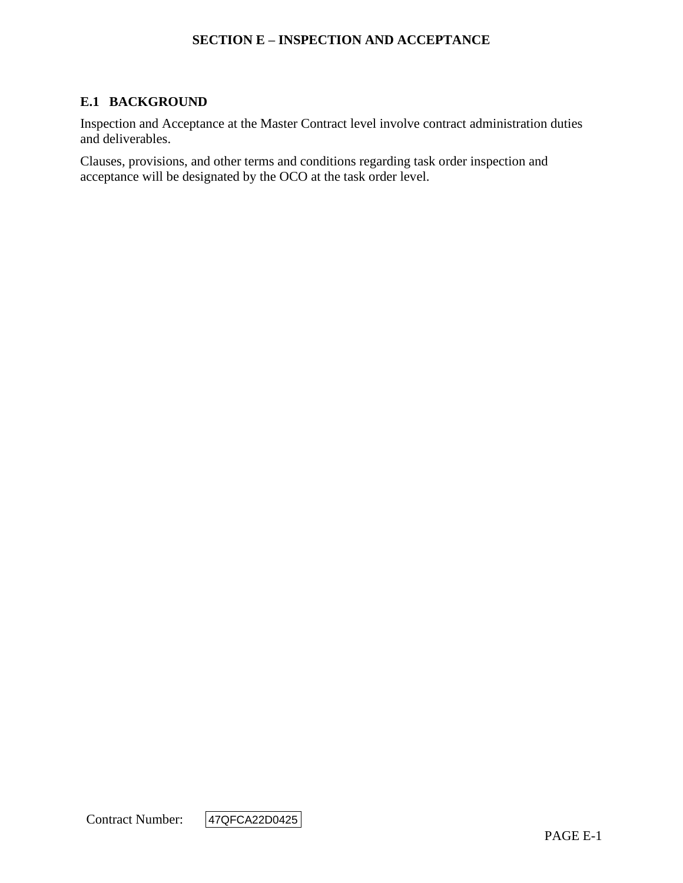# SECTION E – INSPECTION AND ACCEPTANCE

## E.1 BACKGROUND

Inspection and Acceptance at the Master Contract level involve contract administration duties and deliverables.

Clauses, provisions, and other terms and conditions regarding task order inspection and acceptance will be designated by the OCO at the task order level.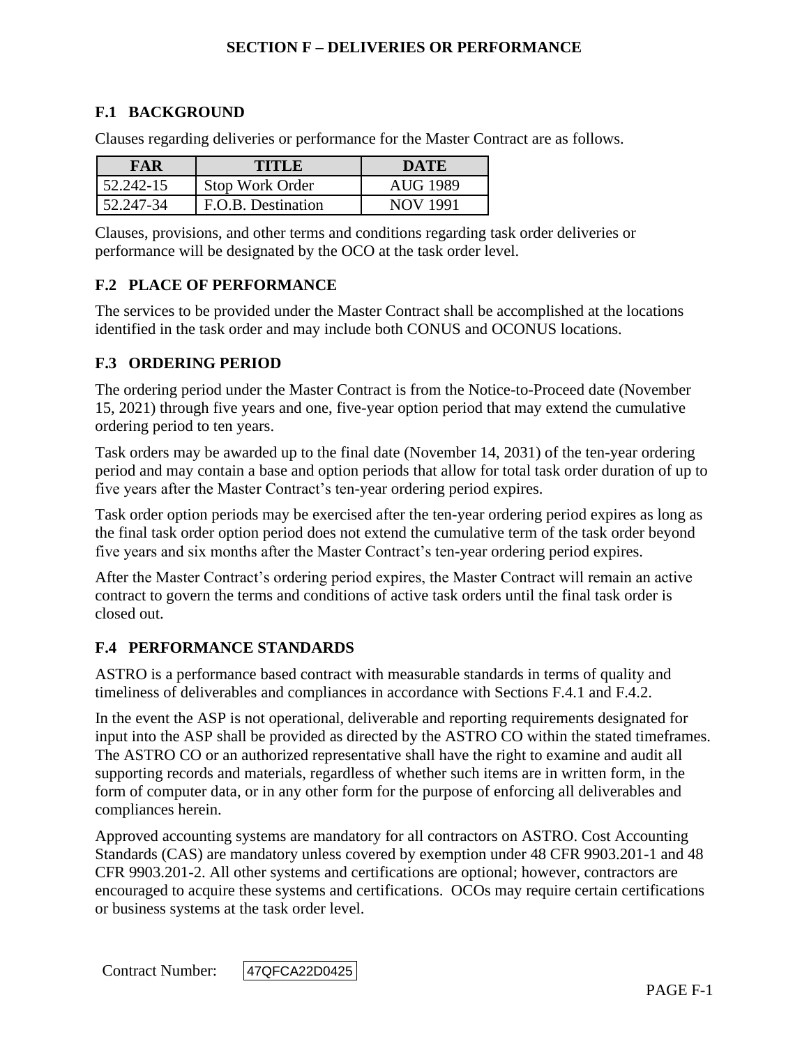# SECTION F – DELIVERIES OR PERFORMANCE

## F.1 BACKGROUND

Clauses regarding deliveries or performance for the Master Contract are as follows.

| FAR | TITLE | DATE |
|---|---|---|
| 52.242-15 | Stop Work Order | AUG 1989 |
| 52.247-34 | F.O.B. Destination | NOV 1991 |

Clauses, provisions, and other terms and conditions regarding task order deliveries or performance will be designated by the OCO at the task order level.

## F.2 PLACE OF PERFORMANCE

The services to be provided under the Master Contract shall be accomplished at the locations identified in the task order and may include both CONUS and OCONUS locations.

## F.3 ORDERING PERIOD

The ordering period under the Master Contract is from the Notice-to-Proceed date (November 15, 2021) through five years and one, five-year option period that may extend the cumulative ordering period to ten years.

Task orders may be awarded up to the final date (November 14, 2031) of the ten-year ordering period and may contain a base and option periods that allow for total task order duration of up to five years after the Master Contract's ten-year ordering period expires.

Task order option periods may be exercised after the ten-year ordering period expires as long as the final task order option period does not extend the cumulative term of the task order beyond five years and six months after the Master Contract's ten-year ordering period expires.

After the Master Contract's ordering period expires, the Master Contract will remain an active contract to govern the terms and conditions of active task orders until the final task order is closed out.

## F.4 PERFORMANCE STANDARDS

ASTRO is a performance based contract with measurable standards in terms of quality and timeliness of deliverables and compliances in accordance with Sections F.4.1 and F.4.2.

In the event the ASP is not operational, deliverable and reporting requirements designated for input into the ASP shall be provided as directed by the ASTRO CO within the stated timeframes. The ASTRO CO or an authorized representative shall have the right to examine and audit all supporting records and materials, regardless of whether such items are in written form, in the form of computer data, or in any other form for the purpose of enforcing all deliverables and compliances herein.

Approved accounting systems are mandatory for all contractors on ASTRO. Cost Accounting Standards (CAS) are mandatory unless covered by exemption under 48 CFR 9903.201-1 and 48 CFR 9903.201-2. All other systems and certifications are optional; however, contractors are encouraged to acquire these systems and certifications. OCOs may require certain certifications or business systems at the task order level.

Contract Number: 47QFCA22D0425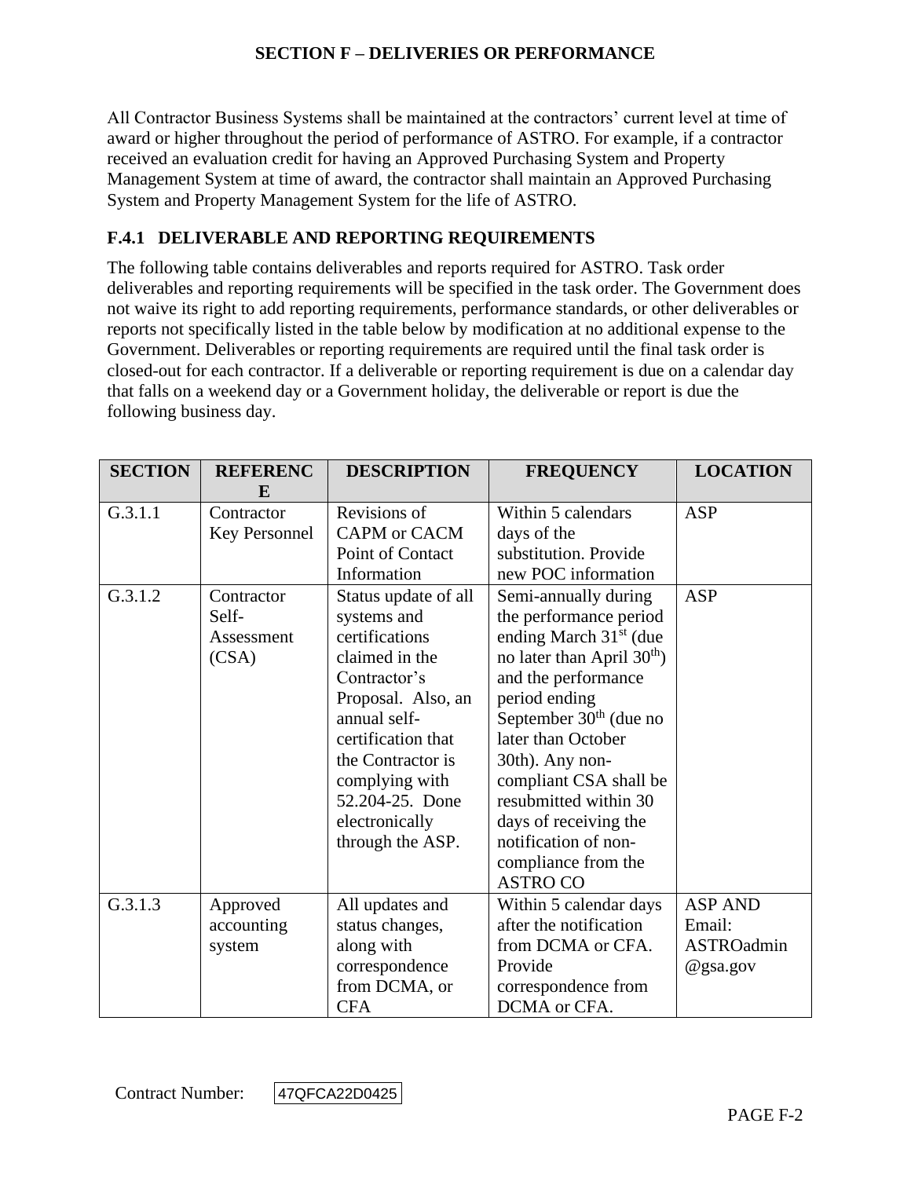## SECTION F – DELIVERIES OR PERFORMANCE

All Contractor Business Systems shall be maintained at the contractors' current level at time of award or higher throughout the period of performance of ASTRO. For example, if a contractor received an evaluation credit for having an Approved Purchasing System and Property Management System at time of award, the contractor shall maintain an Approved Purchasing System and Property Management System for the life of ASTRO.

### F.4.1 DELIVERABLE AND REPORTING REQUIREMENTS

The following table contains deliverables and reports required for ASTRO. Task order deliverables and reporting requirements will be specified in the task order. The Government does not waive its right to add reporting requirements, performance standards, or other deliverables or reports not specifically listed in the table below by modification at no additional expense to the Government. Deliverables or reporting requirements are required until the final task order is closed-out for each contractor. If a deliverable or reporting requirement is due on a calendar day that falls on a weekend day or a Government holiday, the deliverable or report is due the following business day.

| SECTION | REFERENCE | DESCRIPTION | FREQUENCY | LOCATION |
|---|---|---|---|---|
| G.3.1.1 | Contractor Key Personnel | Revisions of CAPM or CACM Point of Contact Information | Within 5 calendars days of the substitution. Provide new POC information | ASP |
| G.3.1.2 | Contractor Self-Assessment (CSA) | Status update of all systems and certifications claimed in the Contractor's Proposal. Also, an annual self-certification that the Contractor is complying with 52.204-25. Done electronically through the ASP. | Semi-annually during the performance period ending March 31st (due no later than April 30th) and the performance period ending September 30th (due no later than October 30th). Any non-compliant CSA shall be resubmitted within 30 days of receiving the notification of non-compliance from the ASTRO CO | ASP |
| G.3.1.3 | Approved accounting system | All updates and status changes, along with correspondence from DCMA, or CFA | Within 5 calendar days after the notification from DCMA or CFA. Provide correspondence from DCMA or CFA. | ASP AND Email: ASTROadmin@gsa.gov |

Contract Number: 47QFCA22D0425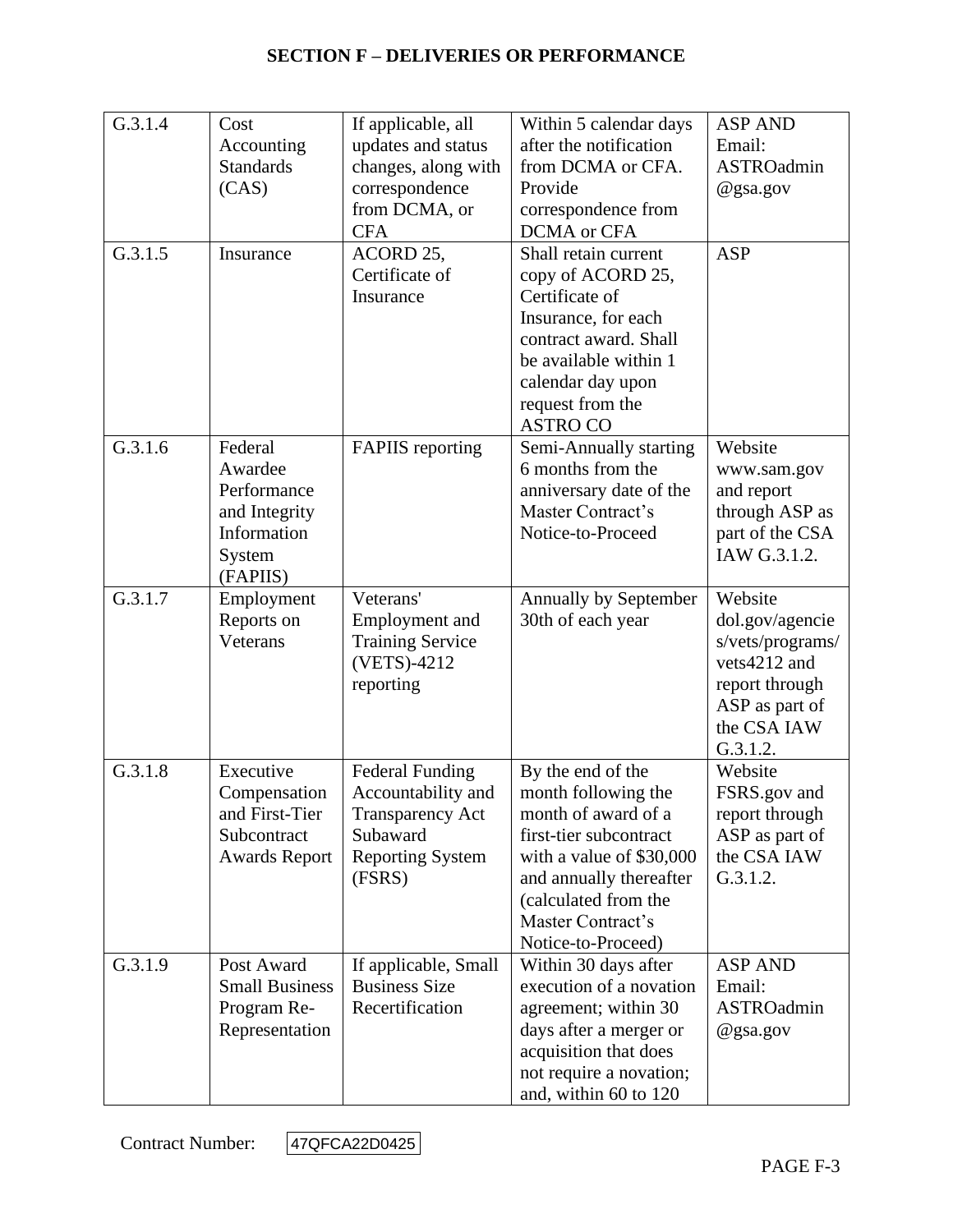## SECTION F – DELIVERIES OR PERFORMANCE

| | | | | |
|---|---|---|---|---|
| G.3.1.4 | Cost Accounting Standards (CAS) | If applicable, all updates and status changes, along with correspondence from DCMA, or CFA | Within 5 calendar days after the notification from DCMA or CFA. Provide correspondence from DCMA or CFA | ASP AND Email: ASTROadmin @gsa.gov |
| G.3.1.5 | Insurance | ACORD 25, Certificate of Insurance | Shall retain current copy of ACORD 25, Certificate of Insurance, for each contract award. Shall be available within 1 calendar day upon request from the ASTRO CO | ASP |
| G.3.1.6 | Federal Awardee Performance and Integrity Information System (FAPIIS) | FAPIIS reporting | Semi-Annually starting 6 months from the anniversary date of the Master Contract's Notice-to-Proceed | Website www.sam.gov and report through ASP as part of the CSA IAW G.3.1.2. |
| G.3.1.7 | Employment Reports on Veterans | Veterans' Employment and Training Service (VETS)-4212 reporting | Annually by September 30th of each year | Website dol.gov/agencies/vets/programs/vets4212 and report through ASP as part of the CSA IAW G.3.1.2. |
| G.3.1.8 | Executive Compensation and First-Tier Subcontract Awards Report | Federal Funding Accountability and Transparency Act Subaward Reporting System (FSRS) | By the end of the month following the month of award of a first-tier subcontract with a value of $30,000 and annually thereafter (calculated from the Master Contract's Notice-to-Proceed) | Website FSRS.gov and report through ASP as part of the CSA IAW G.3.1.2. |
| G.3.1.9 | Post Award Small Business Program Re-Representation | If applicable, Small Business Size Recertification | Within 30 days after execution of a novation agreement; within 30 days after a merger or acquisition that does not require a novation; and, within 60 to 120 | ASP AND Email: ASTROadmin @gsa.gov |

Contract Number: 47QFCA22D0425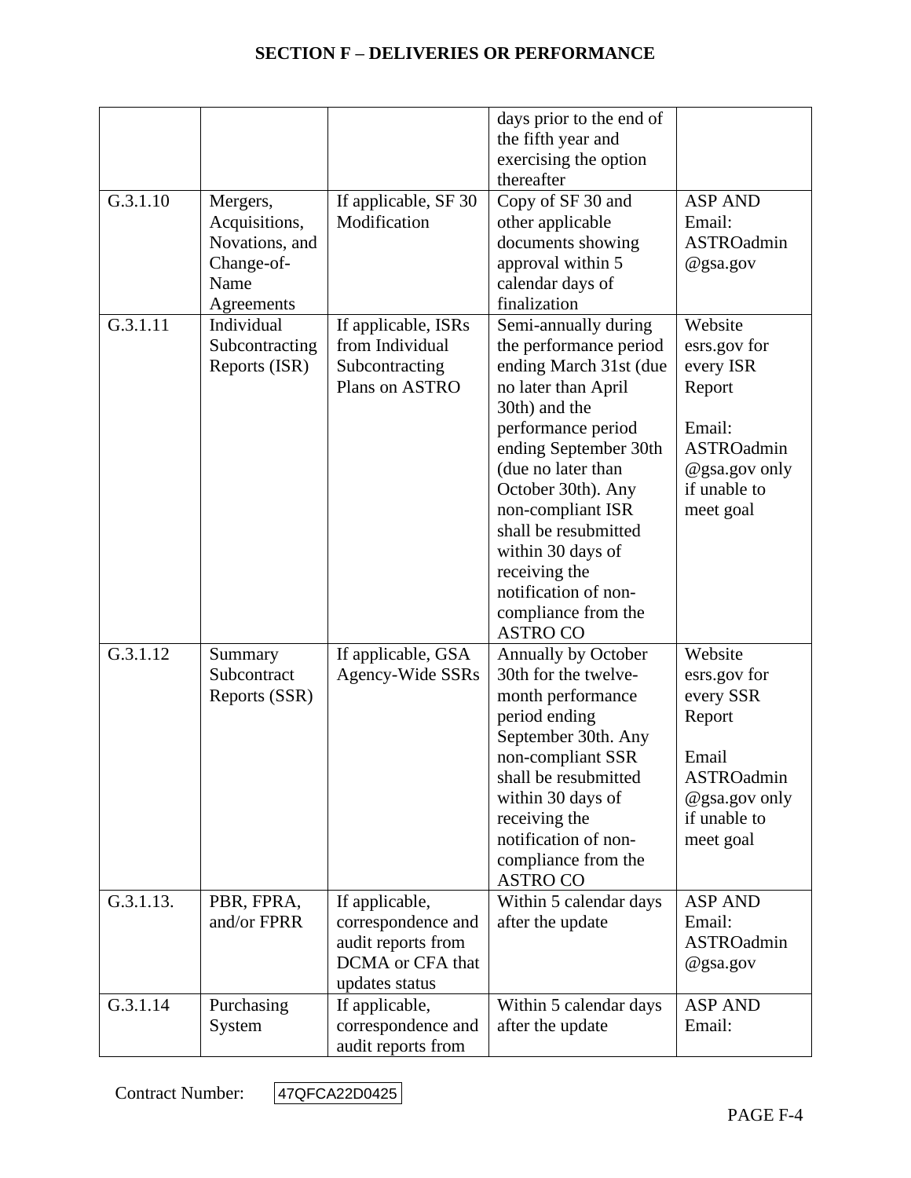## SECTION F – DELIVERIES OR PERFORMANCE

| | | | | |
|---|---|---|---|---|
| | | | days prior to the end of the fifth year and exercising the option thereafter | |
| G.3.1.10 | Mergers, Acquisitions, Novations, and Change-of-Name Agreements | If applicable, SF 30 Modification | Copy of SF 30 and other applicable documents showing approval within 5 calendar days of finalization | ASP AND Email: ASTROadmin @gsa.gov |
| G.3.1.11 | Individual Subcontracting Reports (ISR) | If applicable, ISRs from Individual Subcontracting Plans on ASTRO | Semi-annually during the performance period ending March 31st (due no later than April 30th) and the performance period ending September 30th (due no later than October 30th). Any non-compliant ISR shall be resubmitted within 30 days of receiving the notification of non-compliance from the ASTRO CO | Website esrs.gov for every ISR Report<br><br>Email: ASTROadmin @gsa.gov only if unable to meet goal |
| G.3.1.12 | Summary Subcontract Reports (SSR) | If applicable, GSA Agency-Wide SSRs | Annually by October 30th for the twelve-month performance period ending September 30th. Any non-compliant SSR shall be resubmitted within 30 days of receiving the notification of non-compliance from the ASTRO CO | Website esrs.gov for every SSR Report<br><br>Email ASTROadmin @gsa.gov only if unable to meet goal |
| G.3.1.13. | PBR, FPRA, and/or FPRR | If applicable, correspondence and audit reports from DCMA or CFA that updates status | Within 5 calendar days after the update | ASP AND Email: ASTROadmin @gsa.gov |
| G.3.1.14 | Purchasing System | If applicable, correspondence and audit reports from | Within 5 calendar days after the update | ASP AND Email: |

Contract Number: 47QFCA22D0425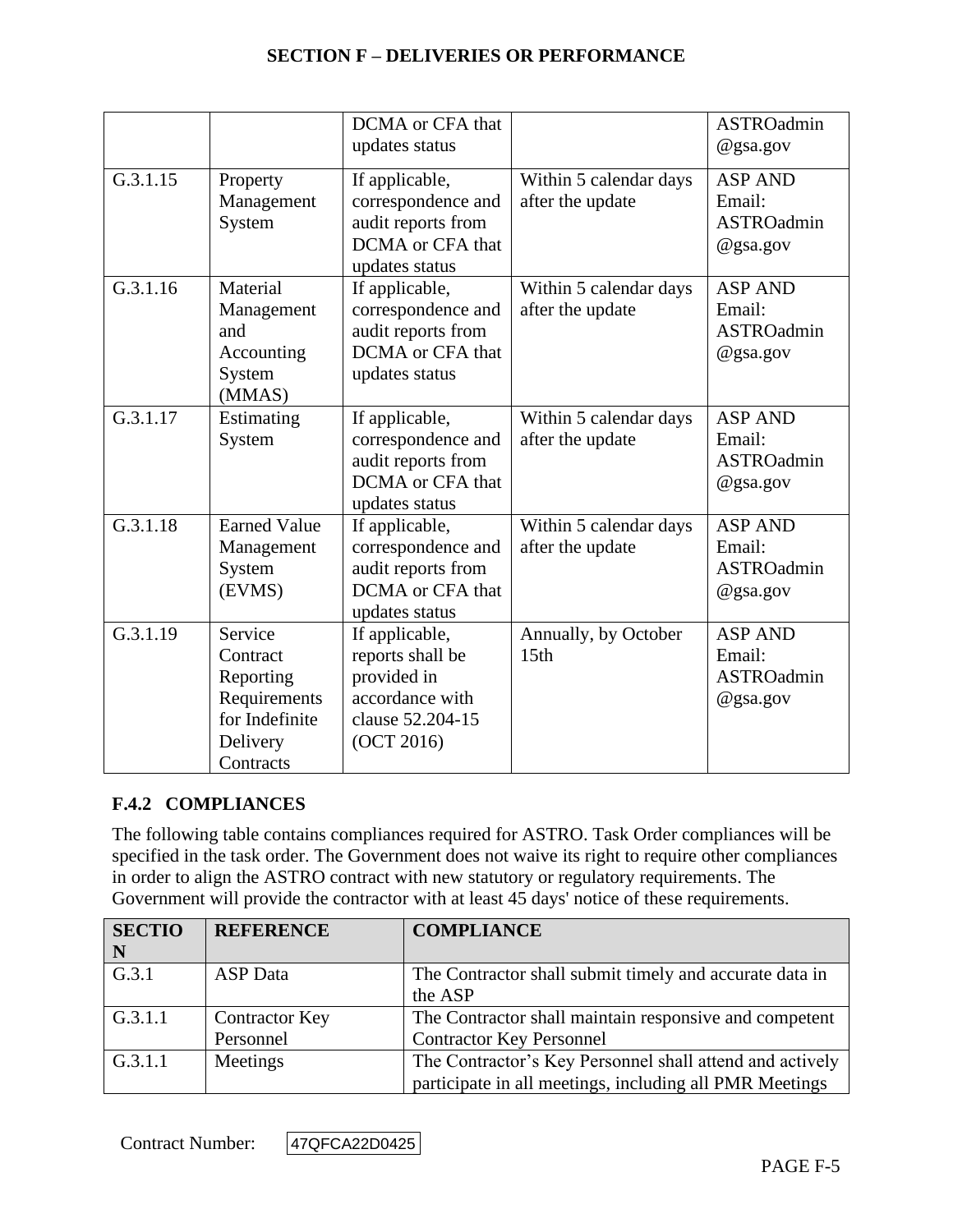| | | DCMA or CFA that updates status | | ASTROadmin@gsa.gov |
|---|---|---|---|---|
| G.3.1.15 | Property Management System | If applicable, correspondence and audit reports from DCMA or CFA that updates status | Within 5 calendar days after the update | ASP AND Email: ASTROadmin@gsa.gov |
| G.3.1.16 | Material Management and Accounting System (MMAS) | If applicable, correspondence and audit reports from DCMA or CFA that updates status | Within 5 calendar days after the update | ASP AND Email: ASTROadmin@gsa.gov |
| G.3.1.17 | Estimating System | If applicable, correspondence and audit reports from DCMA or CFA that updates status | Within 5 calendar days after the update | ASP AND Email: ASTROadmin@gsa.gov |
| G.3.1.18 | Earned Value Management System (EVMS) | If applicable, correspondence and audit reports from DCMA or CFA that updates status | Within 5 calendar days after the update | ASP AND Email: ASTROadmin@gsa.gov |
| G.3.1.19 | Service Contract Reporting Requirements for Indefinite Delivery Contracts | If applicable, reports shall be provided in accordance with clause 52.204-15 (OCT 2016) | Annually, by October 15th | ASP AND Email: ASTROadmin@gsa.gov |

### F.4.2 COMPLIANCES

The following table contains compliances required for ASTRO. Task Order compliances will be specified in the task order. The Government does not waive its right to require other compliances in order to align the ASTRO contract with new statutory or regulatory requirements. The Government will provide the contractor with at least 45 days' notice of these requirements.

| SECTION | REFERENCE | COMPLIANCE |
|---|---|---|
| G.3.1 | ASP Data | The Contractor shall submit timely and accurate data in the ASP |
| G.3.1.1 | Contractor Key Personnel | The Contractor shall maintain responsive and competent Contractor Key Personnel |
| G.3.1.1 | Meetings | The Contractor's Key Personnel shall attend and actively participate in all meetings, including all PMR Meetings |

Contract Number: 47QFCA22D0425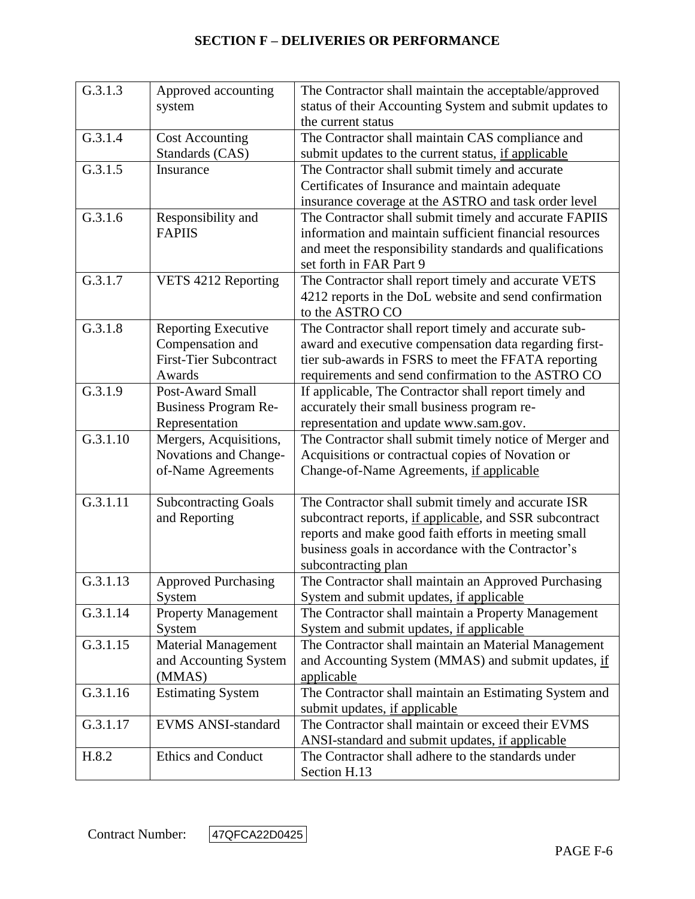| G.3.1.3 | Approved accounting system | The Contractor shall maintain the acceptable/approved status of their Accounting System and submit updates to the current status |
|---|---|---|
| G.3.1.4 | Cost Accounting Standards (CAS) | The Contractor shall maintain CAS compliance and submit updates to the current status, <u>if applicable</u> |
| G.3.1.5 | Insurance | The Contractor shall submit timely and accurate Certificates of Insurance and maintain adequate insurance coverage at the ASTRO and task order level |
| G.3.1.6 | Responsibility and FAPIIS | The Contractor shall submit timely and accurate FAPIIS information and maintain sufficient financial resources and meet the responsibility standards and qualifications set forth in FAR Part 9 |
| G.3.1.7 | VETS 4212 Reporting | The Contractor shall report timely and accurate VETS 4212 reports in the DoL website and send confirmation to the ASTRO CO |
| G.3.1.8 | Reporting Executive Compensation and First-Tier Subcontract Awards | The Contractor shall report timely and accurate sub-award and executive compensation data regarding first-tier sub-awards in FSRS to meet the FFATA reporting requirements and send confirmation to the ASTRO CO |
| G.3.1.9 | Post-Award Small Business Program Re-Representation | If applicable, The Contractor shall report timely and accurately their small business program re-representation and update www.sam.gov. |
| G.3.1.10 | Mergers, Acquisitions, Novations and Change-of-Name Agreements | The Contractor shall submit timely notice of Merger and Acquisitions or contractual copies of Novation or Change-of-Name Agreements, <u>if applicable</u> |
| G.3.1.11 | Subcontracting Goals and Reporting | The Contractor shall submit timely and accurate ISR subcontract reports, <u>if applicable</u>, and SSR subcontract reports and make good faith efforts in meeting small business goals in accordance with the Contractor's subcontracting plan |
| G.3.1.13 | Approved Purchasing System | The Contractor shall maintain an Approved Purchasing System and submit updates, <u>if applicable</u> |
| G.3.1.14 | Property Management System | The Contractor shall maintain a Property Management System and submit updates, <u>if applicable</u> |
| G.3.1.15 | Material Management and Accounting System (MMAS) | The Contractor shall maintain an Material Management and Accounting System (MMAS) and submit updates, <u>if applicable</u> |
| G.3.1.16 | Estimating System | The Contractor shall maintain an Estimating System and submit updates, <u>if applicable</u> |
| G.3.1.17 | EVMS ANSI-standard | The Contractor shall maintain or exceed their EVMS ANSI-standard and submit updates, <u>if applicable</u> |
| H.8.2 | Ethics and Conduct | The Contractor shall adhere to the standards under Section H.13 |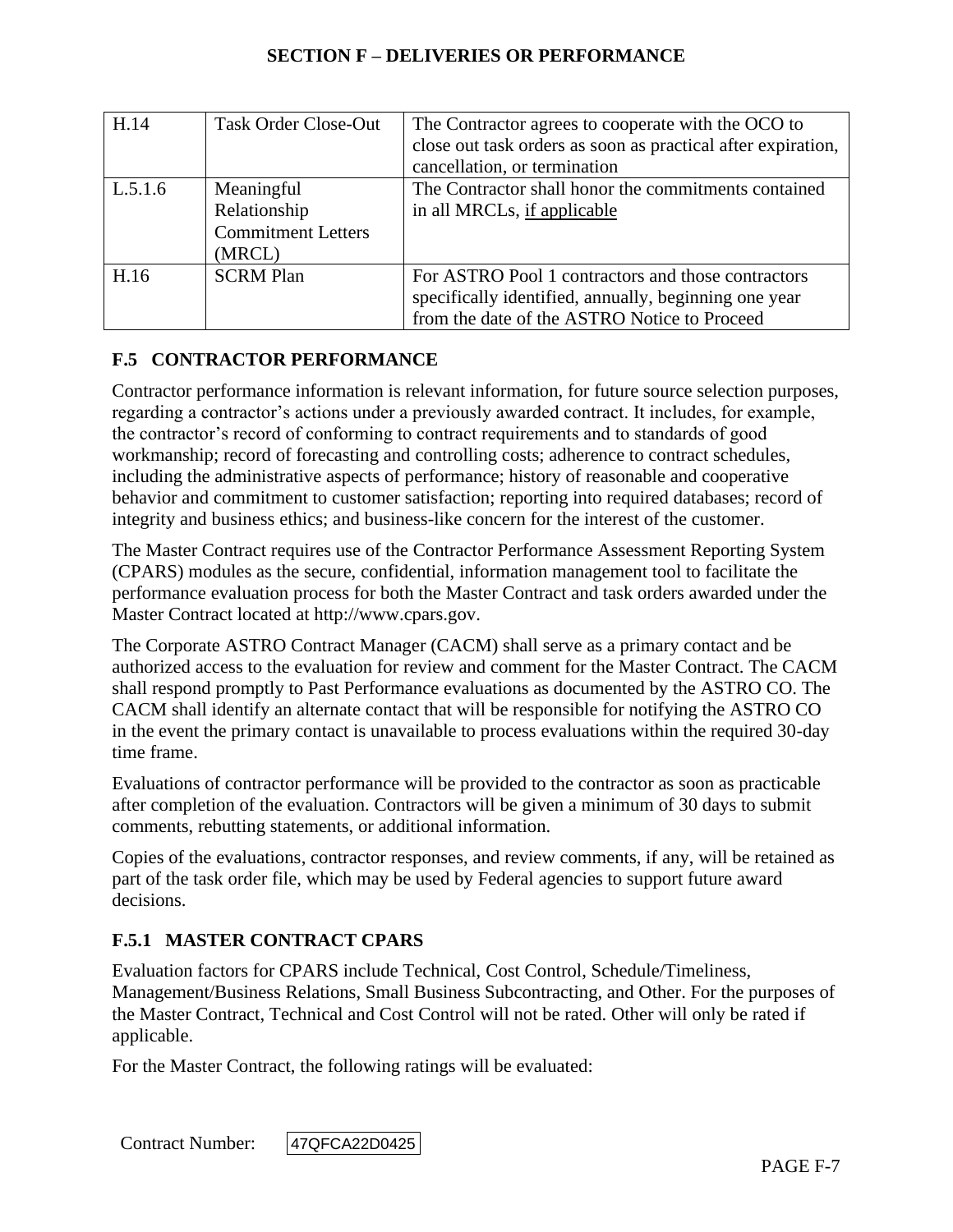| H.14 | Task Order Close-Out | The Contractor agrees to cooperate with the OCO to close out task orders as soon as practical after expiration, cancellation, or termination |
|---|---|---|
| L.5.1.6 | Meaningful Relationship Commitment Letters (MRCL) | The Contractor shall honor the commitments contained in all MRCLs, if applicable |
| H.16 | SCRM Plan | For ASTRO Pool 1 contractors and those contractors specifically identified, annually, beginning one year from the date of the ASTRO Notice to Proceed |

## F.5 CONTRACTOR PERFORMANCE

Contractor performance information is relevant information, for future source selection purposes, regarding a contractor's actions under a previously awarded contract. It includes, for example, the contractor's record of conforming to contract requirements and to standards of good workmanship; record of forecasting and controlling costs; adherence to contract schedules, including the administrative aspects of performance; history of reasonable and cooperative behavior and commitment to customer satisfaction; reporting into required databases; record of integrity and business ethics; and business-like concern for the interest of the customer.

The Master Contract requires use of the Contractor Performance Assessment Reporting System (CPARS) modules as the secure, confidential, information management tool to facilitate the performance evaluation process for both the Master Contract and task orders awarded under the Master Contract located at http://www.cpars.gov.

The Corporate ASTRO Contract Manager (CACM) shall serve as a primary contact and be authorized access to the evaluation for review and comment for the Master Contract. The CACM shall respond promptly to Past Performance evaluations as documented by the ASTRO CO. The CACM shall identify an alternate contact that will be responsible for notifying the ASTRO CO in the event the primary contact is unavailable to process evaluations within the required 30-day time frame.

Evaluations of contractor performance will be provided to the contractor as soon as practicable after completion of the evaluation. Contractors will be given a minimum of 30 days to submit comments, rebutting statements, or additional information.

Copies of the evaluations, contractor responses, and review comments, if any, will be retained as part of the task order file, which may be used by Federal agencies to support future award decisions.

### F.5.1 MASTER CONTRACT CPARS

Evaluation factors for CPARS include Technical, Cost Control, Schedule/Timeliness, Management/Business Relations, Small Business Subcontracting, and Other. For the purposes of the Master Contract, Technical and Cost Control will not be rated. Other will only be rated if applicable.

For the Master Contract, the following ratings will be evaluated: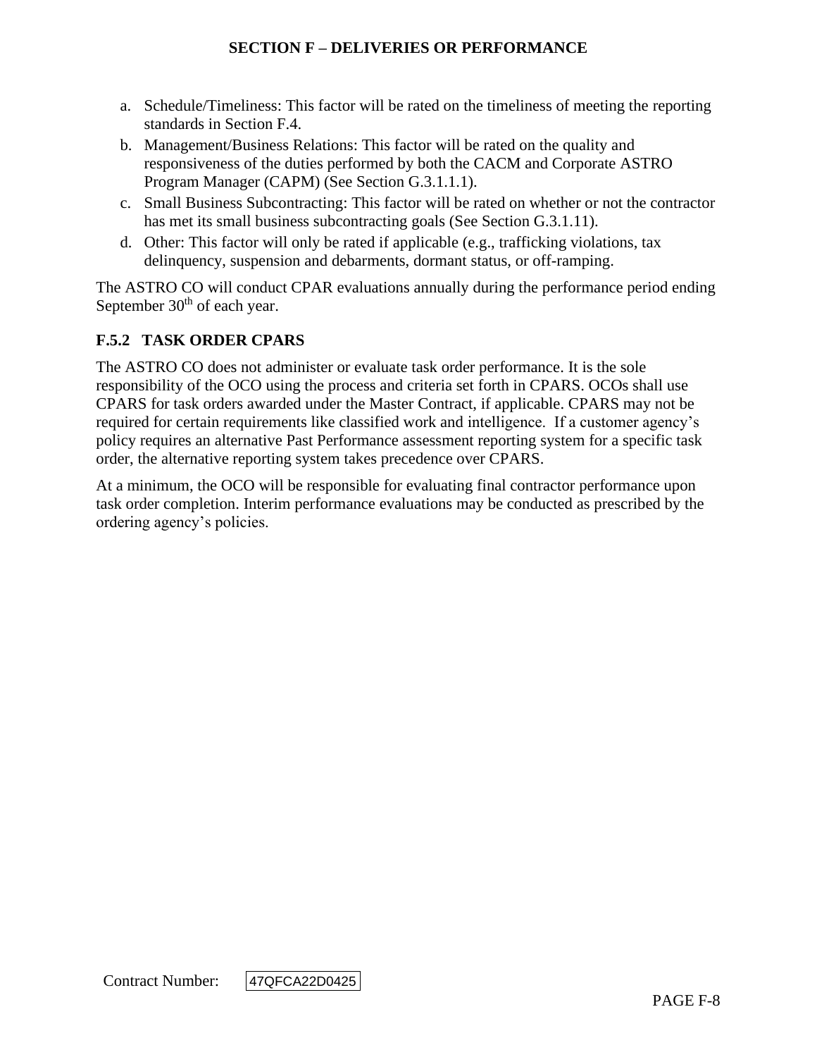a. Schedule/Timeliness: This factor will be rated on the timeliness of meeting the reporting standards in Section F.4.
b. Management/Business Relations: This factor will be rated on the quality and responsiveness of the duties performed by both the CACM and Corporate ASTRO Program Manager (CAPM) (See Section G.3.1.1.1).
c. Small Business Subcontracting: This factor will be rated on whether or not the contractor has met its small business subcontracting goals (See Section G.3.1.11).
d. Other: This factor will only be rated if applicable (e.g., trafficking violations, tax delinquency, suspension and debarments, dormant status, or off-ramping.

The ASTRO CO will conduct CPAR evaluations annually during the performance period ending September 30th of each year.

### F.5.2 TASK ORDER CPARS

The ASTRO CO does not administer or evaluate task order performance. It is the sole responsibility of the OCO using the process and criteria set forth in CPARS. OCOs shall use CPARS for task orders awarded under the Master Contract, if applicable. CPARS may not be required for certain requirements like classified work and intelligence. If a customer agency's policy requires an alternative Past Performance assessment reporting system for a specific task order, the alternative reporting system takes precedence over CPARS.

At a minimum, the OCO will be responsible for evaluating final contractor performance upon task order completion. Interim performance evaluations may be conducted as prescribed by the ordering agency's policies.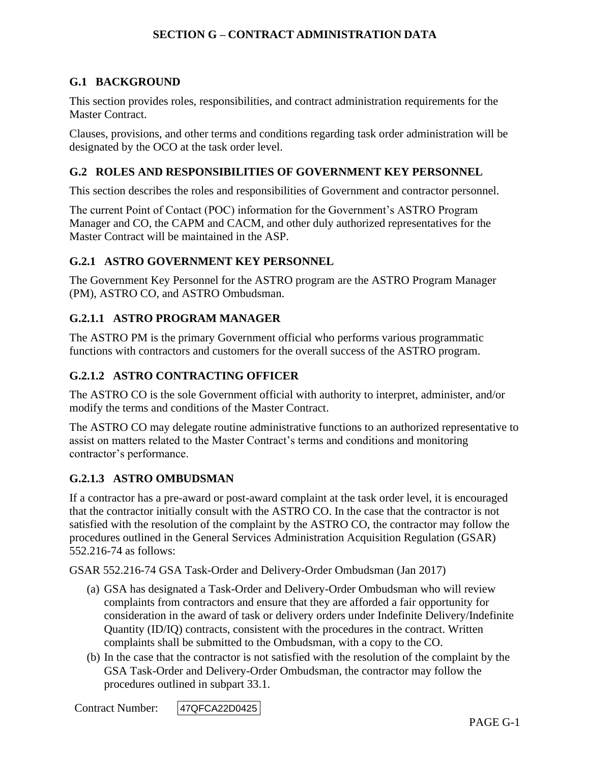# SECTION G – CONTRACT ADMINISTRATION DATA

## G.1 BACKGROUND

This section provides roles, responsibilities, and contract administration requirements for the Master Contract.

Clauses, provisions, and other terms and conditions regarding task order administration will be designated by the OCO at the task order level.

## G.2 ROLES AND RESPONSIBILITIES OF GOVERNMENT KEY PERSONNEL

This section describes the roles and responsibilities of Government and contractor personnel.

The current Point of Contact (POC) information for the Government's ASTRO Program Manager and CO, the CAPM and CACM, and other duly authorized representatives for the Master Contract will be maintained in the ASP.

### G.2.1 ASTRO GOVERNMENT KEY PERSONNEL

The Government Key Personnel for the ASTRO program are the ASTRO Program Manager (PM), ASTRO CO, and ASTRO Ombudsman.

#### G.2.1.1 ASTRO PROGRAM MANAGER

The ASTRO PM is the primary Government official who performs various programmatic functions with contractors and customers for the overall success of the ASTRO program.

#### G.2.1.2 ASTRO CONTRACTING OFFICER

The ASTRO CO is the sole Government official with authority to interpret, administer, and/or modify the terms and conditions of the Master Contract.

The ASTRO CO may delegate routine administrative functions to an authorized representative to assist on matters related to the Master Contract's terms and conditions and monitoring contractor's performance.

#### G.2.1.3 ASTRO OMBUDSMAN

If a contractor has a pre-award or post-award complaint at the task order level, it is encouraged that the contractor initially consult with the ASTRO CO. In the case that the contractor is not satisfied with the resolution of the complaint by the ASTRO CO, the contractor may follow the procedures outlined in the General Services Administration Acquisition Regulation (GSAR) 552.216-74 as follows:

GSAR 552.216-74 GSA Task-Order and Delivery-Order Ombudsman (Jan 2017)

(a) GSA has designated a Task-Order and Delivery-Order Ombudsman who will review complaints from contractors and ensure that they are afforded a fair opportunity for consideration in the award of task or delivery orders under Indefinite Delivery/Indefinite Quantity (ID/IQ) contracts, consistent with the procedures in the contract. Written complaints shall be submitted to the Ombudsman, with a copy to the CO.

(b) In the case that the contractor is not satisfied with the resolution of the complaint by the GSA Task-Order and Delivery-Order Ombudsman, the contractor may follow the procedures outlined in subpart 33.1.

Contract Number: 47QFCA22D0425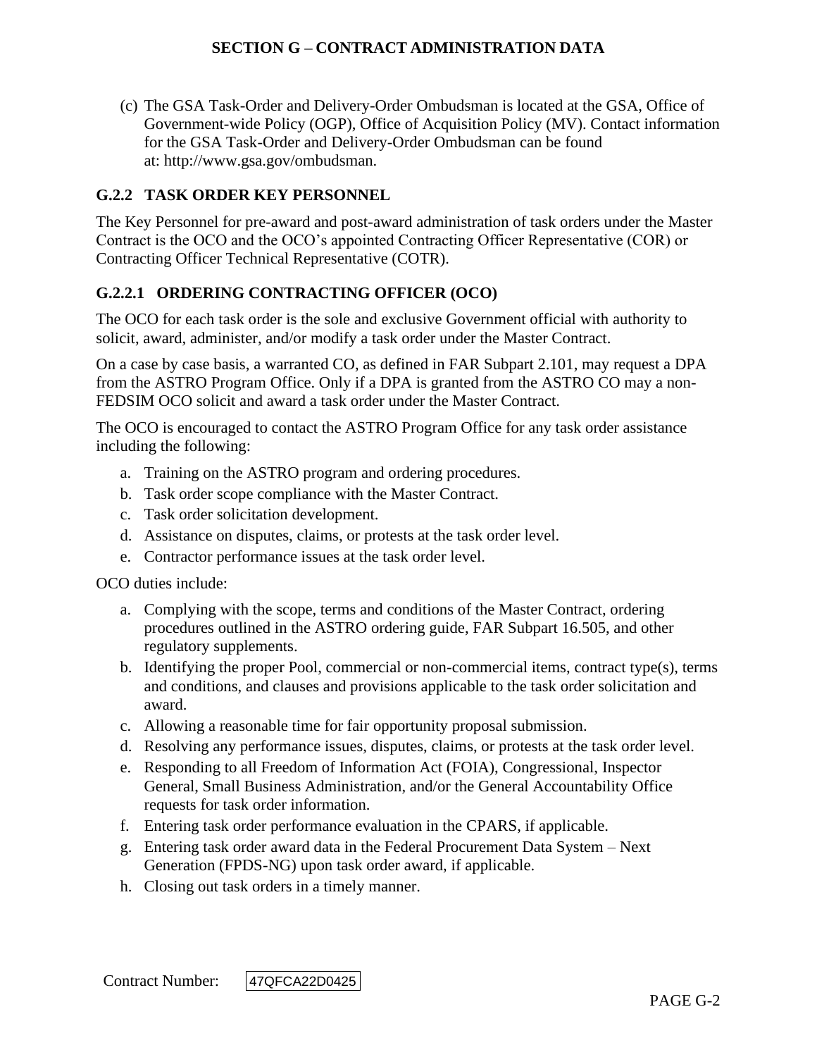(c) The GSA Task-Order and Delivery-Order Ombudsman is located at the GSA, Office of Government-wide Policy (OGP), Office of Acquisition Policy (MV). Contact information for the GSA Task-Order and Delivery-Order Ombudsman can be found at: http://www.gsa.gov/ombudsman.

### G.2.2 TASK ORDER KEY PERSONNEL

The Key Personnel for pre-award and post-award administration of task orders under the Master Contract is the OCO and the OCO's appointed Contracting Officer Representative (COR) or Contracting Officer Technical Representative (COTR).

#### G.2.2.1 ORDERING CONTRACTING OFFICER (OCO)

The OCO for each task order is the sole and exclusive Government official with authority to solicit, award, administer, and/or modify a task order under the Master Contract.

On a case by case basis, a warranted CO, as defined in FAR Subpart 2.101, may request a DPA from the ASTRO Program Office. Only if a DPA is granted from the ASTRO CO may a non-FEDSIM OCO solicit and award a task order under the Master Contract.

The OCO is encouraged to contact the ASTRO Program Office for any task order assistance including the following:

a. Training on the ASTRO program and ordering procedures.
b. Task order scope compliance with the Master Contract.
c. Task order solicitation development.
d. Assistance on disputes, claims, or protests at the task order level.
e. Contractor performance issues at the task order level.

OCO duties include:

a. Complying with the scope, terms and conditions of the Master Contract, ordering procedures outlined in the ASTRO ordering guide, FAR Subpart 16.505, and other regulatory supplements.
b. Identifying the proper Pool, commercial or non-commercial items, contract type(s), terms and conditions, and clauses and provisions applicable to the task order solicitation and award.
c. Allowing a reasonable time for fair opportunity proposal submission.
d. Resolving any performance issues, disputes, claims, or protests at the task order level.
e. Responding to all Freedom of Information Act (FOIA), Congressional, Inspector General, Small Business Administration, and/or the General Accountability Office requests for task order information.
f. Entering task order performance evaluation in the CPARS, if applicable.
g. Entering task order award data in the Federal Procurement Data System – Next Generation (FPDS-NG) upon task order award, if applicable.
h. Closing out task orders in a timely manner.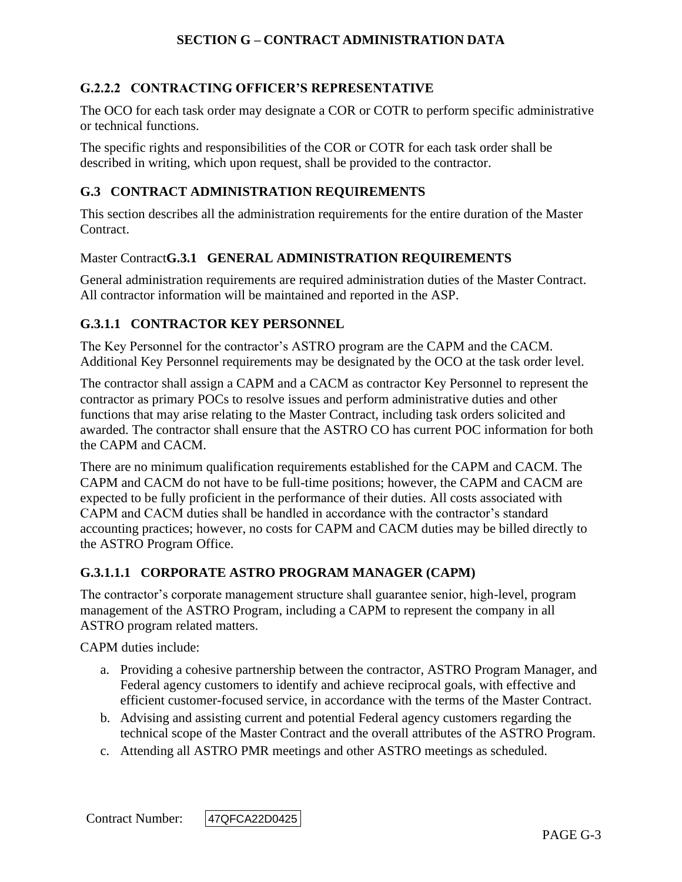#### G.2.2.2 CONTRACTING OFFICER'S REPRESENTATIVE

The OCO for each task order may designate a COR or COTR to perform specific administrative or technical functions.

The specific rights and responsibilities of the COR or COTR for each task order shall be described in writing, which upon request, shall be provided to the contractor.

## G.3 CONTRACT ADMINISTRATION REQUIREMENTS

This section describes all the administration requirements for the entire duration of the Master Contract.

Master Contract**G.3.1 GENERAL ADMINISTRATION REQUIREMENTS**

General administration requirements are required administration duties of the Master Contract. All contractor information will be maintained and reported in the ASP.

### G.3.1.1 CONTRACTOR KEY PERSONNEL

The Key Personnel for the contractor's ASTRO program are the CAPM and the CACM. Additional Key Personnel requirements may be designated by the OCO at the task order level.

The contractor shall assign a CAPM and a CACM as contractor Key Personnel to represent the contractor as primary POCs to resolve issues and perform administrative duties and other functions that may arise relating to the Master Contract, including task orders solicited and awarded. The contractor shall ensure that the ASTRO CO has current POC information for both the CAPM and CACM.

There are no minimum qualification requirements established for the CAPM and CACM. The CAPM and CACM do not have to be full-time positions; however, the CAPM and CACM are expected to be fully proficient in the performance of their duties. All costs associated with CAPM and CACM duties shall be handled in accordance with the contractor's standard accounting practices; however, no costs for CAPM and CACM duties may be billed directly to the ASTRO Program Office.

#### G.3.1.1.1 CORPORATE ASTRO PROGRAM MANAGER (CAPM)

The contractor's corporate management structure shall guarantee senior, high-level, program management of the ASTRO Program, including a CAPM to represent the company in all ASTRO program related matters.

CAPM duties include:

a. Providing a cohesive partnership between the contractor, ASTRO Program Manager, and Federal agency customers to identify and achieve reciprocal goals, with effective and efficient customer-focused service, in accordance with the terms of the Master Contract.
b. Advising and assisting current and potential Federal agency customers regarding the technical scope of the Master Contract and the overall attributes of the ASTRO Program.
c. Attending all ASTRO PMR meetings and other ASTRO meetings as scheduled.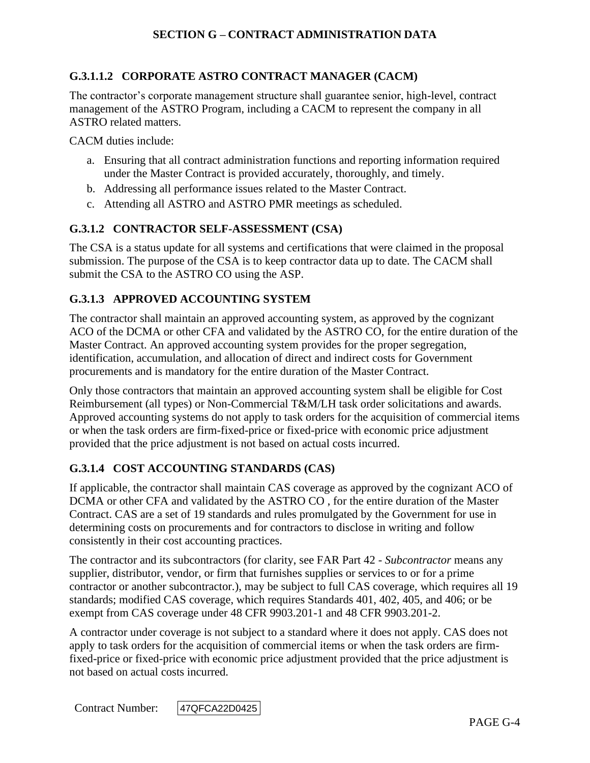### G.3.1.1.2 CORPORATE ASTRO CONTRACT MANAGER (CACM)

The contractor's corporate management structure shall guarantee senior, high-level, contract management of the ASTRO Program, including a CACM to represent the company in all ASTRO related matters.

CACM duties include:

a. Ensuring that all contract administration functions and reporting information required under the Master Contract is provided accurately, thoroughly, and timely.
b. Addressing all performance issues related to the Master Contract.
c. Attending all ASTRO and ASTRO PMR meetings as scheduled.

### G.3.1.2 CONTRACTOR SELF-ASSESSMENT (CSA)

The CSA is a status update for all systems and certifications that were claimed in the proposal submission. The purpose of the CSA is to keep contractor data up to date. The CACM shall submit the CSA to the ASTRO CO using the ASP.

### G.3.1.3 APPROVED ACCOUNTING SYSTEM

The contractor shall maintain an approved accounting system, as approved by the cognizant ACO of the DCMA or other CFA and validated by the ASTRO CO, for the entire duration of the Master Contract. An approved accounting system provides for the proper segregation, identification, accumulation, and allocation of direct and indirect costs for Government procurements and is mandatory for the entire duration of the Master Contract.

Only those contractors that maintain an approved accounting system shall be eligible for Cost Reimbursement (all types) or Non-Commercial T&M/LH task order solicitations and awards. Approved accounting systems do not apply to task orders for the acquisition of commercial items or when the task orders are firm-fixed-price or fixed-price with economic price adjustment provided that the price adjustment is not based on actual costs incurred.

### G.3.1.4 COST ACCOUNTING STANDARDS (CAS)

If applicable, the contractor shall maintain CAS coverage as approved by the cognizant ACO of DCMA or other CFA and validated by the ASTRO CO , for the entire duration of the Master Contract. CAS are a set of 19 standards and rules promulgated by the Government for use in determining costs on procurements and for contractors to disclose in writing and follow consistently in their cost accounting practices.

The contractor and its subcontractors (for clarity, see FAR Part 42 - *Subcontractor* means any supplier, distributor, vendor, or firm that furnishes supplies or services to or for a prime contractor or another subcontractor.), may be subject to full CAS coverage, which requires all 19 standards; modified CAS coverage, which requires Standards 401, 402, 405, and 406; or be exempt from CAS coverage under 48 CFR 9903.201-1 and 48 CFR 9903.201-2.

A contractor under coverage is not subject to a standard where it does not apply. CAS does not apply to task orders for the acquisition of commercial items or when the task orders are firm-fixed-price or fixed-price with economic price adjustment provided that the price adjustment is not based on actual costs incurred.

Contract Number: 47QFCA22D0425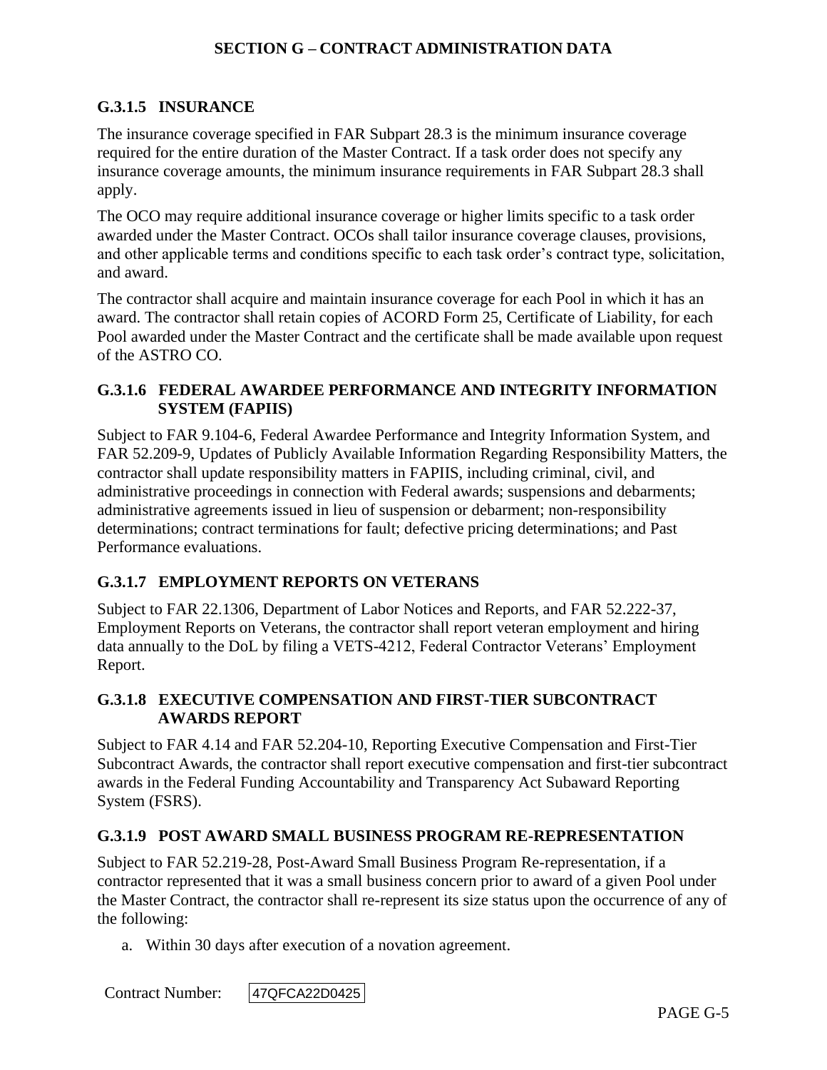### G.3.1.5 INSURANCE

The insurance coverage specified in FAR Subpart 28.3 is the minimum insurance coverage required for the entire duration of the Master Contract. If a task order does not specify any insurance coverage amounts, the minimum insurance requirements in FAR Subpart 28.3 shall apply.

The OCO may require additional insurance coverage or higher limits specific to a task order awarded under the Master Contract. OCOs shall tailor insurance coverage clauses, provisions, and other applicable terms and conditions specific to each task order's contract type, solicitation, and award.

The contractor shall acquire and maintain insurance coverage for each Pool in which it has an award. The contractor shall retain copies of ACORD Form 25, Certificate of Liability, for each Pool awarded under the Master Contract and the certificate shall be made available upon request of the ASTRO CO.

### G.3.1.6 FEDERAL AWARDEE PERFORMANCE AND INTEGRITY INFORMATION SYSTEM (FAPIIS)

Subject to FAR 9.104-6, Federal Awardee Performance and Integrity Information System, and FAR 52.209-9, Updates of Publicly Available Information Regarding Responsibility Matters, the contractor shall update responsibility matters in FAPIIS, including criminal, civil, and administrative proceedings in connection with Federal awards; suspensions and debarments; administrative agreements issued in lieu of suspension or debarment; non-responsibility determinations; contract terminations for fault; defective pricing determinations; and Past Performance evaluations.

### G.3.1.7 EMPLOYMENT REPORTS ON VETERANS

Subject to FAR 22.1306, Department of Labor Notices and Reports, and FAR 52.222-37, Employment Reports on Veterans, the contractor shall report veteran employment and hiring data annually to the DoL by filing a VETS-4212, Federal Contractor Veterans' Employment Report.

### G.3.1.8 EXECUTIVE COMPENSATION AND FIRST-TIER SUBCONTRACT AWARDS REPORT

Subject to FAR 4.14 and FAR 52.204-10, Reporting Executive Compensation and First-Tier Subcontract Awards, the contractor shall report executive compensation and first-tier subcontract awards in the Federal Funding Accountability and Transparency Act Subaward Reporting System (FSRS).

### G.3.1.9 POST AWARD SMALL BUSINESS PROGRAM RE-REPRESENTATION

Subject to FAR 52.219-28, Post-Award Small Business Program Re-representation, if a contractor represented that it was a small business concern prior to award of a given Pool under the Master Contract, the contractor shall re-represent its size status upon the occurrence of any of the following:

a. Within 30 days after execution of a novation agreement.

Contract Number: 47QFCA22D0425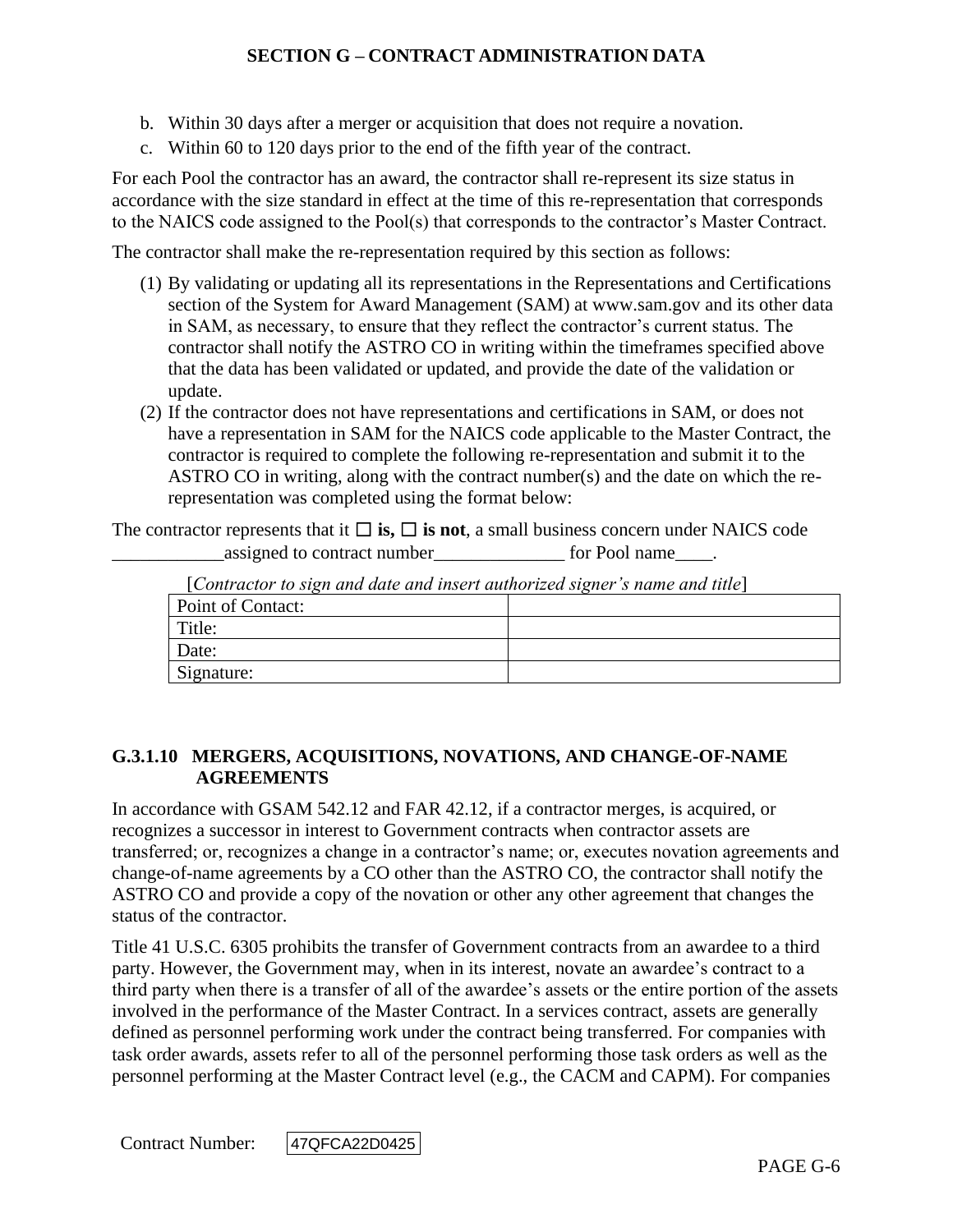b. Within 30 days after a merger or acquisition that does not require a novation.
c. Within 60 to 120 days prior to the end of the fifth year of the contract.

For each Pool the contractor has an award, the contractor shall re-represent its size status in accordance with the size standard in effect at the time of this re-representation that corresponds to the NAICS code assigned to the Pool(s) that corresponds to the contractor's Master Contract.

The contractor shall make the re-representation required by this section as follows:

(1) By validating or updating all its representations in the Representations and Certifications section of the System for Award Management (SAM) at www.sam.gov and its other data in SAM, as necessary, to ensure that they reflect the contractor's current status. The contractor shall notify the ASTRO CO in writing within the timeframes specified above that the data has been validated or updated, and provide the date of the validation or update.
(2) If the contractor does not have representations and certifications in SAM, or does not have a representation in SAM for the NAICS code applicable to the Master Contract, the contractor is required to complete the following re-representation and submit it to the ASTRO CO in writing, along with the contract number(s) and the date on which the re-representation was completed using the format below:

The contractor represents that it ☐ **is,** ☐ **is not**, a small business concern under NAICS code ____________assigned to contract number______________ for Pool name____.

[*Contractor to sign and date and insert authorized signer's name and title*]

| Point of Contact: | |
|---|---|
| Title: | |
| Date: | |
| Signature: | |

### G.3.1.10 MERGERS, ACQUISITIONS, NOVATIONS, AND CHANGE-OF-NAME AGREEMENTS

In accordance with GSAM 542.12 and FAR 42.12, if a contractor merges, is acquired, or recognizes a successor in interest to Government contracts when contractor assets are transferred; or, recognizes a change in a contractor's name; or, executes novation agreements and change-of-name agreements by a CO other than the ASTRO CO, the contractor shall notify the ASTRO CO and provide a copy of the novation or other any other agreement that changes the status of the contractor.

Title 41 U.S.C. 6305 prohibits the transfer of Government contracts from an awardee to a third party. However, the Government may, when in its interest, novate an awardee's contract to a third party when there is a transfer of all of the awardee's assets or the entire portion of the assets involved in the performance of the Master Contract. In a services contract, assets are generally defined as personnel performing work under the contract being transferred. For companies with task order awards, assets refer to all of the personnel performing those task orders as well as the personnel performing at the Master Contract level (e.g., the CACM and CAPM). For companies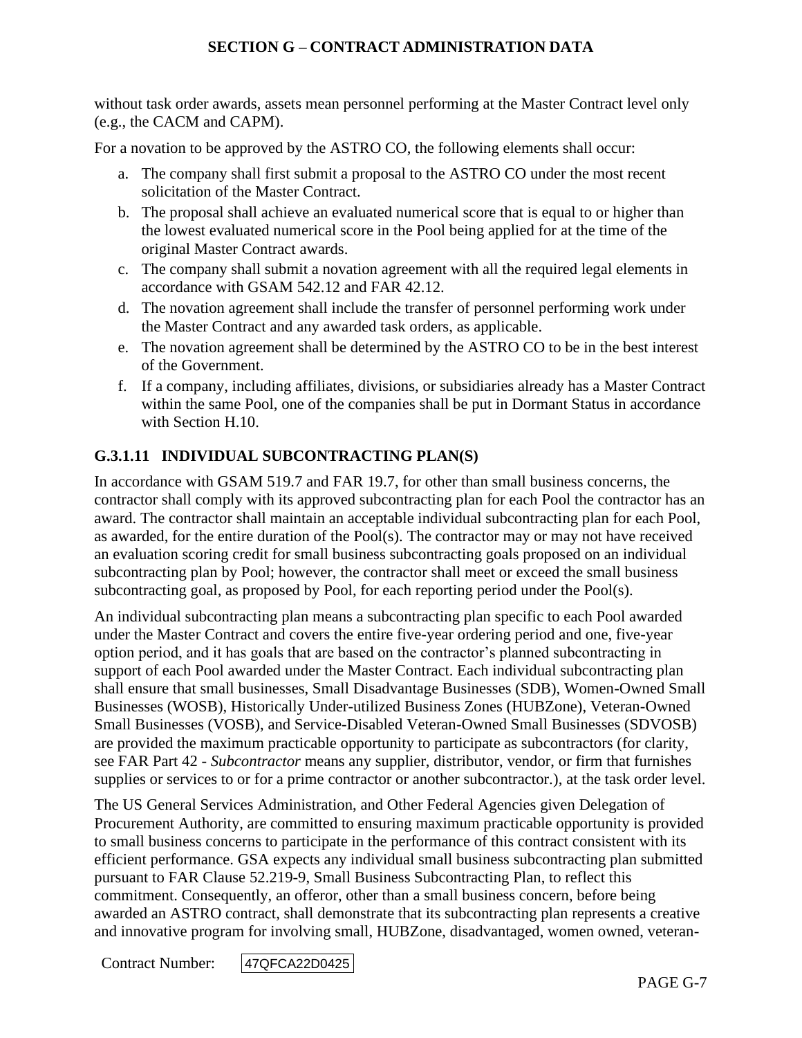without task order awards, assets mean personnel performing at the Master Contract level only (e.g., the CACM and CAPM).

For a novation to be approved by the ASTRO CO, the following elements shall occur:

a. The company shall first submit a proposal to the ASTRO CO under the most recent solicitation of the Master Contract.
b. The proposal shall achieve an evaluated numerical score that is equal to or higher than the lowest evaluated numerical score in the Pool being applied for at the time of the original Master Contract awards.
c. The company shall submit a novation agreement with all the required legal elements in accordance with GSAM 542.12 and FAR 42.12.
d. The novation agreement shall include the transfer of personnel performing work under the Master Contract and any awarded task orders, as applicable.
e. The novation agreement shall be determined by the ASTRO CO to be in the best interest of the Government.
f. If a company, including affiliates, divisions, or subsidiaries already has a Master Contract within the same Pool, one of the companies shall be put in Dormant Status in accordance with Section H.10.

### G.3.1.11 INDIVIDUAL SUBCONTRACTING PLAN(S)

In accordance with GSAM 519.7 and FAR 19.7, for other than small business concerns, the contractor shall comply with its approved subcontracting plan for each Pool the contractor has an award. The contractor shall maintain an acceptable individual subcontracting plan for each Pool, as awarded, for the entire duration of the Pool(s). The contractor may or may not have received an evaluation scoring credit for small business subcontracting goals proposed on an individual subcontracting plan by Pool; however, the contractor shall meet or exceed the small business subcontracting goal, as proposed by Pool, for each reporting period under the Pool(s).

An individual subcontracting plan means a subcontracting plan specific to each Pool awarded under the Master Contract and covers the entire five-year ordering period and one, five-year option period, and it has goals that are based on the contractor's planned subcontracting in support of each Pool awarded under the Master Contract. Each individual subcontracting plan shall ensure that small businesses, Small Disadvantage Businesses (SDB), Women-Owned Small Businesses (WOSB), Historically Under-utilized Business Zones (HUBZone), Veteran-Owned Small Businesses (VOSB), and Service-Disabled Veteran-Owned Small Businesses (SDVOSB) are provided the maximum practicable opportunity to participate as subcontractors (for clarity, see FAR Part 42 - *Subcontractor* means any supplier, distributor, vendor, or firm that furnishes supplies or services to or for a prime contractor or another subcontractor.), at the task order level.

The US General Services Administration, and Other Federal Agencies given Delegation of Procurement Authority, are committed to ensuring maximum practicable opportunity is provided to small business concerns to participate in the performance of this contract consistent with its efficient performance. GSA expects any individual small business subcontracting plan submitted pursuant to FAR Clause 52.219-9, Small Business Subcontracting Plan, to reflect this commitment. Consequently, an offeror, other than a small business concern, before being awarded an ASTRO contract, shall demonstrate that its subcontracting plan represents a creative and innovative program for involving small, HUBZone, disadvantaged, women owned, veteran-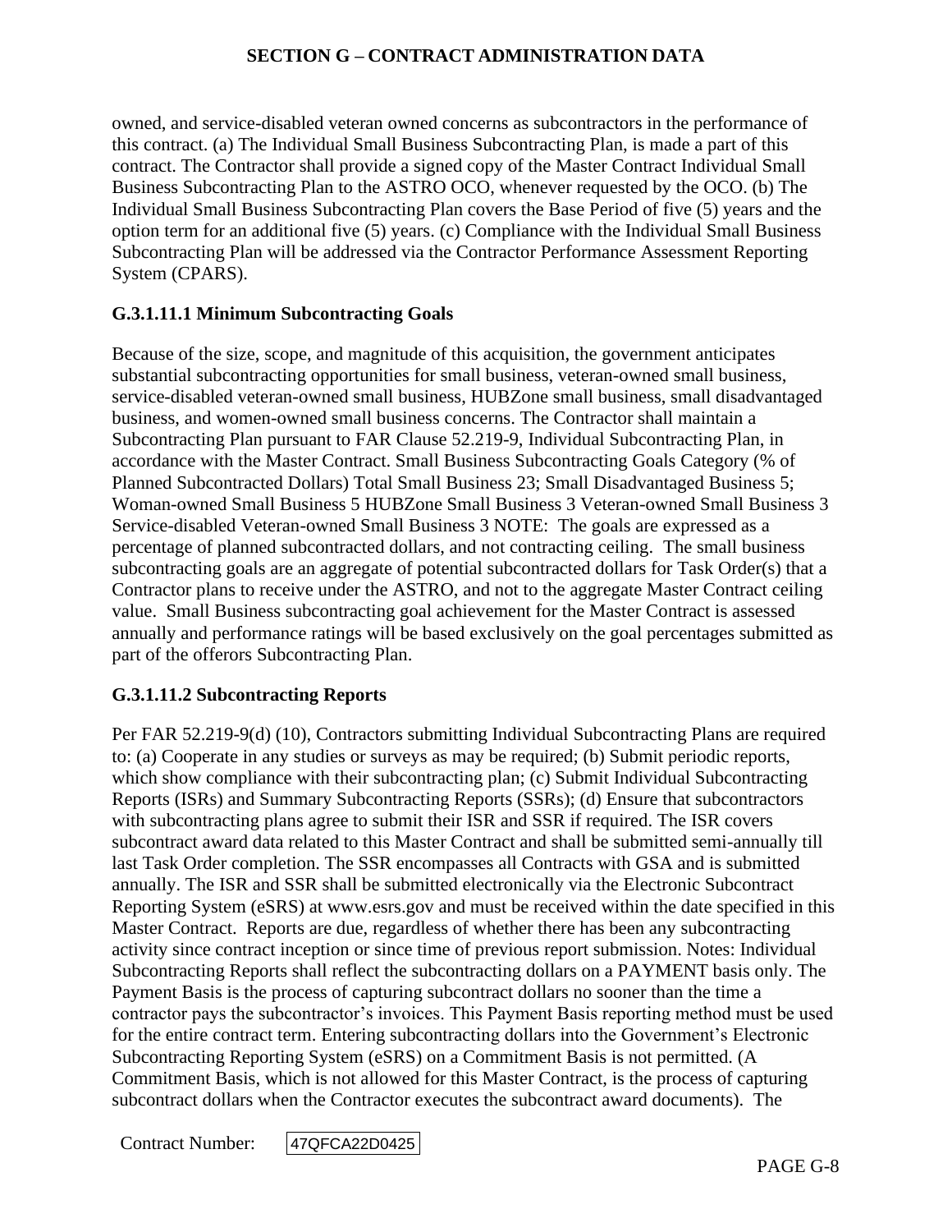owned, and service-disabled veteran owned concerns as subcontractors in the performance of this contract. (a) The Individual Small Business Subcontracting Plan, is made a part of this contract. The Contractor shall provide a signed copy of the Master Contract Individual Small Business Subcontracting Plan to the ASTRO OCO, whenever requested by the OCO. (b) The Individual Small Business Subcontracting Plan covers the Base Period of five (5) years and the option term for an additional five (5) years. (c) Compliance with the Individual Small Business Subcontracting Plan will be addressed via the Contractor Performance Assessment Reporting System (CPARS).

### G.3.1.11.1 Minimum Subcontracting Goals

Because of the size, scope, and magnitude of this acquisition, the government anticipates substantial subcontracting opportunities for small business, veteran-owned small business, service-disabled veteran-owned small business, HUBZone small business, small disadvantaged business, and women-owned small business concerns. The Contractor shall maintain a Subcontracting Plan pursuant to FAR Clause 52.219-9, Individual Subcontracting Plan, in accordance with the Master Contract. Small Business Subcontracting Goals Category (% of Planned Subcontracted Dollars) Total Small Business 23; Small Disadvantaged Business 5; Woman-owned Small Business 5 HUBZone Small Business 3 Veteran-owned Small Business 3 Service-disabled Veteran-owned Small Business 3 NOTE: The goals are expressed as a percentage of planned subcontracted dollars, and not contracting ceiling. The small business subcontracting goals are an aggregate of potential subcontracted dollars for Task Order(s) that a Contractor plans to receive under the ASTRO, and not to the aggregate Master Contract ceiling value. Small Business subcontracting goal achievement for the Master Contract is assessed annually and performance ratings will be based exclusively on the goal percentages submitted as part of the offerors Subcontracting Plan.

### G.3.1.11.2 Subcontracting Reports

Per FAR 52.219-9(d) (10), Contractors submitting Individual Subcontracting Plans are required to: (a) Cooperate in any studies or surveys as may be required; (b) Submit periodic reports, which show compliance with their subcontracting plan; (c) Submit Individual Subcontracting Reports (ISRs) and Summary Subcontracting Reports (SSRs); (d) Ensure that subcontractors with subcontracting plans agree to submit their ISR and SSR if required. The ISR covers subcontract award data related to this Master Contract and shall be submitted semi-annually till last Task Order completion. The SSR encompasses all Contracts with GSA and is submitted annually. The ISR and SSR shall be submitted electronically via the Electronic Subcontract Reporting System (eSRS) at www.esrs.gov and must be received within the date specified in this Master Contract. Reports are due, regardless of whether there has been any subcontracting activity since contract inception or since time of previous report submission. Notes: Individual Subcontracting Reports shall reflect the subcontracting dollars on a PAYMENT basis only. The Payment Basis is the process of capturing subcontract dollars no sooner than the time a contractor pays the subcontractor's invoices. This Payment Basis reporting method must be used for the entire contract term. Entering subcontracting dollars into the Government's Electronic Subcontracting Reporting System (eSRS) on a Commitment Basis is not permitted. (A Commitment Basis, which is not allowed for this Master Contract, is the process of capturing subcontract dollars when the Contractor executes the subcontract award documents). The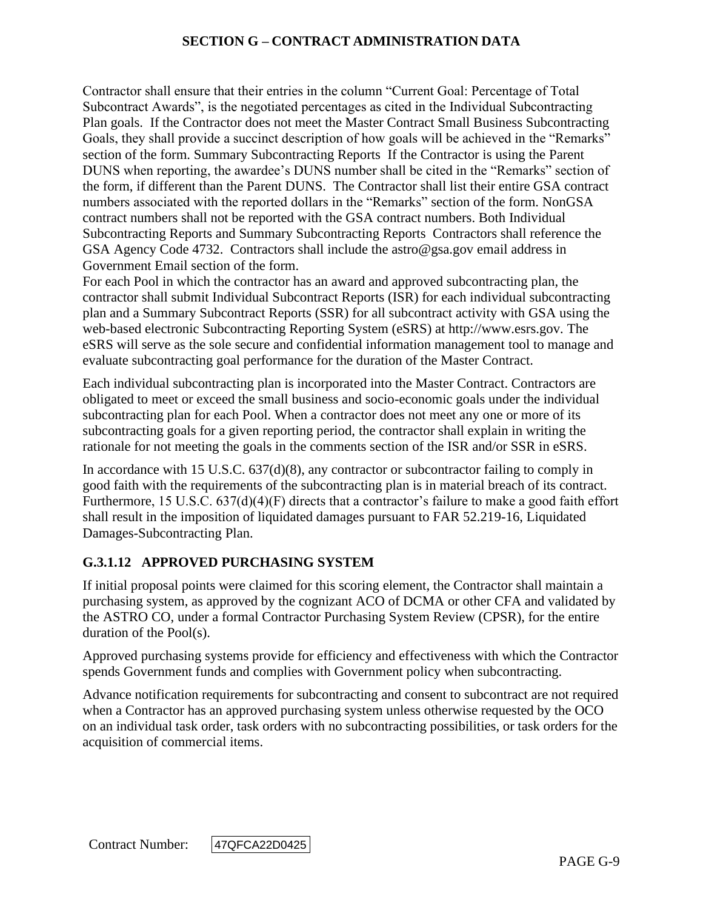Contractor shall ensure that their entries in the column "Current Goal: Percentage of Total Subcontract Awards", is the negotiated percentages as cited in the Individual Subcontracting Plan goals. If the Contractor does not meet the Master Contract Small Business Subcontracting Goals, they shall provide a succinct description of how goals will be achieved in the "Remarks" section of the form. Summary Subcontracting Reports If the Contractor is using the Parent DUNS when reporting, the awardee's DUNS number shall be cited in the "Remarks" section of the form, if different than the Parent DUNS. The Contractor shall list their entire GSA contract numbers associated with the reported dollars in the "Remarks" section of the form. NonGSA contract numbers shall not be reported with the GSA contract numbers. Both Individual Subcontracting Reports and Summary Subcontracting Reports Contractors shall reference the GSA Agency Code 4732. Contractors shall include the astro@gsa.gov email address in Government Email section of the form.
For each Pool in which the contractor has an award and approved subcontracting plan, the contractor shall submit Individual Subcontract Reports (ISR) for each individual subcontracting plan and a Summary Subcontract Reports (SSR) for all subcontract activity with GSA using the web-based electronic Subcontracting Reporting System (eSRS) at http://www.esrs.gov. The eSRS will serve as the sole secure and confidential information management tool to manage and evaluate subcontracting goal performance for the duration of the Master Contract.

Each individual subcontracting plan is incorporated into the Master Contract. Contractors are obligated to meet or exceed the small business and socio-economic goals under the individual subcontracting plan for each Pool. When a contractor does not meet any one or more of its subcontracting goals for a given reporting period, the contractor shall explain in writing the rationale for not meeting the goals in the comments section of the ISR and/or SSR in eSRS.

In accordance with 15 U.S.C. 637(d)(8), any contractor or subcontractor failing to comply in good faith with the requirements of the subcontracting plan is in material breach of its contract. Furthermore, 15 U.S.C. 637(d)(4)(F) directs that a contractor's failure to make a good faith effort shall result in the imposition of liquidated damages pursuant to FAR 52.219-16, Liquidated Damages-Subcontracting Plan.

### G.3.1.12 APPROVED PURCHASING SYSTEM

If initial proposal points were claimed for this scoring element, the Contractor shall maintain a purchasing system, as approved by the cognizant ACO of DCMA or other CFA and validated by the ASTRO CO, under a formal Contractor Purchasing System Review (CPSR), for the entire duration of the Pool(s).

Approved purchasing systems provide for efficiency and effectiveness with which the Contractor spends Government funds and complies with Government policy when subcontracting.

Advance notification requirements for subcontracting and consent to subcontract are not required when a Contractor has an approved purchasing system unless otherwise requested by the OCO on an individual task order, task orders with no subcontracting possibilities, or task orders for the acquisition of commercial items.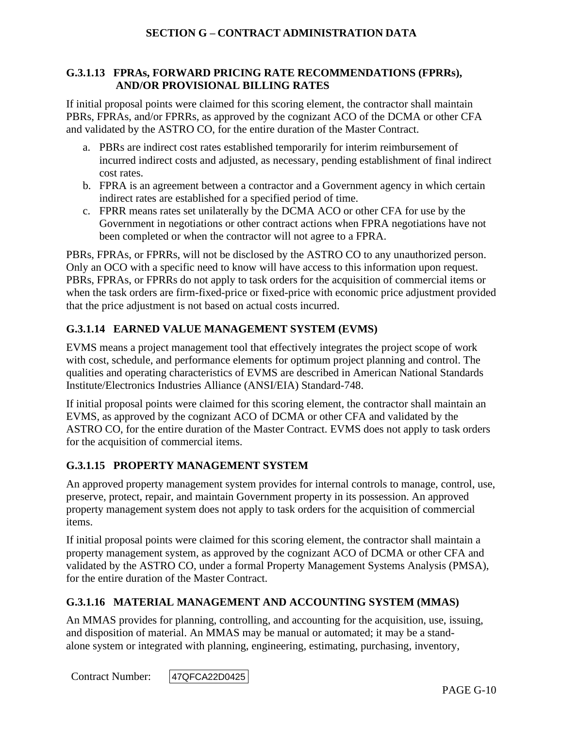### G.3.1.13 FPRAs, FORWARD PRICING RATE RECOMMENDATIONS (FPRRs), AND/OR PROVISIONAL BILLING RATES

If initial proposal points were claimed for this scoring element, the contractor shall maintain PBRs, FPRAs, and/or FPRRs, as approved by the cognizant ACO of the DCMA or other CFA and validated by the ASTRO CO, for the entire duration of the Master Contract.

a. PBRs are indirect cost rates established temporarily for interim reimbursement of incurred indirect costs and adjusted, as necessary, pending establishment of final indirect cost rates.
b. FPRA is an agreement between a contractor and a Government agency in which certain indirect rates are established for a specified period of time.
c. FPRR means rates set unilaterally by the DCMA ACO or other CFA for use by the Government in negotiations or other contract actions when FPRA negotiations have not been completed or when the contractor will not agree to a FPRA.

PBRs, FPRAs, or FPRRs, will not be disclosed by the ASTRO CO to any unauthorized person. Only an OCO with a specific need to know will have access to this information upon request. PBRs, FPRAs, or FPRRs do not apply to task orders for the acquisition of commercial items or when the task orders are firm-fixed-price or fixed-price with economic price adjustment provided that the price adjustment is not based on actual costs incurred.

### G.3.1.14 EARNED VALUE MANAGEMENT SYSTEM (EVMS)

EVMS means a project management tool that effectively integrates the project scope of work with cost, schedule, and performance elements for optimum project planning and control. The qualities and operating characteristics of EVMS are described in American National Standards Institute/Electronics Industries Alliance (ANSI/EIA) Standard-748.

If initial proposal points were claimed for this scoring element, the contractor shall maintain an EVMS, as approved by the cognizant ACO of DCMA or other CFA and validated by the ASTRO CO, for the entire duration of the Master Contract. EVMS does not apply to task orders for the acquisition of commercial items.

### G.3.1.15 PROPERTY MANAGEMENT SYSTEM

An approved property management system provides for internal controls to manage, control, use, preserve, protect, repair, and maintain Government property in its possession. An approved property management system does not apply to task orders for the acquisition of commercial items.

If initial proposal points were claimed for this scoring element, the contractor shall maintain a property management system, as approved by the cognizant ACO of DCMA or other CFA and validated by the ASTRO CO, under a formal Property Management Systems Analysis (PMSA), for the entire duration of the Master Contract.

### G.3.1.16 MATERIAL MANAGEMENT AND ACCOUNTING SYSTEM (MMAS)

An MMAS provides for planning, controlling, and accounting for the acquisition, use, issuing, and disposition of material. An MMAS may be manual or automated; it may be a stand-alone system or integrated with planning, engineering, estimating, purchasing, inventory,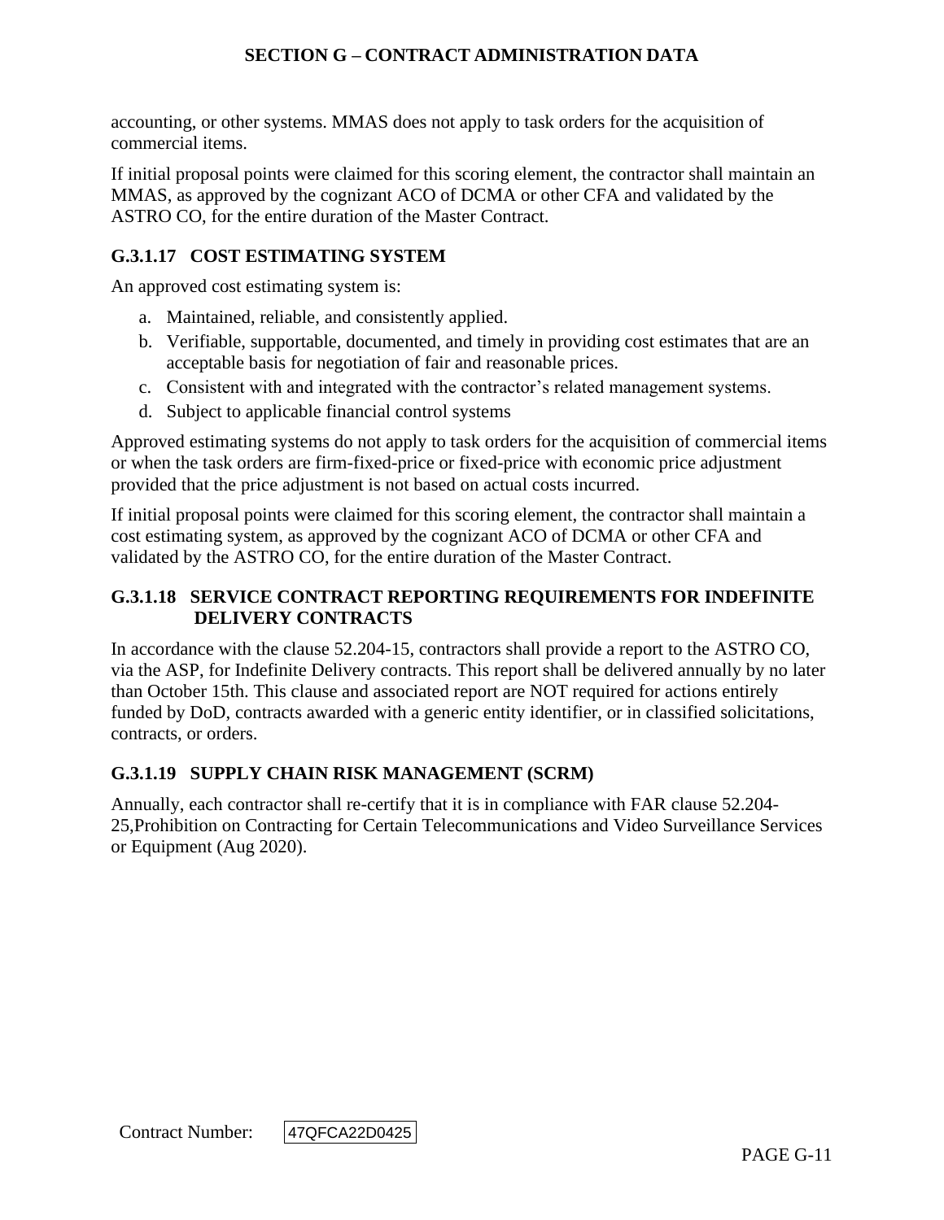accounting, or other systems. MMAS does not apply to task orders for the acquisition of commercial items.

If initial proposal points were claimed for this scoring element, the contractor shall maintain an MMAS, as approved by the cognizant ACO of DCMA or other CFA and validated by the ASTRO CO, for the entire duration of the Master Contract.

### G.3.1.17 COST ESTIMATING SYSTEM

An approved cost estimating system is:

a. Maintained, reliable, and consistently applied.
b. Verifiable, supportable, documented, and timely in providing cost estimates that are an acceptable basis for negotiation of fair and reasonable prices.
c. Consistent with and integrated with the contractor's related management systems.
d. Subject to applicable financial control systems

Approved estimating systems do not apply to task orders for the acquisition of commercial items or when the task orders are firm-fixed-price or fixed-price with economic price adjustment provided that the price adjustment is not based on actual costs incurred.

If initial proposal points were claimed for this scoring element, the contractor shall maintain a cost estimating system, as approved by the cognizant ACO of DCMA or other CFA and validated by the ASTRO CO, for the entire duration of the Master Contract.

### G.3.1.18 SERVICE CONTRACT REPORTING REQUIREMENTS FOR INDEFINITE DELIVERY CONTRACTS

In accordance with the clause 52.204-15, contractors shall provide a report to the ASTRO CO, via the ASP, for Indefinite Delivery contracts. This report shall be delivered annually by no later than October 15th. This clause and associated report are NOT required for actions entirely funded by DoD, contracts awarded with a generic entity identifier, or in classified solicitations, contracts, or orders.

### G.3.1.19 SUPPLY CHAIN RISK MANAGEMENT (SCRM)

Annually, each contractor shall re-certify that it is in compliance with FAR clause 52.204-25,Prohibition on Contracting for Certain Telecommunications and Video Surveillance Services or Equipment (Aug 2020).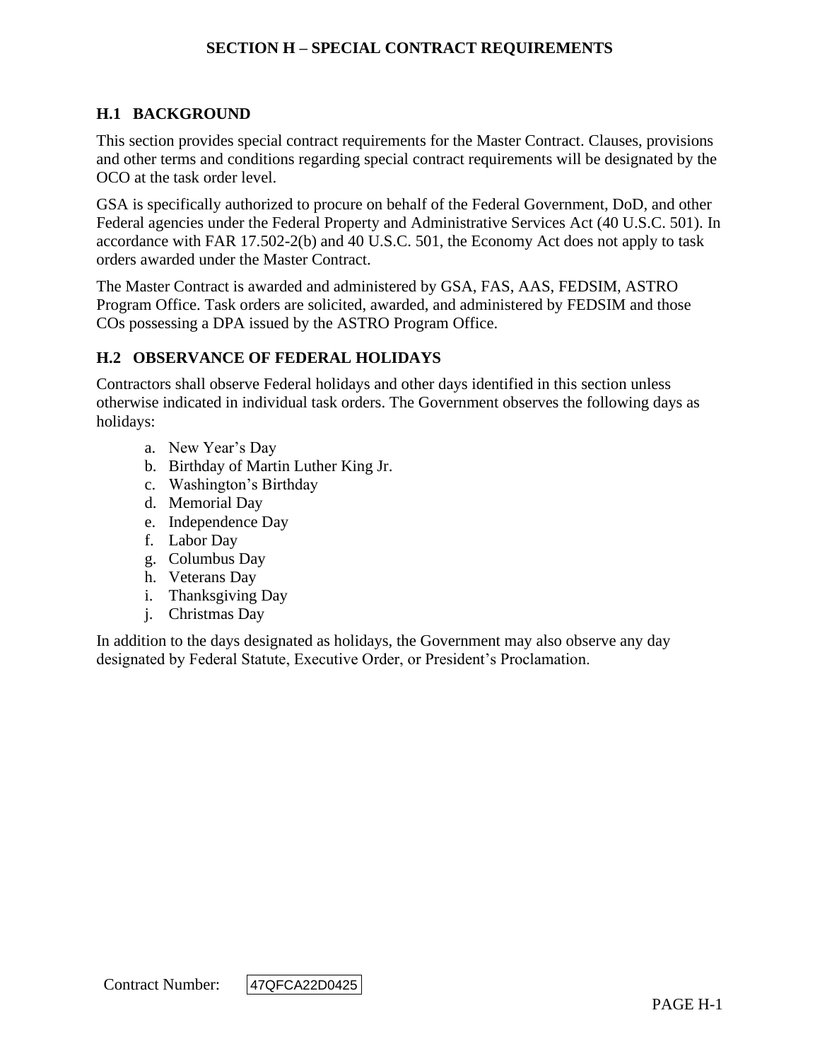# SECTION H – SPECIAL CONTRACT REQUIREMENTS

## H.1 BACKGROUND

This section provides special contract requirements for the Master Contract. Clauses, provisions and other terms and conditions regarding special contract requirements will be designated by the OCO at the task order level.

GSA is specifically authorized to procure on behalf of the Federal Government, DoD, and other Federal agencies under the Federal Property and Administrative Services Act (40 U.S.C. 501). In accordance with FAR 17.502-2(b) and 40 U.S.C. 501, the Economy Act does not apply to task orders awarded under the Master Contract.

The Master Contract is awarded and administered by GSA, FAS, AAS, FEDSIM, ASTRO Program Office. Task orders are solicited, awarded, and administered by FEDSIM and those COs possessing a DPA issued by the ASTRO Program Office.

## H.2 OBSERVANCE OF FEDERAL HOLIDAYS

Contractors shall observe Federal holidays and other days identified in this section unless otherwise indicated in individual task orders. The Government observes the following days as holidays:

a. New Year's Day
b. Birthday of Martin Luther King Jr.
c. Washington's Birthday
d. Memorial Day
e. Independence Day
f. Labor Day
g. Columbus Day
h. Veterans Day
i. Thanksgiving Day
j. Christmas Day

In addition to the days designated as holidays, the Government may also observe any day designated by Federal Statute, Executive Order, or President's Proclamation.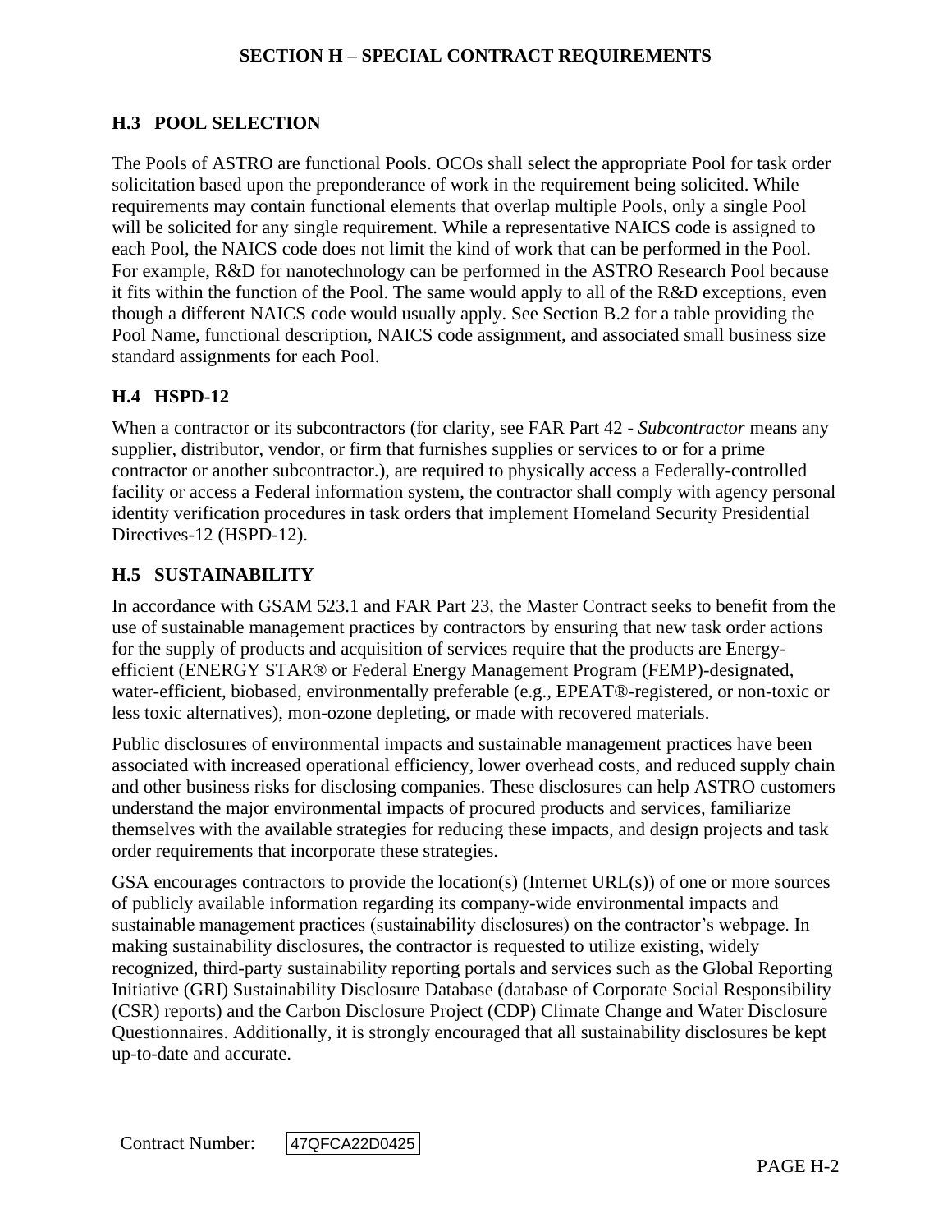## H.3 POOL SELECTION

The Pools of ASTRO are functional Pools. OCOs shall select the appropriate Pool for task order solicitation based upon the preponderance of work in the requirement being solicited. While requirements may contain functional elements that overlap multiple Pools, only a single Pool will be solicited for any single requirement. While a representative NAICS code is assigned to each Pool, the NAICS code does not limit the kind of work that can be performed in the Pool. For example, R&D for nanotechnology can be performed in the ASTRO Research Pool because it fits within the function of the Pool. The same would apply to all of the R&D exceptions, even though a different NAICS code would usually apply. See Section B.2 for a table providing the Pool Name, functional description, NAICS code assignment, and associated small business size standard assignments for each Pool.

## H.4 HSPD-12

When a contractor or its subcontractors (for clarity, see FAR Part 42 - *Subcontractor* means any supplier, distributor, vendor, or firm that furnishes supplies or services to or for a prime contractor or another subcontractor.), are required to physically access a Federally-controlled facility or access a Federal information system, the contractor shall comply with agency personal identity verification procedures in task orders that implement Homeland Security Presidential Directives-12 (HSPD-12).

## H.5 SUSTAINABILITY

In accordance with GSAM 523.1 and FAR Part 23, the Master Contract seeks to benefit from the use of sustainable management practices by contractors by ensuring that new task order actions for the supply of products and acquisition of services require that the products are Energy-efficient (ENERGY STAR® or Federal Energy Management Program (FEMP)-designated, water-efficient, biobased, environmentally preferable (e.g., EPEAT®-registered, or non-toxic or less toxic alternatives), mon-ozone depleting, or made with recovered materials.

Public disclosures of environmental impacts and sustainable management practices have been associated with increased operational efficiency, lower overhead costs, and reduced supply chain and other business risks for disclosing companies. These disclosures can help ASTRO customers understand the major environmental impacts of procured products and services, familiarize themselves with the available strategies for reducing these impacts, and design projects and task order requirements that incorporate these strategies.

GSA encourages contractors to provide the location(s) (Internet URL(s)) of one or more sources of publicly available information regarding its company-wide environmental impacts and sustainable management practices (sustainability disclosures) on the contractor's webpage. In making sustainability disclosures, the contractor is requested to utilize existing, widely recognized, third-party sustainability reporting portals and services such as the Global Reporting Initiative (GRI) Sustainability Disclosure Database (database of Corporate Social Responsibility (CSR) reports) and the Carbon Disclosure Project (CDP) Climate Change and Water Disclosure Questionnaires. Additionally, it is strongly encouraged that all sustainability disclosures be kept up-to-date and accurate.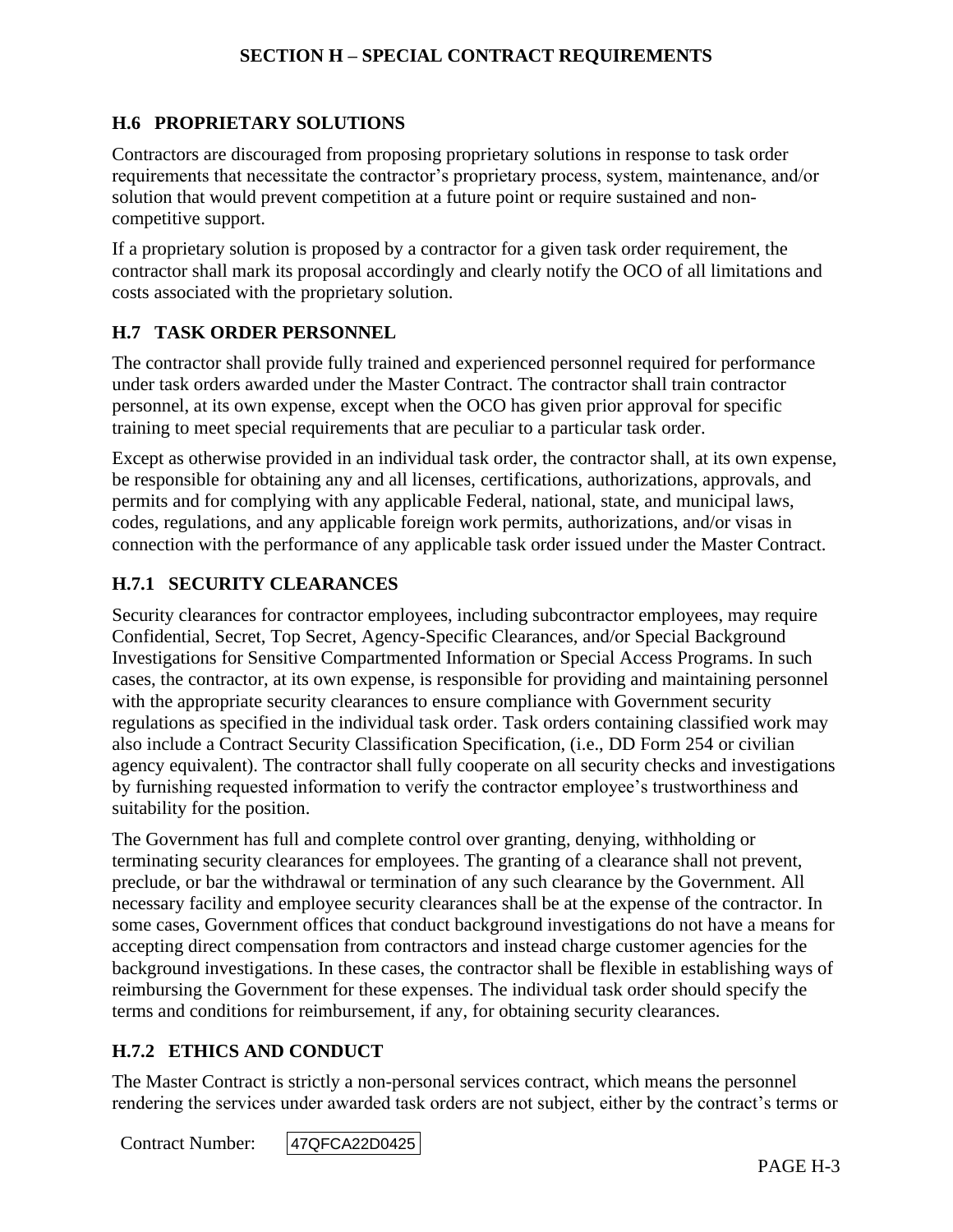## H.6 PROPRIETARY SOLUTIONS

Contractors are discouraged from proposing proprietary solutions in response to task order requirements that necessitate the contractor's proprietary process, system, maintenance, and/or solution that would prevent competition at a future point or require sustained and non-competitive support.

If a proprietary solution is proposed by a contractor for a given task order requirement, the contractor shall mark its proposal accordingly and clearly notify the OCO of all limitations and costs associated with the proprietary solution.

## H.7 TASK ORDER PERSONNEL

The contractor shall provide fully trained and experienced personnel required for performance under task orders awarded under the Master Contract. The contractor shall train contractor personnel, at its own expense, except when the OCO has given prior approval for specific training to meet special requirements that are peculiar to a particular task order.

Except as otherwise provided in an individual task order, the contractor shall, at its own expense, be responsible for obtaining any and all licenses, certifications, authorizations, approvals, and permits and for complying with any applicable Federal, national, state, and municipal laws, codes, regulations, and any applicable foreign work permits, authorizations, and/or visas in connection with the performance of any applicable task order issued under the Master Contract.

### H.7.1 SECURITY CLEARANCES

Security clearances for contractor employees, including subcontractor employees, may require Confidential, Secret, Top Secret, Agency-Specific Clearances, and/or Special Background Investigations for Sensitive Compartmented Information or Special Access Programs. In such cases, the contractor, at its own expense, is responsible for providing and maintaining personnel with the appropriate security clearances to ensure compliance with Government security regulations as specified in the individual task order. Task orders containing classified work may also include a Contract Security Classification Specification, (i.e., DD Form 254 or civilian agency equivalent). The contractor shall fully cooperate on all security checks and investigations by furnishing requested information to verify the contractor employee's trustworthiness and suitability for the position.

The Government has full and complete control over granting, denying, withholding or terminating security clearances for employees. The granting of a clearance shall not prevent, preclude, or bar the withdrawal or termination of any such clearance by the Government. All necessary facility and employee security clearances shall be at the expense of the contractor. In some cases, Government offices that conduct background investigations do not have a means for accepting direct compensation from contractors and instead charge customer agencies for the background investigations. In these cases, the contractor shall be flexible in establishing ways of reimbursing the Government for these expenses. The individual task order should specify the terms and conditions for reimbursement, if any, for obtaining security clearances.

### H.7.2 ETHICS AND CONDUCT

The Master Contract is strictly a non-personal services contract, which means the personnel rendering the services under awarded task orders are not subject, either by the contract's terms or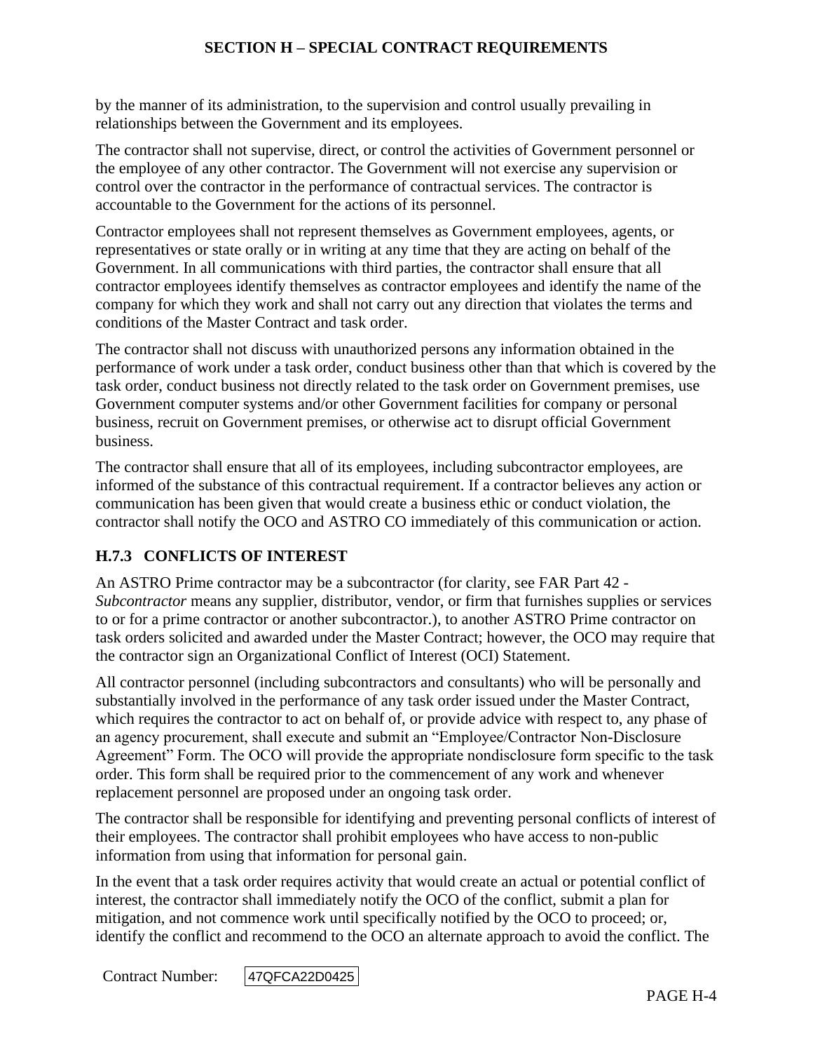by the manner of its administration, to the supervision and control usually prevailing in relationships between the Government and its employees.

The contractor shall not supervise, direct, or control the activities of Government personnel or the employee of any other contractor. The Government will not exercise any supervision or control over the contractor in the performance of contractual services. The contractor is accountable to the Government for the actions of its personnel.

Contractor employees shall not represent themselves as Government employees, agents, or representatives or state orally or in writing at any time that they are acting on behalf of the Government. In all communications with third parties, the contractor shall ensure that all contractor employees identify themselves as contractor employees and identify the name of the company for which they work and shall not carry out any direction that violates the terms and conditions of the Master Contract and task order.

The contractor shall not discuss with unauthorized persons any information obtained in the performance of work under a task order, conduct business other than that which is covered by the task order, conduct business not directly related to the task order on Government premises, use Government computer systems and/or other Government facilities for company or personal business, recruit on Government premises, or otherwise act to disrupt official Government business.

The contractor shall ensure that all of its employees, including subcontractor employees, are informed of the substance of this contractual requirement. If a contractor believes any action or communication has been given that would create a business ethic or conduct violation, the contractor shall notify the OCO and ASTRO CO immediately of this communication or action.

### H.7.3 CONFLICTS OF INTEREST

An ASTRO Prime contractor may be a subcontractor (for clarity, see FAR Part 42 - *Subcontractor* means any supplier, distributor, vendor, or firm that furnishes supplies or services to or for a prime contractor or another subcontractor.), to another ASTRO Prime contractor on task orders solicited and awarded under the Master Contract; however, the OCO may require that the contractor sign an Organizational Conflict of Interest (OCI) Statement.

All contractor personnel (including subcontractors and consultants) who will be personally and substantially involved in the performance of any task order issued under the Master Contract, which requires the contractor to act on behalf of, or provide advice with respect to, any phase of an agency procurement, shall execute and submit an "Employee/Contractor Non-Disclosure Agreement" Form. The OCO will provide the appropriate nondisclosure form specific to the task order. This form shall be required prior to the commencement of any work and whenever replacement personnel are proposed under an ongoing task order.

The contractor shall be responsible for identifying and preventing personal conflicts of interest of their employees. The contractor shall prohibit employees who have access to non-public information from using that information for personal gain.

In the event that a task order requires activity that would create an actual or potential conflict of interest, the contractor shall immediately notify the OCO of the conflict, submit a plan for mitigation, and not commence work until specifically notified by the OCO to proceed; or, identify the conflict and recommend to the OCO an alternate approach to avoid the conflict. The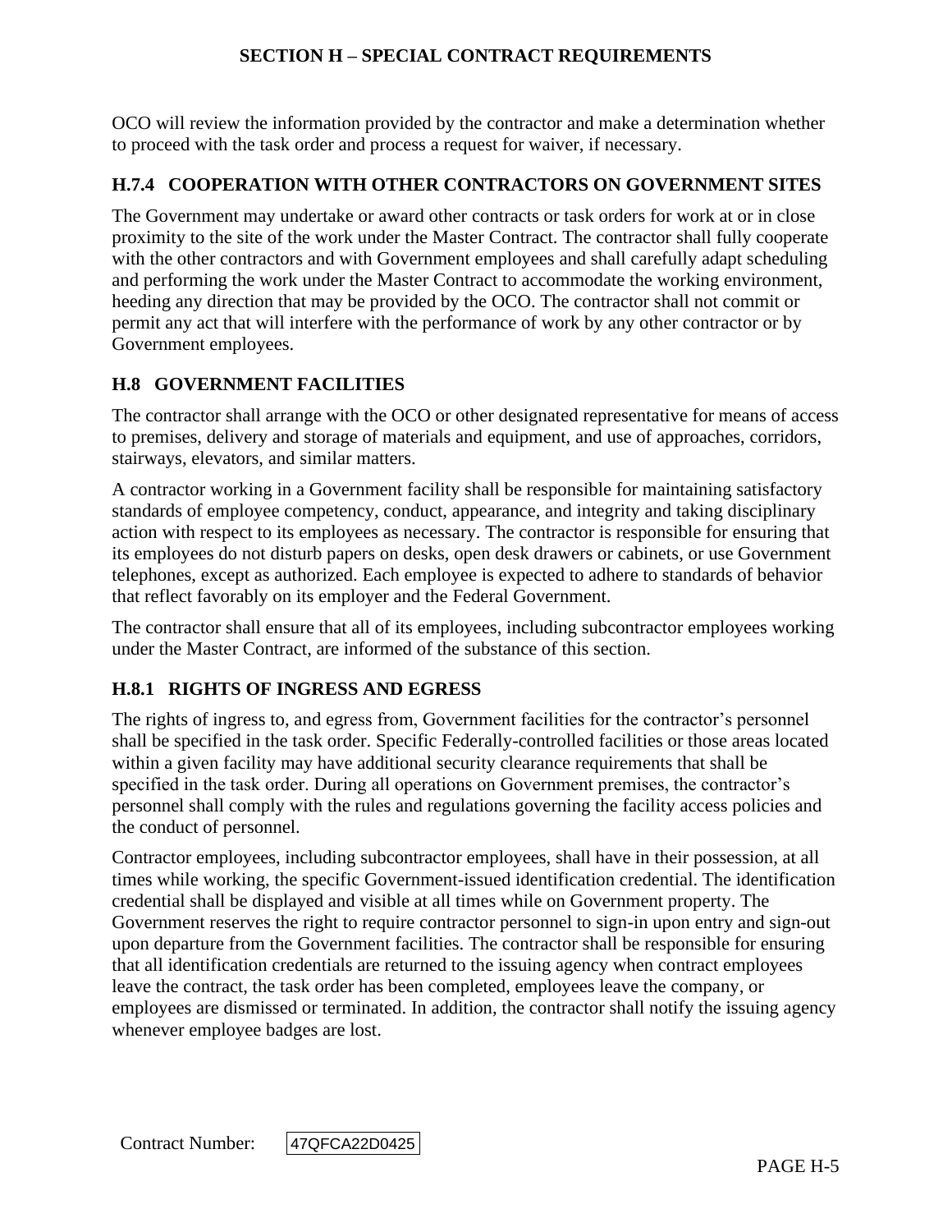OCO will review the information provided by the contractor and make a determination whether to proceed with the task order and process a request for waiver, if necessary.

### H.7.4 COOPERATION WITH OTHER CONTRACTORS ON GOVERNMENT SITES

The Government may undertake or award other contracts or task orders for work at or in close proximity to the site of the work under the Master Contract. The contractor shall fully cooperate with the other contractors and with Government employees and shall carefully adapt scheduling and performing the work under the Master Contract to accommodate the working environment, heeding any direction that may be provided by the OCO. The contractor shall not commit or permit any act that will interfere with the performance of work by any other contractor or by Government employees.

## H.8 GOVERNMENT FACILITIES

The contractor shall arrange with the OCO or other designated representative for means of access to premises, delivery and storage of materials and equipment, and use of approaches, corridors, stairways, elevators, and similar matters.

A contractor working in a Government facility shall be responsible for maintaining satisfactory standards of employee competency, conduct, appearance, and integrity and taking disciplinary action with respect to its employees as necessary. The contractor is responsible for ensuring that its employees do not disturb papers on desks, open desk drawers or cabinets, or use Government telephones, except as authorized. Each employee is expected to adhere to standards of behavior that reflect favorably on its employer and the Federal Government.

The contractor shall ensure that all of its employees, including subcontractor employees working under the Master Contract, are informed of the substance of this section.

### H.8.1 RIGHTS OF INGRESS AND EGRESS

The rights of ingress to, and egress from, Government facilities for the contractor's personnel shall be specified in the task order. Specific Federally-controlled facilities or those areas located within a given facility may have additional security clearance requirements that shall be specified in the task order. During all operations on Government premises, the contractor's personnel shall comply with the rules and regulations governing the facility access policies and the conduct of personnel.

Contractor employees, including subcontractor employees, shall have in their possession, at all times while working, the specific Government-issued identification credential. The identification credential shall be displayed and visible at all times while on Government property. The Government reserves the right to require contractor personnel to sign-in upon entry and sign-out upon departure from the Government facilities. The contractor shall be responsible for ensuring that all identification credentials are returned to the issuing agency when contract employees leave the contract, the task order has been completed, employees leave the company, or employees are dismissed or terminated. In addition, the contractor shall notify the issuing agency whenever employee badges are lost.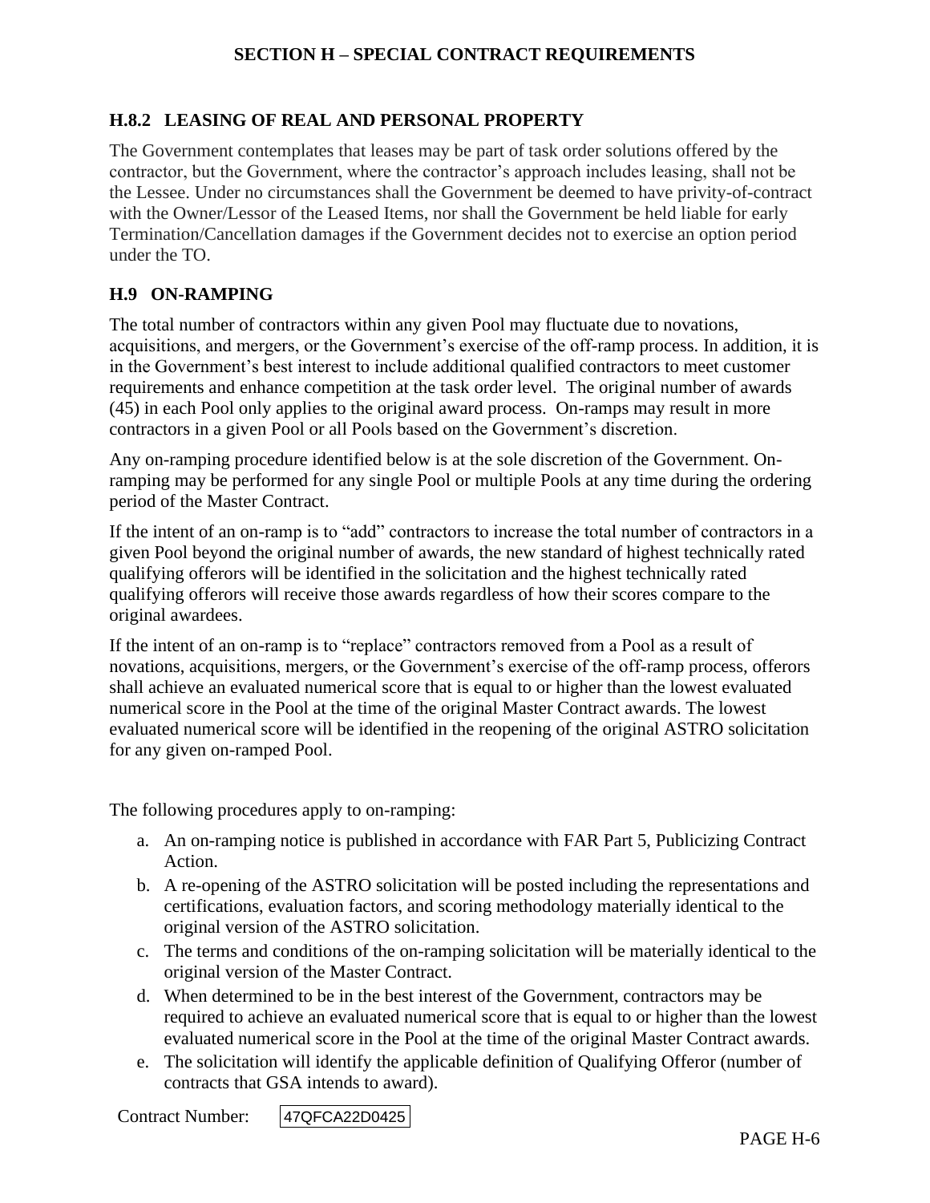## H.8.2 LEASING OF REAL AND PERSONAL PROPERTY

The Government contemplates that leases may be part of task order solutions offered by the contractor, but the Government, where the contractor's approach includes leasing, shall not be the Lessee. Under no circumstances shall the Government be deemed to have privity-of-contract with the Owner/Lessor of the Leased Items, nor shall the Government be held liable for early Termination/Cancellation damages if the Government decides not to exercise an option period under the TO.

## H.9 ON-RAMPING

The total number of contractors within any given Pool may fluctuate due to novations, acquisitions, and mergers, or the Government's exercise of the off-ramp process. In addition, it is in the Government's best interest to include additional qualified contractors to meet customer requirements and enhance competition at the task order level. The original number of awards (45) in each Pool only applies to the original award process. On-ramps may result in more contractors in a given Pool or all Pools based on the Government's discretion.

Any on-ramping procedure identified below is at the sole discretion of the Government. On-ramping may be performed for any single Pool or multiple Pools at any time during the ordering period of the Master Contract.

If the intent of an on-ramp is to "add" contractors to increase the total number of contractors in a given Pool beyond the original number of awards, the new standard of highest technically rated qualifying offerors will be identified in the solicitation and the highest technically rated qualifying offerors will receive those awards regardless of how their scores compare to the original awardees.

If the intent of an on-ramp is to "replace" contractors removed from a Pool as a result of novations, acquisitions, mergers, or the Government's exercise of the off-ramp process, offerors shall achieve an evaluated numerical score that is equal to or higher than the lowest evaluated numerical score in the Pool at the time of the original Master Contract awards. The lowest evaluated numerical score will be identified in the reopening of the original ASTRO solicitation for any given on-ramped Pool.

The following procedures apply to on-ramping:

a. An on-ramping notice is published in accordance with FAR Part 5, Publicizing Contract Action.
b. A re-opening of the ASTRO solicitation will be posted including the representations and certifications, evaluation factors, and scoring methodology materially identical to the original version of the ASTRO solicitation.
c. The terms and conditions of the on-ramping solicitation will be materially identical to the original version of the Master Contract.
d. When determined to be in the best interest of the Government, contractors may be required to achieve an evaluated numerical score that is equal to or higher than the lowest evaluated numerical score in the Pool at the time of the original Master Contract awards.
e. The solicitation will identify the applicable definition of Qualifying Offeror (number of contracts that GSA intends to award).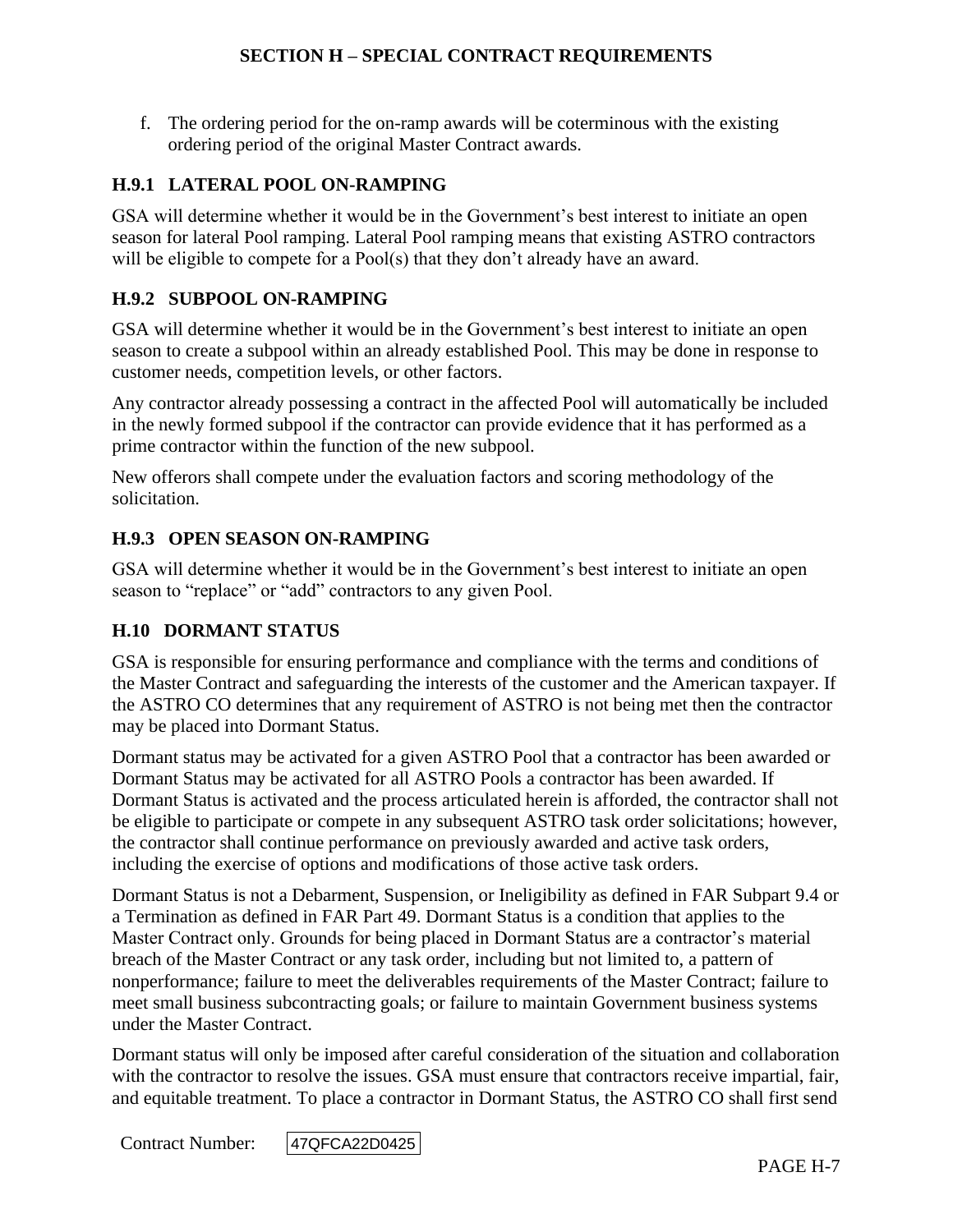f. The ordering period for the on-ramp awards will be coterminous with the existing ordering period of the original Master Contract awards.

### H.9.1 LATERAL POOL ON-RAMPING

GSA will determine whether it would be in the Government's best interest to initiate an open season for lateral Pool ramping. Lateral Pool ramping means that existing ASTRO contractors will be eligible to compete for a Pool(s) that they don't already have an award.

### H.9.2 SUBPOOL ON-RAMPING

GSA will determine whether it would be in the Government's best interest to initiate an open season to create a subpool within an already established Pool. This may be done in response to customer needs, competition levels, or other factors.

Any contractor already possessing a contract in the affected Pool will automatically be included in the newly formed subpool if the contractor can provide evidence that it has performed as a prime contractor within the function of the new subpool.

New offerors shall compete under the evaluation factors and scoring methodology of the solicitation.

### H.9.3 OPEN SEASON ON-RAMPING

GSA will determine whether it would be in the Government's best interest to initiate an open season to "replace" or "add" contractors to any given Pool.

## H.10 DORMANT STATUS

GSA is responsible for ensuring performance and compliance with the terms and conditions of the Master Contract and safeguarding the interests of the customer and the American taxpayer. If the ASTRO CO determines that any requirement of ASTRO is not being met then the contractor may be placed into Dormant Status.

Dormant status may be activated for a given ASTRO Pool that a contractor has been awarded or Dormant Status may be activated for all ASTRO Pools a contractor has been awarded. If Dormant Status is activated and the process articulated herein is afforded, the contractor shall not be eligible to participate or compete in any subsequent ASTRO task order solicitations; however, the contractor shall continue performance on previously awarded and active task orders, including the exercise of options and modifications of those active task orders.

Dormant Status is not a Debarment, Suspension, or Ineligibility as defined in FAR Subpart 9.4 or a Termination as defined in FAR Part 49. Dormant Status is a condition that applies to the Master Contract only. Grounds for being placed in Dormant Status are a contractor's material breach of the Master Contract or any task order, including but not limited to, a pattern of nonperformance; failure to meet the deliverables requirements of the Master Contract; failure to meet small business subcontracting goals; or failure to maintain Government business systems under the Master Contract.

Dormant status will only be imposed after careful consideration of the situation and collaboration with the contractor to resolve the issues. GSA must ensure that contractors receive impartial, fair, and equitable treatment. To place a contractor in Dormant Status, the ASTRO CO shall first send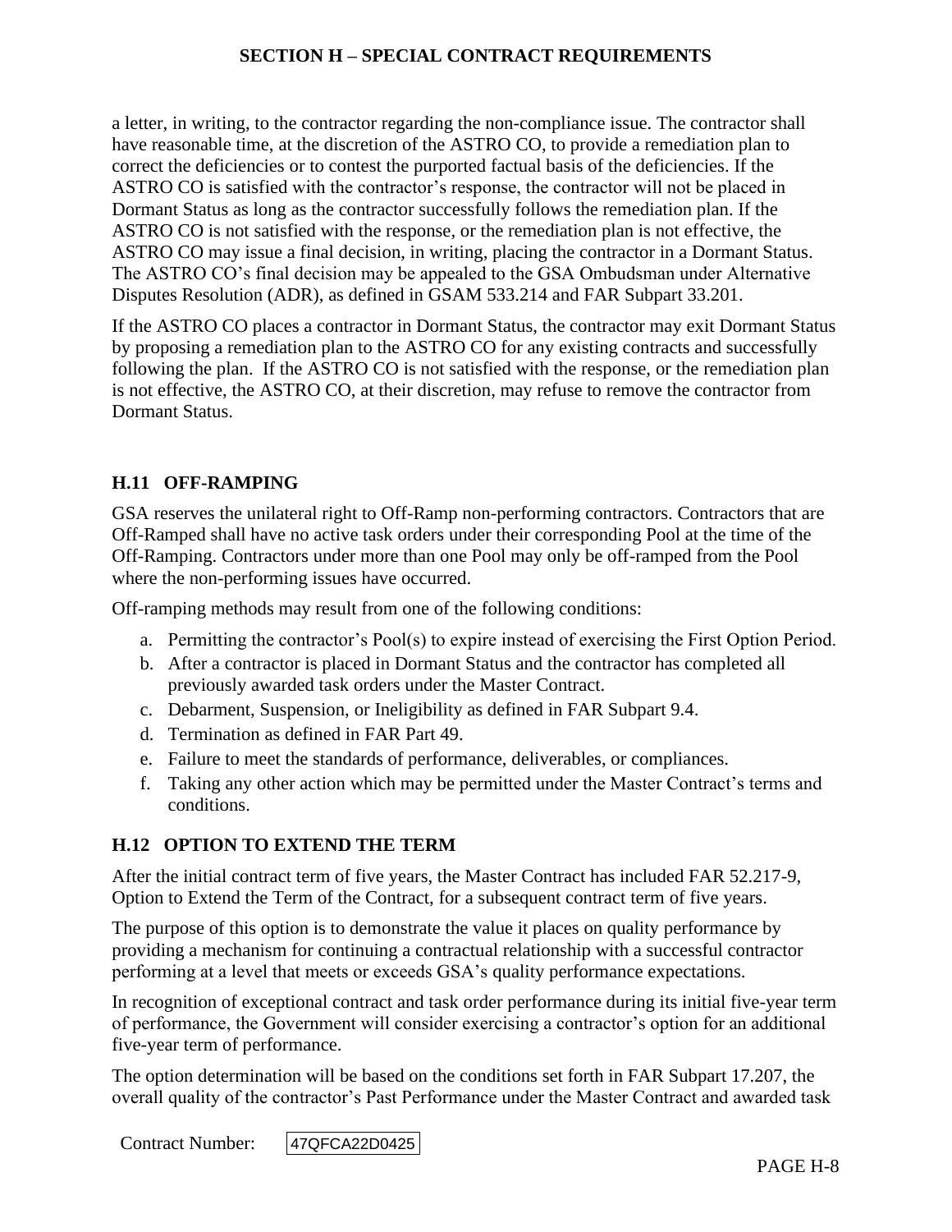a letter, in writing, to the contractor regarding the non-compliance issue. The contractor shall have reasonable time, at the discretion of the ASTRO CO, to provide a remediation plan to correct the deficiencies or to contest the purported factual basis of the deficiencies. If the ASTRO CO is satisfied with the contractor's response, the contractor will not be placed in Dormant Status as long as the contractor successfully follows the remediation plan. If the ASTRO CO is not satisfied with the response, or the remediation plan is not effective, the ASTRO CO may issue a final decision, in writing, placing the contractor in a Dormant Status. The ASTRO CO's final decision may be appealed to the GSA Ombudsman under Alternative Disputes Resolution (ADR), as defined in GSAM 533.214 and FAR Subpart 33.201.

If the ASTRO CO places a contractor in Dormant Status, the contractor may exit Dormant Status by proposing a remediation plan to the ASTRO CO for any existing contracts and successfully following the plan. If the ASTRO CO is not satisfied with the response, or the remediation plan is not effective, the ASTRO CO, at their discretion, may refuse to remove the contractor from Dormant Status.

### H.11 OFF-RAMPING

GSA reserves the unilateral right to Off-Ramp non-performing contractors. Contractors that are Off-Ramped shall have no active task orders under their corresponding Pool at the time of the Off-Ramping. Contractors under more than one Pool may only be off-ramped from the Pool where the non-performing issues have occurred.

Off-ramping methods may result from one of the following conditions:

a. Permitting the contractor's Pool(s) to expire instead of exercising the First Option Period.
b. After a contractor is placed in Dormant Status and the contractor has completed all previously awarded task orders under the Master Contract.
c. Debarment, Suspension, or Ineligibility as defined in FAR Subpart 9.4.
d. Termination as defined in FAR Part 49.
e. Failure to meet the standards of performance, deliverables, or compliances.
f. Taking any other action which may be permitted under the Master Contract's terms and conditions.

### H.12 OPTION TO EXTEND THE TERM

After the initial contract term of five years, the Master Contract has included FAR 52.217-9, Option to Extend the Term of the Contract, for a subsequent contract term of five years.

The purpose of this option is to demonstrate the value it places on quality performance by providing a mechanism for continuing a contractual relationship with a successful contractor performing at a level that meets or exceeds GSA's quality performance expectations.

In recognition of exceptional contract and task order performance during its initial five-year term of performance, the Government will consider exercising a contractor's option for an additional five-year term of performance.

The option determination will be based on the conditions set forth in FAR Subpart 17.207, the overall quality of the contractor's Past Performance under the Master Contract and awarded task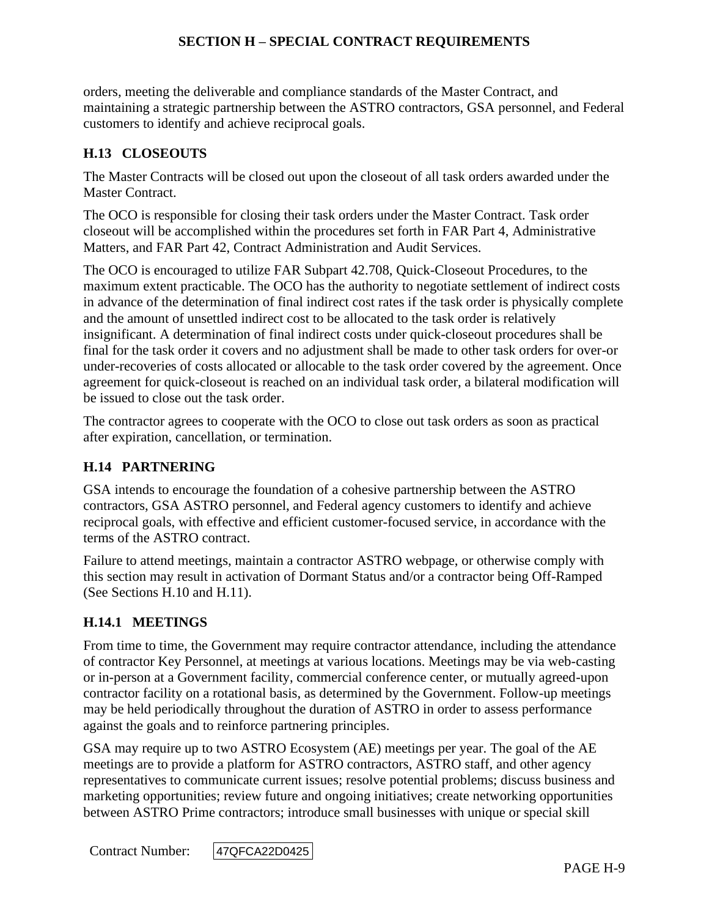orders, meeting the deliverable and compliance standards of the Master Contract, and maintaining a strategic partnership between the ASTRO contractors, GSA personnel, and Federal customers to identify and achieve reciprocal goals.

## H.13 CLOSEOUTS

The Master Contracts will be closed out upon the closeout of all task orders awarded under the Master Contract.

The OCO is responsible for closing their task orders under the Master Contract. Task order closeout will be accomplished within the procedures set forth in FAR Part 4, Administrative Matters, and FAR Part 42, Contract Administration and Audit Services.

The OCO is encouraged to utilize FAR Subpart 42.708, Quick-Closeout Procedures, to the maximum extent practicable. The OCO has the authority to negotiate settlement of indirect costs in advance of the determination of final indirect cost rates if the task order is physically complete and the amount of unsettled indirect cost to be allocated to the task order is relatively insignificant. A determination of final indirect costs under quick-closeout procedures shall be final for the task order it covers and no adjustment shall be made to other task orders for over-or under-recoveries of costs allocated or allocable to the task order covered by the agreement. Once agreement for quick-closeout is reached on an individual task order, a bilateral modification will be issued to close out the task order.

The contractor agrees to cooperate with the OCO to close out task orders as soon as practical after expiration, cancellation, or termination.

## H.14 PARTNERING

GSA intends to encourage the foundation of a cohesive partnership between the ASTRO contractors, GSA ASTRO personnel, and Federal agency customers to identify and achieve reciprocal goals, with effective and efficient customer-focused service, in accordance with the terms of the ASTRO contract.

Failure to attend meetings, maintain a contractor ASTRO webpage, or otherwise comply with this section may result in activation of Dormant Status and/or a contractor being Off-Ramped (See Sections H.10 and H.11).

### H.14.1 MEETINGS

From time to time, the Government may require contractor attendance, including the attendance of contractor Key Personnel, at meetings at various locations. Meetings may be via web-casting or in-person at a Government facility, commercial conference center, or mutually agreed-upon contractor facility on a rotational basis, as determined by the Government. Follow-up meetings may be held periodically throughout the duration of ASTRO in order to assess performance against the goals and to reinforce partnering principles.

GSA may require up to two ASTRO Ecosystem (AE) meetings per year. The goal of the AE meetings are to provide a platform for ASTRO contractors, ASTRO staff, and other agency representatives to communicate current issues; resolve potential problems; discuss business and marketing opportunities; review future and ongoing initiatives; create networking opportunities between ASTRO Prime contractors; introduce small businesses with unique or special skill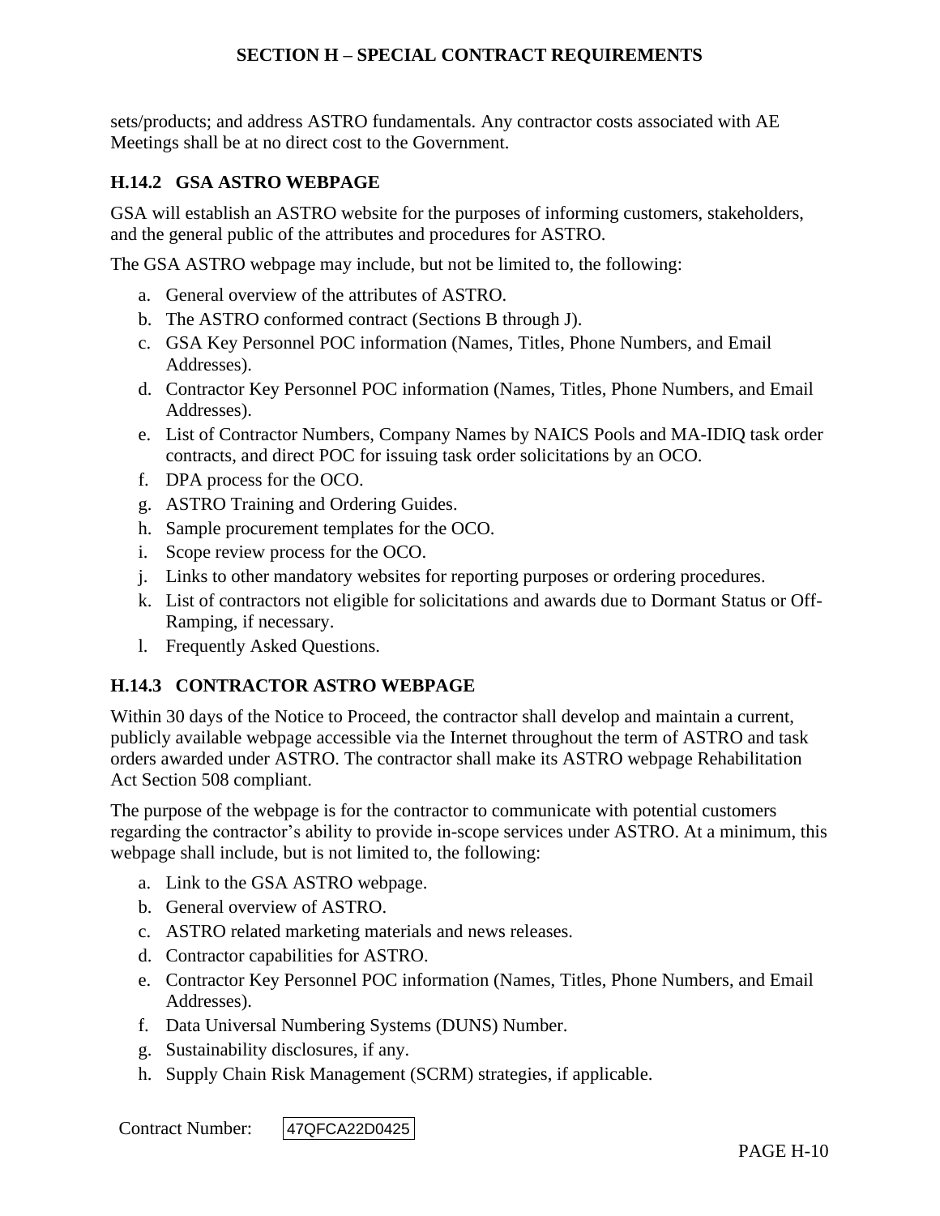sets/products; and address ASTRO fundamentals. Any contractor costs associated with AE Meetings shall be at no direct cost to the Government.

### H.14.2 GSA ASTRO WEBPAGE

GSA will establish an ASTRO website for the purposes of informing customers, stakeholders, and the general public of the attributes and procedures for ASTRO.

The GSA ASTRO webpage may include, but not be limited to, the following:

a. General overview of the attributes of ASTRO.
b. The ASTRO conformed contract (Sections B through J).
c. GSA Key Personnel POC information (Names, Titles, Phone Numbers, and Email Addresses).
d. Contractor Key Personnel POC information (Names, Titles, Phone Numbers, and Email Addresses).
e. List of Contractor Numbers, Company Names by NAICS Pools and MA-IDIQ task order contracts, and direct POC for issuing task order solicitations by an OCO.
f. DPA process for the OCO.
g. ASTRO Training and Ordering Guides.
h. Sample procurement templates for the OCO.
i. Scope review process for the OCO.
j. Links to other mandatory websites for reporting purposes or ordering procedures.
k. List of contractors not eligible for solicitations and awards due to Dormant Status or Off-Ramping, if necessary.
l. Frequently Asked Questions.

### H.14.3 CONTRACTOR ASTRO WEBPAGE

Within 30 days of the Notice to Proceed, the contractor shall develop and maintain a current, publicly available webpage accessible via the Internet throughout the term of ASTRO and task orders awarded under ASTRO. The contractor shall make its ASTRO webpage Rehabilitation Act Section 508 compliant.

The purpose of the webpage is for the contractor to communicate with potential customers regarding the contractor's ability to provide in-scope services under ASTRO. At a minimum, this webpage shall include, but is not limited to, the following:

a. Link to the GSA ASTRO webpage.
b. General overview of ASTRO.
c. ASTRO related marketing materials and news releases.
d. Contractor capabilities for ASTRO.
e. Contractor Key Personnel POC information (Names, Titles, Phone Numbers, and Email Addresses).
f. Data Universal Numbering Systems (DUNS) Number.
g. Sustainability disclosures, if any.
h. Supply Chain Risk Management (SCRM) strategies, if applicable.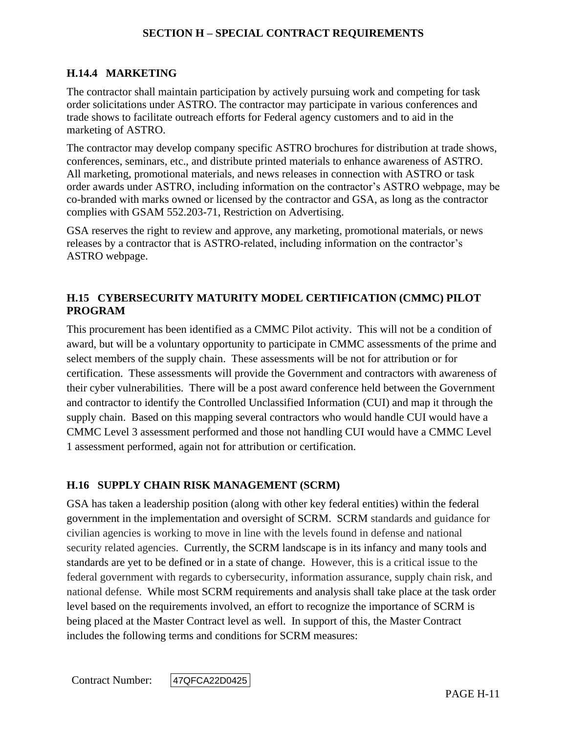### H.14.4 MARKETING

The contractor shall maintain participation by actively pursuing work and competing for task order solicitations under ASTRO. The contractor may participate in various conferences and trade shows to facilitate outreach efforts for Federal agency customers and to aid in the marketing of ASTRO.

The contractor may develop company specific ASTRO brochures for distribution at trade shows, conferences, seminars, etc., and distribute printed materials to enhance awareness of ASTRO. All marketing, promotional materials, and news releases in connection with ASTRO or task order awards under ASTRO, including information on the contractor's ASTRO webpage, may be co-branded with marks owned or licensed by the contractor and GSA, as long as the contractor complies with GSAM 552.203-71, Restriction on Advertising.

GSA reserves the right to review and approve, any marketing, promotional materials, or news releases by a contractor that is ASTRO-related, including information on the contractor's ASTRO webpage.

## H.15 CYBERSECURITY MATURITY MODEL CERTIFICATION (CMMC) PILOT PROGRAM

This procurement has been identified as a CMMC Pilot activity. This will not be a condition of award, but will be a voluntary opportunity to participate in CMMC assessments of the prime and select members of the supply chain. These assessments will be not for attribution or for certification. These assessments will provide the Government and contractors with awareness of their cyber vulnerabilities. There will be a post award conference held between the Government and contractor to identify the Controlled Unclassified Information (CUI) and map it through the supply chain. Based on this mapping several contractors who would handle CUI would have a CMMC Level 3 assessment performed and those not handling CUI would have a CMMC Level 1 assessment performed, again not for attribution or certification.

## H.16 SUPPLY CHAIN RISK MANAGEMENT (SCRM)

GSA has taken a leadership position (along with other key federal entities) within the federal government in the implementation and oversight of SCRM. SCRM standards and guidance for civilian agencies is working to move in line with the levels found in defense and national security related agencies. Currently, the SCRM landscape is in its infancy and many tools and standards are yet to be defined or in a state of change. However, this is a critical issue to the federal government with regards to cybersecurity, information assurance, supply chain risk, and national defense. While most SCRM requirements and analysis shall take place at the task order level based on the requirements involved, an effort to recognize the importance of SCRM is being placed at the Master Contract level as well. In support of this, the Master Contract includes the following terms and conditions for SCRM measures:

Contract Number: 47QFCA22D0425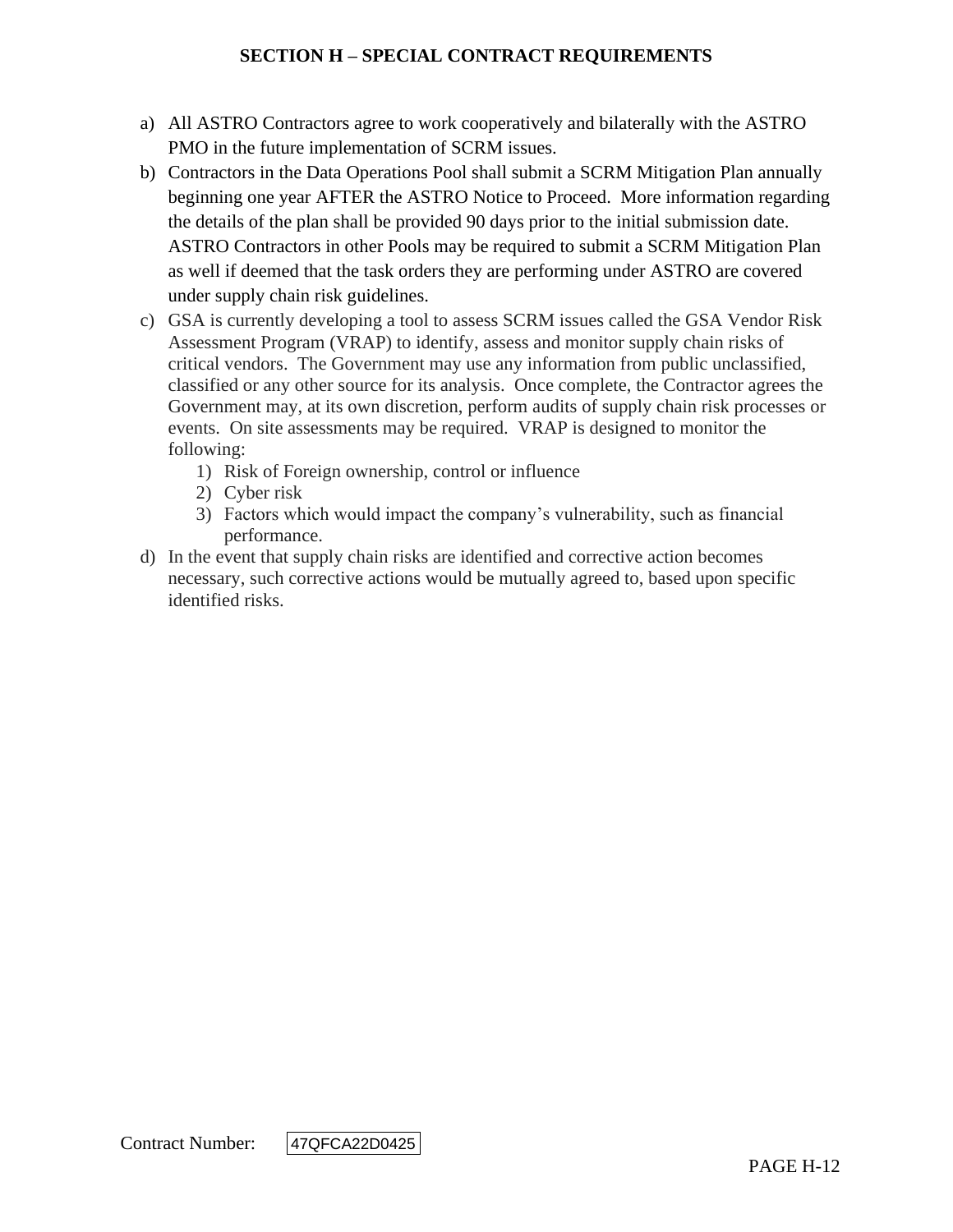a) All ASTRO Contractors agree to work cooperatively and bilaterally with the ASTRO PMO in the future implementation of SCRM issues.
b) Contractors in the Data Operations Pool shall submit a SCRM Mitigation Plan annually beginning one year AFTER the ASTRO Notice to Proceed. More information regarding the details of the plan shall be provided 90 days prior to the initial submission date. ASTRO Contractors in other Pools may be required to submit a SCRM Mitigation Plan as well if deemed that the task orders they are performing under ASTRO are covered under supply chain risk guidelines.
c) GSA is currently developing a tool to assess SCRM issues called the GSA Vendor Risk Assessment Program (VRAP) to identify, assess and monitor supply chain risks of critical vendors. The Government may use any information from public unclassified, classified or any other source for its analysis. Once complete, the Contractor agrees the Government may, at its own discretion, perform audits of supply chain risk processes or events. On site assessments may be required. VRAP is designed to monitor the following:
    1) Risk of Foreign ownership, control or influence
    2) Cyber risk
    3) Factors which would impact the company's vulnerability, such as financial performance.
d) In the event that supply chain risks are identified and corrective action becomes necessary, such corrective actions would be mutually agreed to, based upon specific identified risks.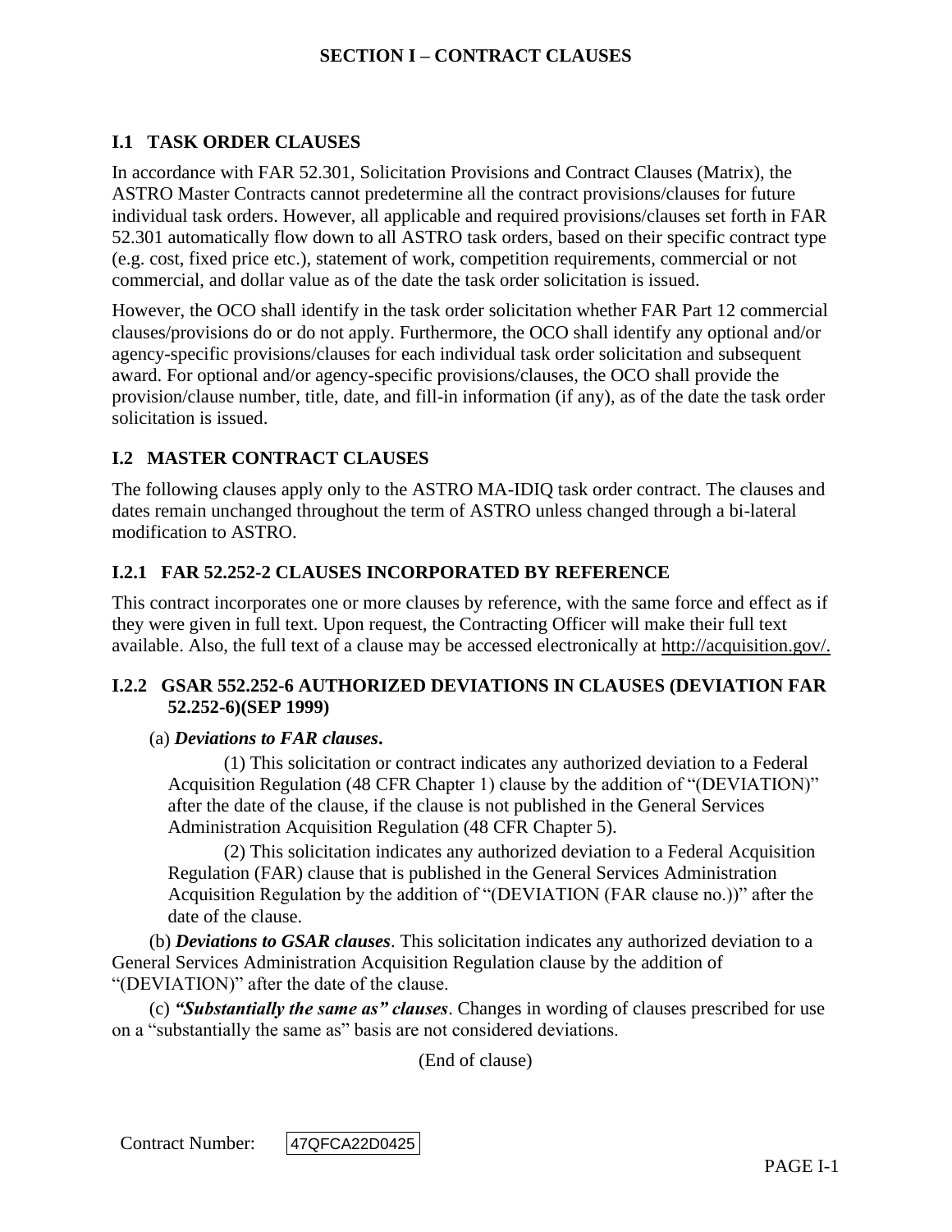# SECTION I – CONTRACT CLAUSES

## I.1 TASK ORDER CLAUSES

In accordance with FAR 52.301, Solicitation Provisions and Contract Clauses (Matrix), the ASTRO Master Contracts cannot predetermine all the contract provisions/clauses for future individual task orders. However, all applicable and required provisions/clauses set forth in FAR 52.301 automatically flow down to all ASTRO task orders, based on their specific contract type (e.g. cost, fixed price etc.), statement of work, competition requirements, commercial or not commercial, and dollar value as of the date the task order solicitation is issued.

However, the OCO shall identify in the task order solicitation whether FAR Part 12 commercial clauses/provisions do or do not apply. Furthermore, the OCO shall identify any optional and/or agency-specific provisions/clauses for each individual task order solicitation and subsequent award. For optional and/or agency-specific provisions/clauses, the OCO shall provide the provision/clause number, title, date, and fill-in information (if any), as of the date the task order solicitation is issued.

## I.2 MASTER CONTRACT CLAUSES

The following clauses apply only to the ASTRO MA-IDIQ task order contract. The clauses and dates remain unchanged throughout the term of ASTRO unless changed through a bi-lateral modification to ASTRO.

### I.2.1 FAR 52.252-2 CLAUSES INCORPORATED BY REFERENCE

This contract incorporates one or more clauses by reference, with the same force and effect as if they were given in full text. Upon request, the Contracting Officer will make their full text available. Also, the full text of a clause may be accessed electronically at http://acquisition.gov/.

### I.2.2 GSAR 552.252-6 AUTHORIZED DEVIATIONS IN CLAUSES (DEVIATION FAR 52.252-6)(SEP 1999)

(a) ***Deviations to FAR clauses*.**

(1) This solicitation or contract indicates any authorized deviation to a Federal Acquisition Regulation (48 CFR Chapter 1) clause by the addition of "(DEVIATION)" after the date of the clause, if the clause is not published in the General Services Administration Acquisition Regulation (48 CFR Chapter 5).

(2) This solicitation indicates any authorized deviation to a Federal Acquisition Regulation (FAR) clause that is published in the General Services Administration Acquisition Regulation by the addition of "(DEVIATION (FAR clause no.))" after the date of the clause.

(b) ***Deviations to GSAR clauses***. This solicitation indicates any authorized deviation to a General Services Administration Acquisition Regulation clause by the addition of "(DEVIATION)" after the date of the clause.

(c) ***"Substantially the same as" clauses***. Changes in wording of clauses prescribed for use on a "substantially the same as" basis are not considered deviations.

(End of clause)

Contract Number: 47QFCA22D0425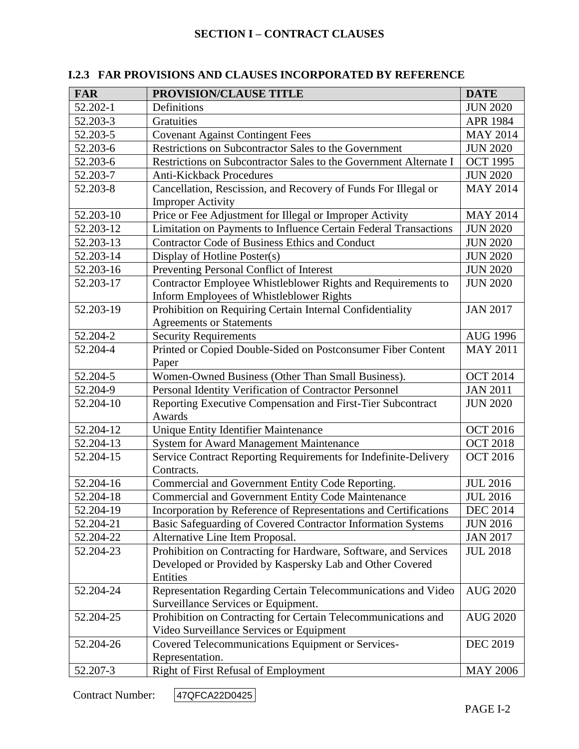## SECTION I – CONTRACT CLAUSES

### I.2.3 FAR PROVISIONS AND CLAUSES INCORPORATED BY REFERENCE

| FAR | PROVISION/CLAUSE TITLE | DATE |
|---|---|---|
| 52.202-1 | Definitions | JUN 2020 |
| 52.203-3 | Gratuities | APR 1984 |
| 52.203-5 | Covenant Against Contingent Fees | MAY 2014 |
| 52.203-6 | Restrictions on Subcontractor Sales to the Government | JUN 2020 |
| 52.203-6 | Restrictions on Subcontractor Sales to the Government Alternate I | OCT 1995 |
| 52.203-7 | Anti-Kickback Procedures | JUN 2020 |
| 52.203-8 | Cancellation, Rescission, and Recovery of Funds For Illegal or Improper Activity | MAY 2014 |
| 52.203-10 | Price or Fee Adjustment for Illegal or Improper Activity | MAY 2014 |
| 52.203-12 | Limitation on Payments to Influence Certain Federal Transactions | JUN 2020 |
| 52.203-13 | Contractor Code of Business Ethics and Conduct | JUN 2020 |
| 52.203-14 | Display of Hotline Poster(s) | JUN 2020 |
| 52.203-16 | Preventing Personal Conflict of Interest | JUN 2020 |
| 52.203-17 | Contractor Employee Whistleblower Rights and Requirements to Inform Employees of Whistleblower Rights | JUN 2020 |
| 52.203-19 | Prohibition on Requiring Certain Internal Confidentiality Agreements or Statements | JAN 2017 |
| 52.204-2 | Security Requirements | AUG 1996 |
| 52.204-4 | Printed or Copied Double-Sided on Postconsumer Fiber Content Paper | MAY 2011 |
| 52.204-5 | Women-Owned Business (Other Than Small Business). | OCT 2014 |
| 52.204-9 | Personal Identity Verification of Contractor Personnel | JAN 2011 |
| 52.204-10 | Reporting Executive Compensation and First-Tier Subcontract Awards | JUN 2020 |
| 52.204-12 | Unique Entity Identifier Maintenance | OCT 2016 |
| 52.204-13 | System for Award Management Maintenance | OCT 2018 |
| 52.204-15 | Service Contract Reporting Requirements for Indefinite-Delivery Contracts. | OCT 2016 |
| 52.204-16 | Commercial and Government Entity Code Reporting. | JUL 2016 |
| 52.204-18 | Commercial and Government Entity Code Maintenance | JUL 2016 |
| 52.204-19 | Incorporation by Reference of Representations and Certifications | DEC 2014 |
| 52.204-21 | Basic Safeguarding of Covered Contractor Information Systems | JUN 2016 |
| 52.204-22 | Alternative Line Item Proposal. | JAN 2017 |
| 52.204-23 | Prohibition on Contracting for Hardware, Software, and Services Developed or Provided by Kaspersky Lab and Other Covered Entities | JUL 2018 |
| 52.204-24 | Representation Regarding Certain Telecommunications and Video Surveillance Services or Equipment. | AUG 2020 |
| 52.204-25 | Prohibition on Contracting for Certain Telecommunications and Video Surveillance Services or Equipment | AUG 2020 |
| 52.204-26 | Covered Telecommunications Equipment or Services-Representation. | DEC 2019 |
| 52.207-3 | Right of First Refusal of Employment | MAY 2006 |

Contract Number: 47QFCA22D0425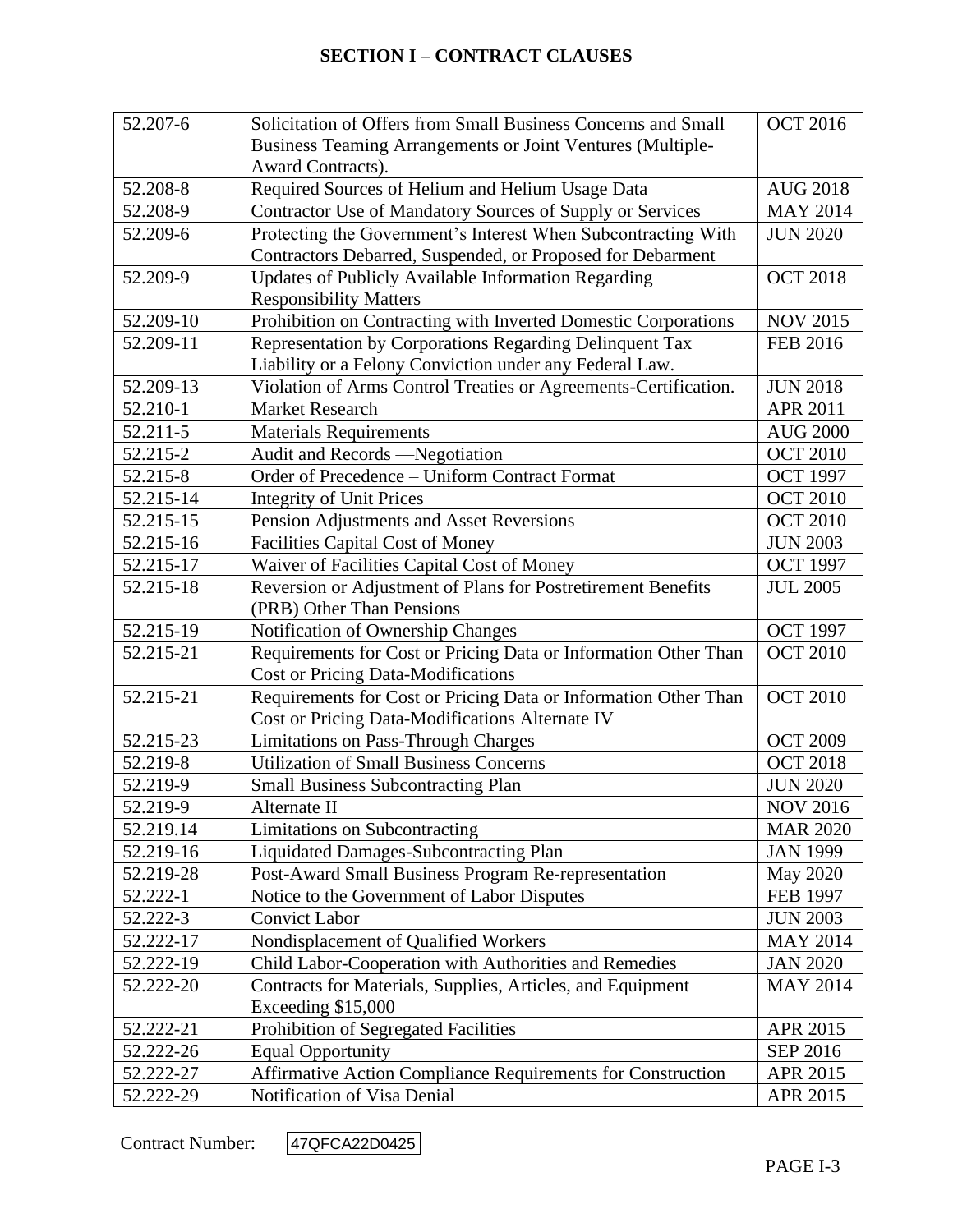## SECTION I – CONTRACT CLAUSES

| | | |
|---|---|---|
| 52.207-6 | Solicitation of Offers from Small Business Concerns and Small Business Teaming Arrangements or Joint Ventures (Multiple-Award Contracts). | OCT 2016 |
| 52.208-8 | Required Sources of Helium and Helium Usage Data | AUG 2018 |
| 52.208-9 | Contractor Use of Mandatory Sources of Supply or Services | MAY 2014 |
| 52.209-6 | Protecting the Government's Interest When Subcontracting With Contractors Debarred, Suspended, or Proposed for Debarment | JUN 2020 |
| 52.209-9 | Updates of Publicly Available Information Regarding Responsibility Matters | OCT 2018 |
| 52.209-10 | Prohibition on Contracting with Inverted Domestic Corporations | NOV 2015 |
| 52.209-11 | Representation by Corporations Regarding Delinquent Tax Liability or a Felony Conviction under any Federal Law. | FEB 2016 |
| 52.209-13 | Violation of Arms Control Treaties or Agreements-Certification. | JUN 2018 |
| 52.210-1 | Market Research | APR 2011 |
| 52.211-5 | Materials Requirements | AUG 2000 |
| 52.215-2 | Audit and Records —Negotiation | OCT 2010 |
| 52.215-8 | Order of Precedence – Uniform Contract Format | OCT 1997 |
| 52.215-14 | Integrity of Unit Prices | OCT 2010 |
| 52.215-15 | Pension Adjustments and Asset Reversions | OCT 2010 |
| 52.215-16 | Facilities Capital Cost of Money | JUN 2003 |
| 52.215-17 | Waiver of Facilities Capital Cost of Money | OCT 1997 |
| 52.215-18 | Reversion or Adjustment of Plans for Postretirement Benefits (PRB) Other Than Pensions | JUL 2005 |
| 52.215-19 | Notification of Ownership Changes | OCT 1997 |
| 52.215-21 | Requirements for Cost or Pricing Data or Information Other Than Cost or Pricing Data-Modifications | OCT 2010 |
| 52.215-21 | Requirements for Cost or Pricing Data or Information Other Than Cost or Pricing Data-Modifications Alternate IV | OCT 2010 |
| 52.215-23 | Limitations on Pass-Through Charges | OCT 2009 |
| 52.219-8 | Utilization of Small Business Concerns | OCT 2018 |
| 52.219-9 | Small Business Subcontracting Plan | JUN 2020 |
| 52.219-9 | Alternate II | NOV 2016 |
| 52.219.14 | Limitations on Subcontracting | MAR 2020 |
| 52.219-16 | Liquidated Damages-Subcontracting Plan | JAN 1999 |
| 52.219-28 | Post-Award Small Business Program Re-representation | May 2020 |
| 52.222-1 | Notice to the Government of Labor Disputes | FEB 1997 |
| 52.222-3 | Convict Labor | JUN 2003 |
| 52.222-17 | Nondisplacement of Qualified Workers | MAY 2014 |
| 52.222-19 | Child Labor-Cooperation with Authorities and Remedies | JAN 2020 |
| 52.222-20 | Contracts for Materials, Supplies, Articles, and Equipment Exceeding $15,000 | MAY 2014 |
| 52.222-21 | Prohibition of Segregated Facilities | APR 2015 |
| 52.222-26 | Equal Opportunity | SEP 2016 |
| 52.222-27 | Affirmative Action Compliance Requirements for Construction | APR 2015 |
| 52.222-29 | Notification of Visa Denial | APR 2015 |

Contract Number: 47QFCA22D0425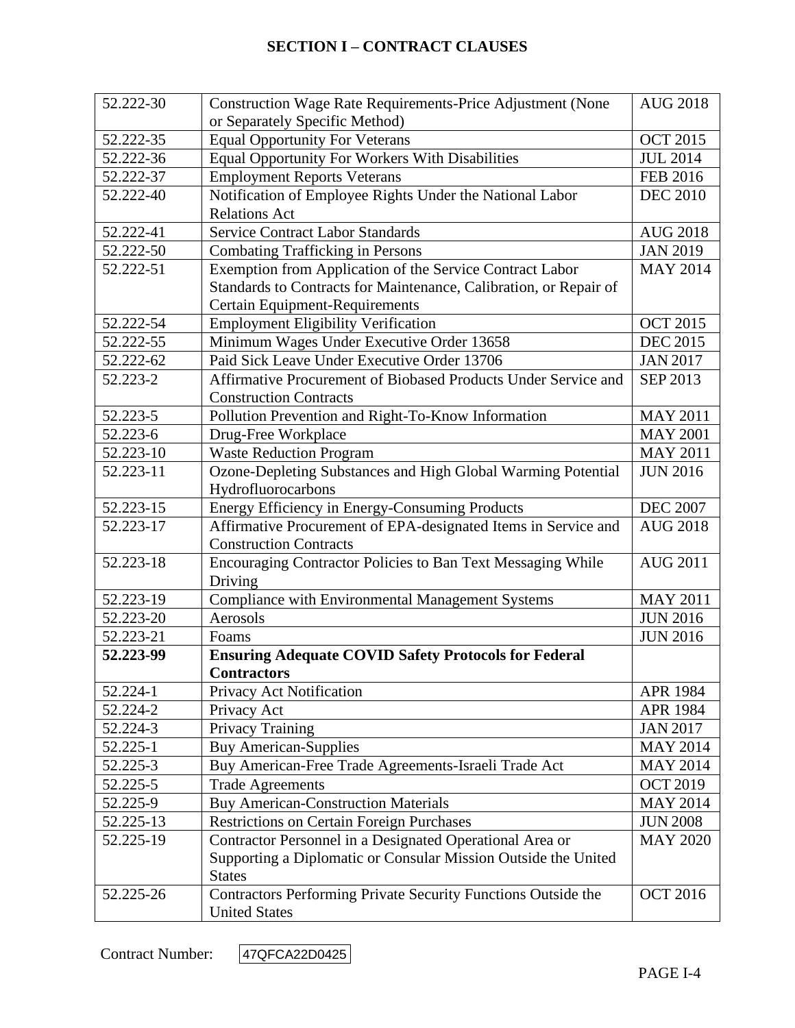# SECTION I – CONTRACT CLAUSES

| | | |
|---|---|---|
| 52.222-30 | Construction Wage Rate Requirements-Price Adjustment (None or Separately Specific Method) | AUG 2018 |
| 52.222-35 | Equal Opportunity For Veterans | OCT 2015 |
| 52.222-36 | Equal Opportunity For Workers With Disabilities | JUL 2014 |
| 52.222-37 | Employment Reports Veterans | FEB 2016 |
| 52.222-40 | Notification of Employee Rights Under the National Labor Relations Act | DEC 2010 |
| 52.222-41 | Service Contract Labor Standards | AUG 2018 |
| 52.222-50 | Combating Trafficking in Persons | JAN 2019 |
| 52.222-51 | Exemption from Application of the Service Contract Labor Standards to Contracts for Maintenance, Calibration, or Repair of Certain Equipment-Requirements | MAY 2014 |
| 52.222-54 | Employment Eligibility Verification | OCT 2015 |
| 52.222-55 | Minimum Wages Under Executive Order 13658 | DEC 2015 |
| 52.222-62 | Paid Sick Leave Under Executive Order 13706 | JAN 2017 |
| 52.223-2 | Affirmative Procurement of Biobased Products Under Service and Construction Contracts | SEP 2013 |
| 52.223-5 | Pollution Prevention and Right-To-Know Information | MAY 2011 |
| 52.223-6 | Drug-Free Workplace | MAY 2001 |
| 52.223-10 | Waste Reduction Program | MAY 2011 |
| 52.223-11 | Ozone-Depleting Substances and High Global Warming Potential Hydrofluorocarbons | JUN 2016 |
| 52.223-15 | Energy Efficiency in Energy-Consuming Products | DEC 2007 |
| 52.223-17 | Affirmative Procurement of EPA-designated Items in Service and Construction Contracts | AUG 2018 |
| 52.223-18 | Encouraging Contractor Policies to Ban Text Messaging While Driving | AUG 2011 |
| 52.223-19 | Compliance with Environmental Management Systems | MAY 2011 |
| 52.223-20 | Aerosols | JUN 2016 |
| 52.223-21 | Foams | JUN 2016 |
| **52.223-99** | **Ensuring Adequate COVID Safety Protocols for Federal Contractors** | |
| 52.224-1 | Privacy Act Notification | APR 1984 |
| 52.224-2 | Privacy Act | APR 1984 |
| 52.224-3 | Privacy Training | JAN 2017 |
| 52.225-1 | Buy American-Supplies | MAY 2014 |
| 52.225-3 | Buy American-Free Trade Agreements-Israeli Trade Act | MAY 2014 |
| 52.225-5 | Trade Agreements | OCT 2019 |
| 52.225-9 | Buy American-Construction Materials | MAY 2014 |
| 52.225-13 | Restrictions on Certain Foreign Purchases | JUN 2008 |
| 52.225-19 | Contractor Personnel in a Designated Operational Area or Supporting a Diplomatic or Consular Mission Outside the United States | MAY 2020 |
| 52.225-26 | Contractors Performing Private Security Functions Outside the United States | OCT 2016 |

Contract Number: 47QFCA22D0425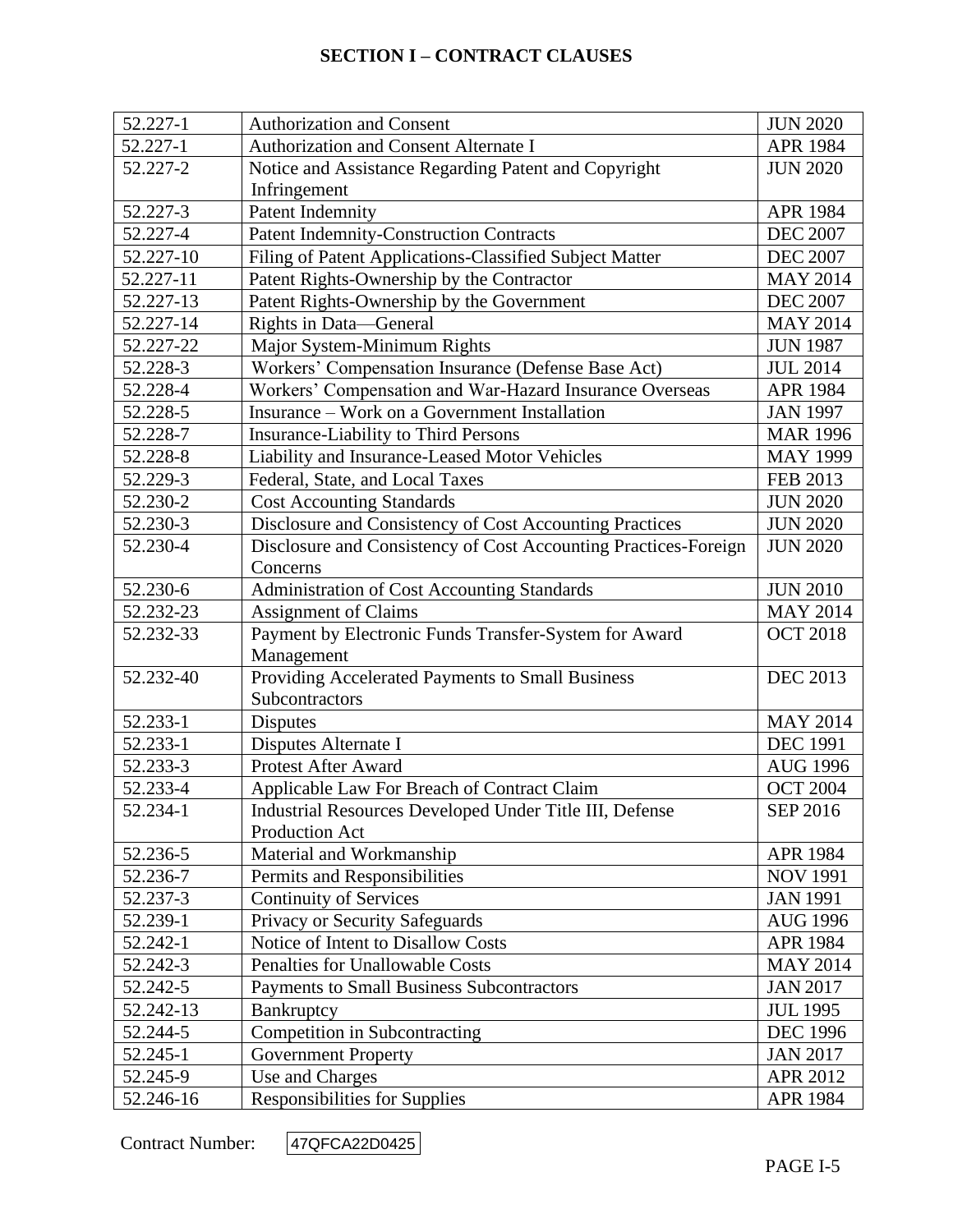## SECTION I – CONTRACT CLAUSES

| | | |
|---|---|---|
| 52.227-1 | Authorization and Consent | JUN 2020 |
| 52.227-1 | Authorization and Consent Alternate I | APR 1984 |
| 52.227-2 | Notice and Assistance Regarding Patent and Copyright Infringement | JUN 2020 |
| 52.227-3 | Patent Indemnity | APR 1984 |
| 52.227-4 | Patent Indemnity-Construction Contracts | DEC 2007 |
| 52.227-10 | Filing of Patent Applications-Classified Subject Matter | DEC 2007 |
| 52.227-11 | Patent Rights-Ownership by the Contractor | MAY 2014 |
| 52.227-13 | Patent Rights-Ownership by the Government | DEC 2007 |
| 52.227-14 | Rights in Data—General | MAY 2014 |
| 52.227-22 | Major System-Minimum Rights | JUN 1987 |
| 52.228-3 | Workers' Compensation Insurance (Defense Base Act) | JUL 2014 |
| 52.228-4 | Workers' Compensation and War-Hazard Insurance Overseas | APR 1984 |
| 52.228-5 | Insurance – Work on a Government Installation | JAN 1997 |
| 52.228-7 | Insurance-Liability to Third Persons | MAR 1996 |
| 52.228-8 | Liability and Insurance-Leased Motor Vehicles | MAY 1999 |
| 52.229-3 | Federal, State, and Local Taxes | FEB 2013 |
| 52.230-2 | Cost Accounting Standards | JUN 2020 |
| 52.230-3 | Disclosure and Consistency of Cost Accounting Practices | JUN 2020 |
| 52.230-4 | Disclosure and Consistency of Cost Accounting Practices-Foreign Concerns | JUN 2020 |
| 52.230-6 | Administration of Cost Accounting Standards | JUN 2010 |
| 52.232-23 | Assignment of Claims | MAY 2014 |
| 52.232-33 | Payment by Electronic Funds Transfer-System for Award Management | OCT 2018 |
| 52.232-40 | Providing Accelerated Payments to Small Business Subcontractors | DEC 2013 |
| 52.233-1 | Disputes | MAY 2014 |
| 52.233-1 | Disputes Alternate I | DEC 1991 |
| 52.233-3 | Protest After Award | AUG 1996 |
| 52.233-4 | Applicable Law For Breach of Contract Claim | OCT 2004 |
| 52.234-1 | Industrial Resources Developed Under Title III, Defense Production Act | SEP 2016 |
| 52.236-5 | Material and Workmanship | APR 1984 |
| 52.236-7 | Permits and Responsibilities | NOV 1991 |
| 52.237-3 | Continuity of Services | JAN 1991 |
| 52.239-1 | Privacy or Security Safeguards | AUG 1996 |
| 52.242-1 | Notice of Intent to Disallow Costs | APR 1984 |
| 52.242-3 | Penalties for Unallowable Costs | MAY 2014 |
| 52.242-5 | Payments to Small Business Subcontractors | JAN 2017 |
| 52.242-13 | Bankruptcy | JUL 1995 |
| 52.244-5 | Competition in Subcontracting | DEC 1996 |
| 52.245-1 | Government Property | JAN 2017 |
| 52.245-9 | Use and Charges | APR 2012 |
| 52.246-16 | Responsibilities for Supplies | APR 1984 |

Contract Number: 47QFCA22D0425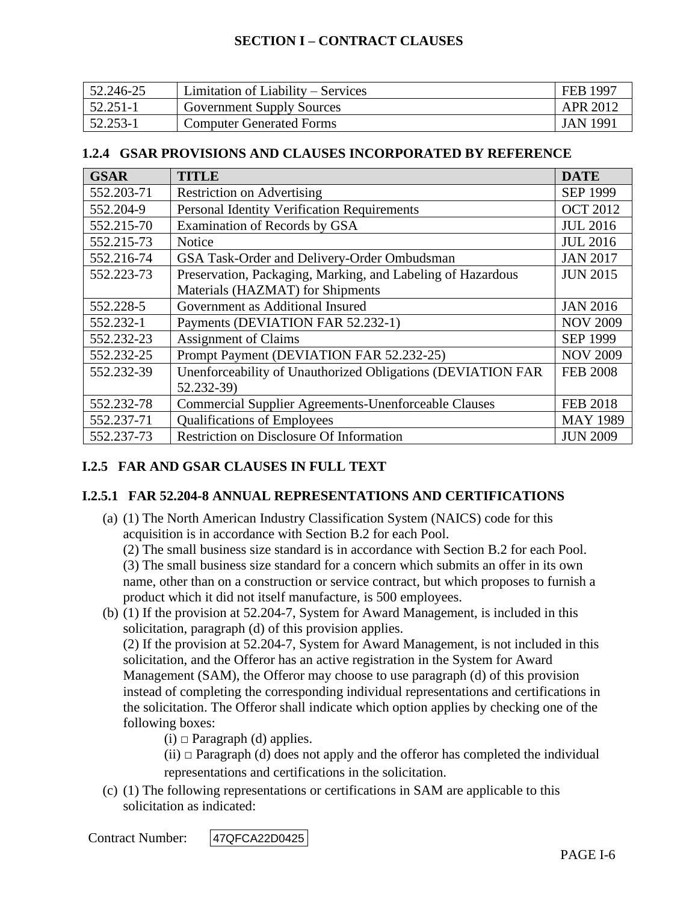| | | |
|---|---|---|
| 52.246-25 | Limitation of Liability – Services | FEB 1997 |
| 52.251-1 | Government Supply Sources | APR 2012 |
| 52.253-1 | Computer Generated Forms | JAN 1991 |

### 1.2.4 GSAR PROVISIONS AND CLAUSES INCORPORATED BY REFERENCE

| GSAR | TITLE | DATE |
|---|---|---|
| 552.203-71 | Restriction on Advertising | SEP 1999 |
| 552.204-9 | Personal Identity Verification Requirements | OCT 2012 |
| 552.215-70 | Examination of Records by GSA | JUL 2016 |
| 552.215-73 | Notice | JUL 2016 |
| 552.216-74 | GSA Task-Order and Delivery-Order Ombudsman | JAN 2017 |
| 552.223-73 | Preservation, Packaging, Marking, and Labeling of Hazardous Materials (HAZMAT) for Shipments | JUN 2015 |
| 552.228-5 | Government as Additional Insured | JAN 2016 |
| 552.232-1 | Payments (DEVIATION FAR 52.232-1) | NOV 2009 |
| 552.232-23 | Assignment of Claims | SEP 1999 |
| 552.232-25 | Prompt Payment (DEVIATION FAR 52.232-25) | NOV 2009 |
| 552.232-39 | Unenforceability of Unauthorized Obligations (DEVIATION FAR 52.232-39) | FEB 2008 |
| 552.232-78 | Commercial Supplier Agreements-Unenforceable Clauses | FEB 2018 |
| 552.237-71 | Qualifications of Employees | MAY 1989 |
| 552.237-73 | Restriction on Disclosure Of Information | JUN 2009 |

### I.2.5 FAR AND GSAR CLAUSES IN FULL TEXT

### I.2.5.1 FAR 52.204-8 ANNUAL REPRESENTATIONS AND CERTIFICATIONS

(a) (1) The North American Industry Classification System (NAICS) code for this acquisition is in accordance with Section B.2 for each Pool.
(2) The small business size standard is in accordance with Section B.2 for each Pool.
(3) The small business size standard for a concern which submits an offer in its own name, other than on a construction or service contract, but which proposes to furnish a product which it did not itself manufacture, is 500 employees.

(b) (1) If the provision at 52.204-7, System for Award Management, is included in this solicitation, paragraph (d) of this provision applies.
(2) If the provision at 52.204-7, System for Award Management, is not included in this solicitation, and the Offeror has an active registration in the System for Award Management (SAM), the Offeror may choose to use paragraph (d) of this provision instead of completing the corresponding individual representations and certifications in the solicitation. The Offeror shall indicate which option applies by checking one of the following boxes:
(i) □ Paragraph (d) applies.
(ii) □ Paragraph (d) does not apply and the offeror has completed the individual representations and certifications in the solicitation.

(c) (1) The following representations or certifications in SAM are applicable to this solicitation as indicated:

Contract Number: 47QFCA22D0425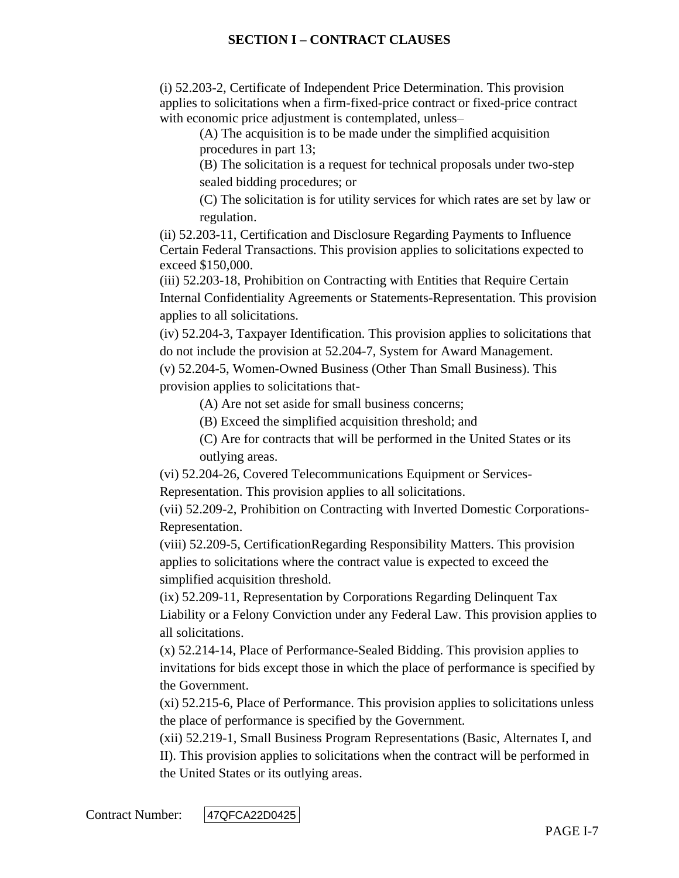(i) 52.203-2, Certificate of Independent Price Determination. This provision applies to solicitations when a firm-fixed-price contract or fixed-price contract with economic price adjustment is contemplated, unless–

> (A) The acquisition is to be made under the simplified acquisition procedures in part 13;
>
> (B) The solicitation is a request for technical proposals under two-step sealed bidding procedures; or
>
> (C) The solicitation is for utility services for which rates are set by law or regulation.

(ii) 52.203-11, Certification and Disclosure Regarding Payments to Influence Certain Federal Transactions. This provision applies to solicitations expected to exceed $150,000.

(iii) 52.203-18, Prohibition on Contracting with Entities that Require Certain Internal Confidentiality Agreements or Statements-Representation. This provision applies to all solicitations.

(iv) 52.204-3, Taxpayer Identification. This provision applies to solicitations that do not include the provision at 52.204-7, System for Award Management.

(v) 52.204-5, Women-Owned Business (Other Than Small Business). This provision applies to solicitations that-

> (A) Are not set aside for small business concerns;
>
> (B) Exceed the simplified acquisition threshold; and
>
> (C) Are for contracts that will be performed in the United States or its outlying areas.

(vi) 52.204-26, Covered Telecommunications Equipment or Services-Representation. This provision applies to all solicitations.

(vii) 52.209-2, Prohibition on Contracting with Inverted Domestic Corporations-Representation.

(viii) 52.209-5, CertificationRegarding Responsibility Matters. This provision applies to solicitations where the contract value is expected to exceed the simplified acquisition threshold.

(ix) 52.209-11, Representation by Corporations Regarding Delinquent Tax Liability or a Felony Conviction under any Federal Law. This provision applies to all solicitations.

(x) 52.214-14, Place of Performance-Sealed Bidding. This provision applies to invitations for bids except those in which the place of performance is specified by the Government.

(xi) 52.215-6, Place of Performance. This provision applies to solicitations unless the place of performance is specified by the Government.

(xii) 52.219-1, Small Business Program Representations (Basic, Alternates I, and II). This provision applies to solicitations when the contract will be performed in the United States or its outlying areas.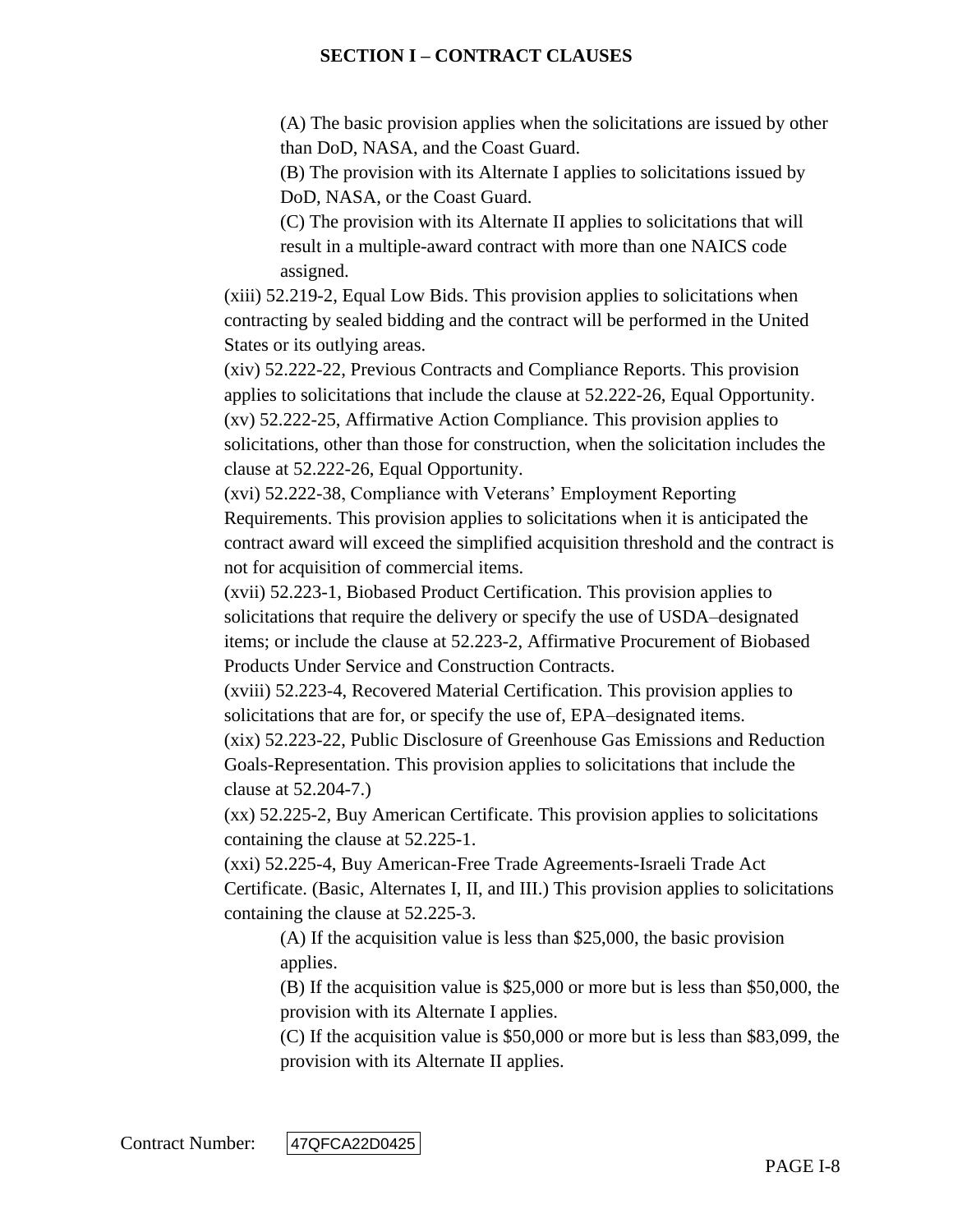(A) The basic provision applies when the solicitations are issued by other than DoD, NASA, and the Coast Guard.

(B) The provision with its Alternate I applies to solicitations issued by DoD, NASA, or the Coast Guard.

(C) The provision with its Alternate II applies to solicitations that will result in a multiple-award contract with more than one NAICS code assigned.

(xiii) 52.219-2, Equal Low Bids. This provision applies to solicitations when contracting by sealed bidding and the contract will be performed in the United States or its outlying areas.

(xiv) 52.222-22, Previous Contracts and Compliance Reports. This provision applies to solicitations that include the clause at 52.222-26, Equal Opportunity.

(xv) 52.222-25, Affirmative Action Compliance. This provision applies to solicitations, other than those for construction, when the solicitation includes the clause at 52.222-26, Equal Opportunity.

(xvi) 52.222-38, Compliance with Veterans' Employment Reporting Requirements. This provision applies to solicitations when it is anticipated the contract award will exceed the simplified acquisition threshold and the contract is not for acquisition of commercial items.

(xvii) 52.223-1, Biobased Product Certification. This provision applies to solicitations that require the delivery or specify the use of USDA–designated items; or include the clause at 52.223-2, Affirmative Procurement of Biobased Products Under Service and Construction Contracts.

(xviii) 52.223-4, Recovered Material Certification. This provision applies to solicitations that are for, or specify the use of, EPA–designated items.

(xix) 52.223-22, Public Disclosure of Greenhouse Gas Emissions and Reduction Goals-Representation. This provision applies to solicitations that include the clause at 52.204-7.)

(xx) 52.225-2, Buy American Certificate. This provision applies to solicitations containing the clause at 52.225-1.

(xxi) 52.225-4, Buy American-Free Trade Agreements-Israeli Trade Act Certificate. (Basic, Alternates I, II, and III.) This provision applies to solicitations containing the clause at 52.225-3.

(A) If the acquisition value is less than $25,000, the basic provision applies.

(B) If the acquisition value is $25,000 or more but is less than $50,000, the provision with its Alternate I applies.

(C) If the acquisition value is $50,000 or more but is less than $83,099, the provision with its Alternate II applies.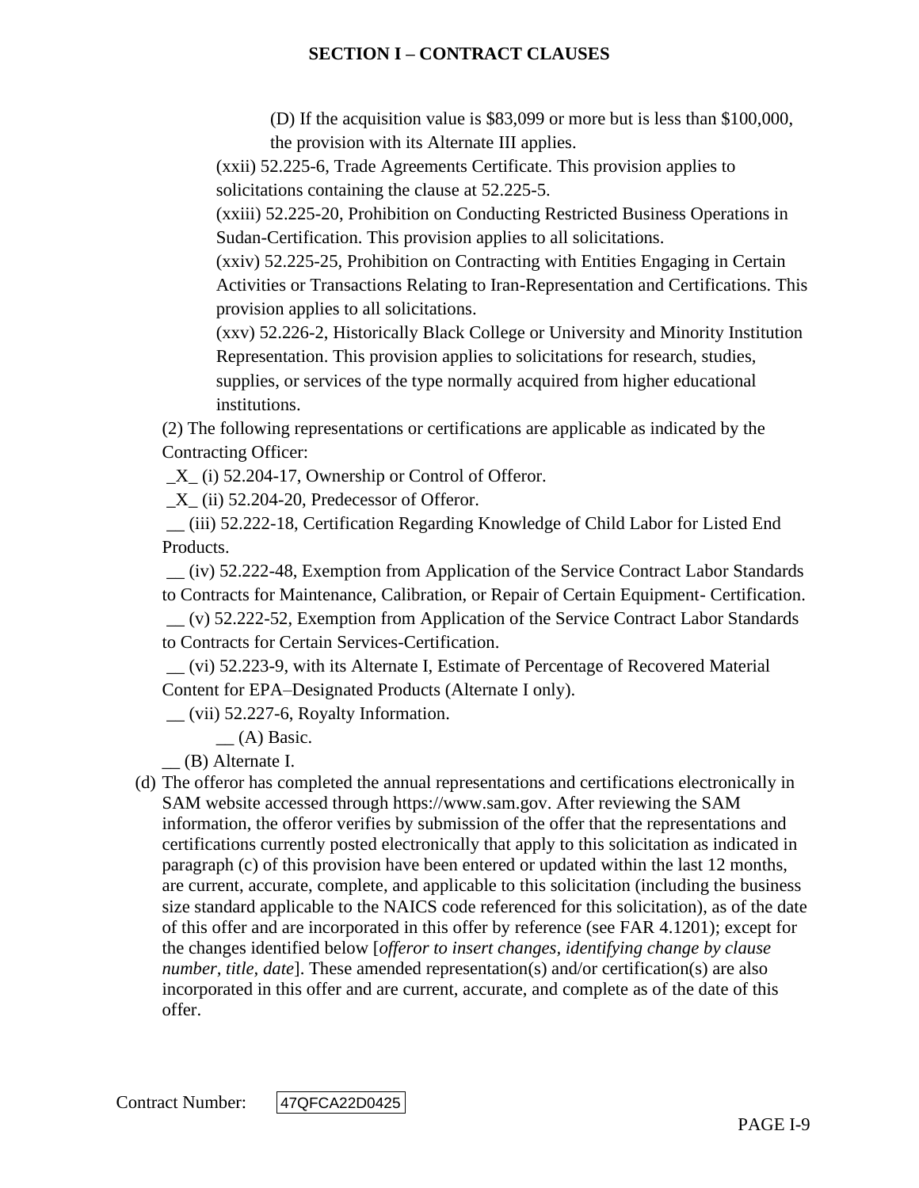(D) If the acquisition value is $83,099 or more but is less than $100,000, the provision with its Alternate III applies.

(xxii) 52.225-6, Trade Agreements Certificate. This provision applies to solicitations containing the clause at 52.225-5.

(xxiii) 52.225-20, Prohibition on Conducting Restricted Business Operations in Sudan-Certification. This provision applies to all solicitations.

(xxiv) 52.225-25, Prohibition on Contracting with Entities Engaging in Certain Activities or Transactions Relating to Iran-Representation and Certifications. This provision applies to all solicitations.

(xxv) 52.226-2, Historically Black College or University and Minority Institution Representation. This provision applies to solicitations for research, studies, supplies, or services of the type normally acquired from higher educational institutions.

(2) The following representations or certifications are applicable as indicated by the Contracting Officer:

_X_ (i) 52.204-17, Ownership or Control of Offeror.

_X_ (ii) 52.204-20, Predecessor of Offeror.

__ (iii) 52.222-18, Certification Regarding Knowledge of Child Labor for Listed End Products.

__ (iv) 52.222-48, Exemption from Application of the Service Contract Labor Standards to Contracts for Maintenance, Calibration, or Repair of Certain Equipment- Certification.

__ (v) 52.222-52, Exemption from Application of the Service Contract Labor Standards to Contracts for Certain Services-Certification.

__ (vi) 52.223-9, with its Alternate I, Estimate of Percentage of Recovered Material Content for EPA–Designated Products (Alternate I only).

__ (vii) 52.227-6, Royalty Information.

__ (A) Basic.

__ (B) Alternate I.

(d) The offeror has completed the annual representations and certifications electronically in SAM website accessed through https://www.sam.gov. After reviewing the SAM information, the offeror verifies by submission of the offer that the representations and certifications currently posted electronically that apply to this solicitation as indicated in paragraph (c) of this provision have been entered or updated within the last 12 months, are current, accurate, complete, and applicable to this solicitation (including the business size standard applicable to the NAICS code referenced for this solicitation), as of the date of this offer and are incorporated in this offer by reference (see FAR 4.1201); except for the changes identified below [*offeror to insert changes, identifying change by clause number, title, date*]. These amended representation(s) and/or certification(s) are also incorporated in this offer and are current, accurate, and complete as of the date of this offer.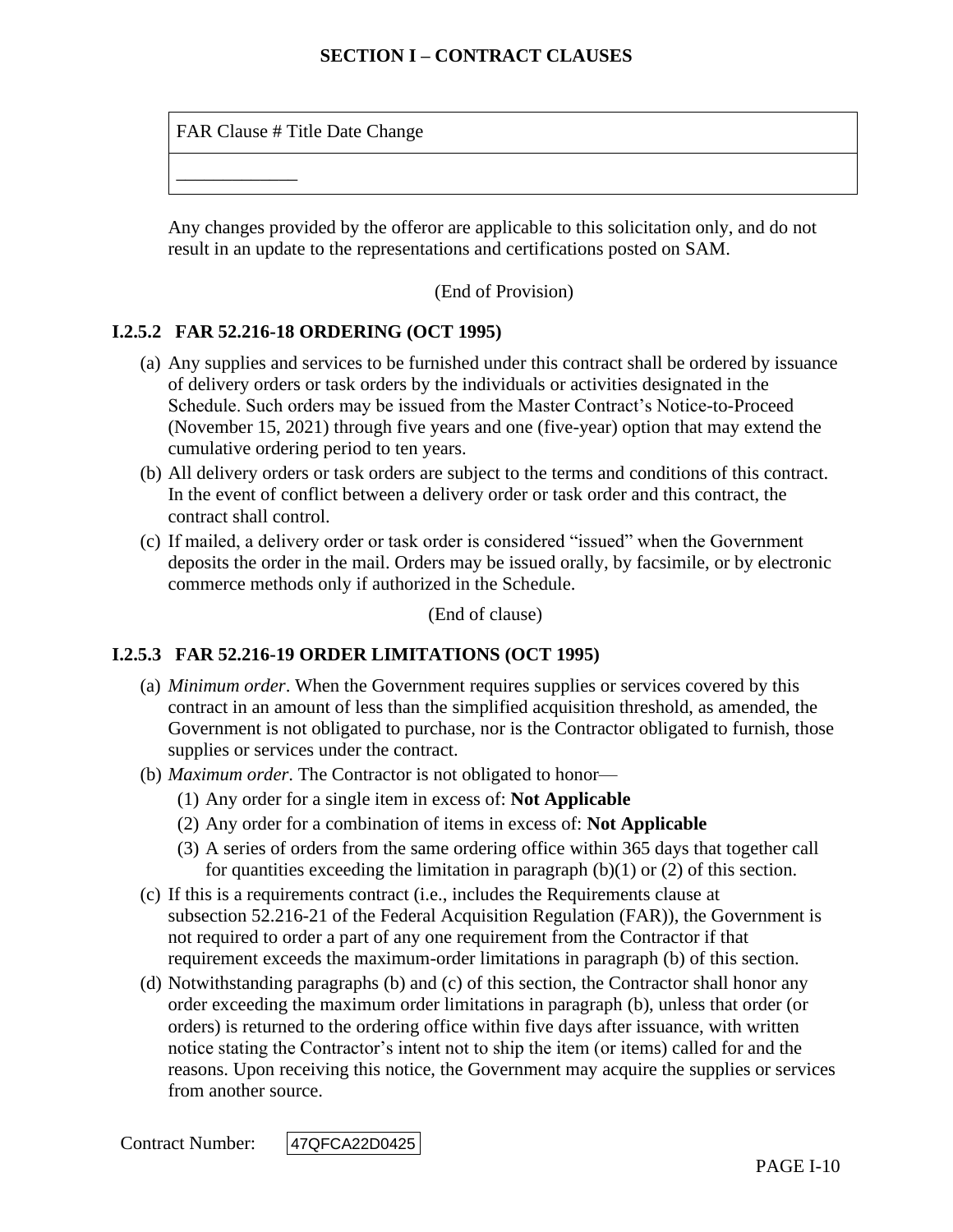| FAR Clause # Title Date Change |
| --- |
| _____________ |

Any changes provided by the offeror are applicable to this solicitation only, and do not result in an update to the representations and certifications posted on SAM.

(End of Provision)

### I.2.5.2 FAR 52.216-18 ORDERING (OCT 1995)

(a) Any supplies and services to be furnished under this contract shall be ordered by issuance of delivery orders or task orders by the individuals or activities designated in the Schedule. Such orders may be issued from the Master Contract's Notice-to-Proceed (November 15, 2021) through five years and one (five-year) option that may extend the cumulative ordering period to ten years.

(b) All delivery orders or task orders are subject to the terms and conditions of this contract. In the event of conflict between a delivery order or task order and this contract, the contract shall control.

(c) If mailed, a delivery order or task order is considered "issued" when the Government deposits the order in the mail. Orders may be issued orally, by facsimile, or by electronic commerce methods only if authorized in the Schedule.

(End of clause)

### I.2.5.3 FAR 52.216-19 ORDER LIMITATIONS (OCT 1995)

(a) *Minimum order*. When the Government requires supplies or services covered by this contract in an amount of less than the simplified acquisition threshold, as amended, the Government is not obligated to purchase, nor is the Contractor obligated to furnish, those supplies or services under the contract.

(b) *Maximum order*. The Contractor is not obligated to honor—
   (1) Any order for a single item in excess of: **Not Applicable**
   (2) Any order for a combination of items in excess of: **Not Applicable**
   (3) A series of orders from the same ordering office within 365 days that together call for quantities exceeding the limitation in paragraph (b)(1) or (2) of this section.

(c) If this is a requirements contract (i.e., includes the Requirements clause at subsection 52.216-21 of the Federal Acquisition Regulation (FAR)), the Government is not required to order a part of any one requirement from the Contractor if that requirement exceeds the maximum-order limitations in paragraph (b) of this section.

(d) Notwithstanding paragraphs (b) and (c) of this section, the Contractor shall honor any order exceeding the maximum order limitations in paragraph (b), unless that order (or orders) is returned to the ordering office within five days after issuance, with written notice stating the Contractor's intent not to ship the item (or items) called for and the reasons. Upon receiving this notice, the Government may acquire the supplies or services from another source.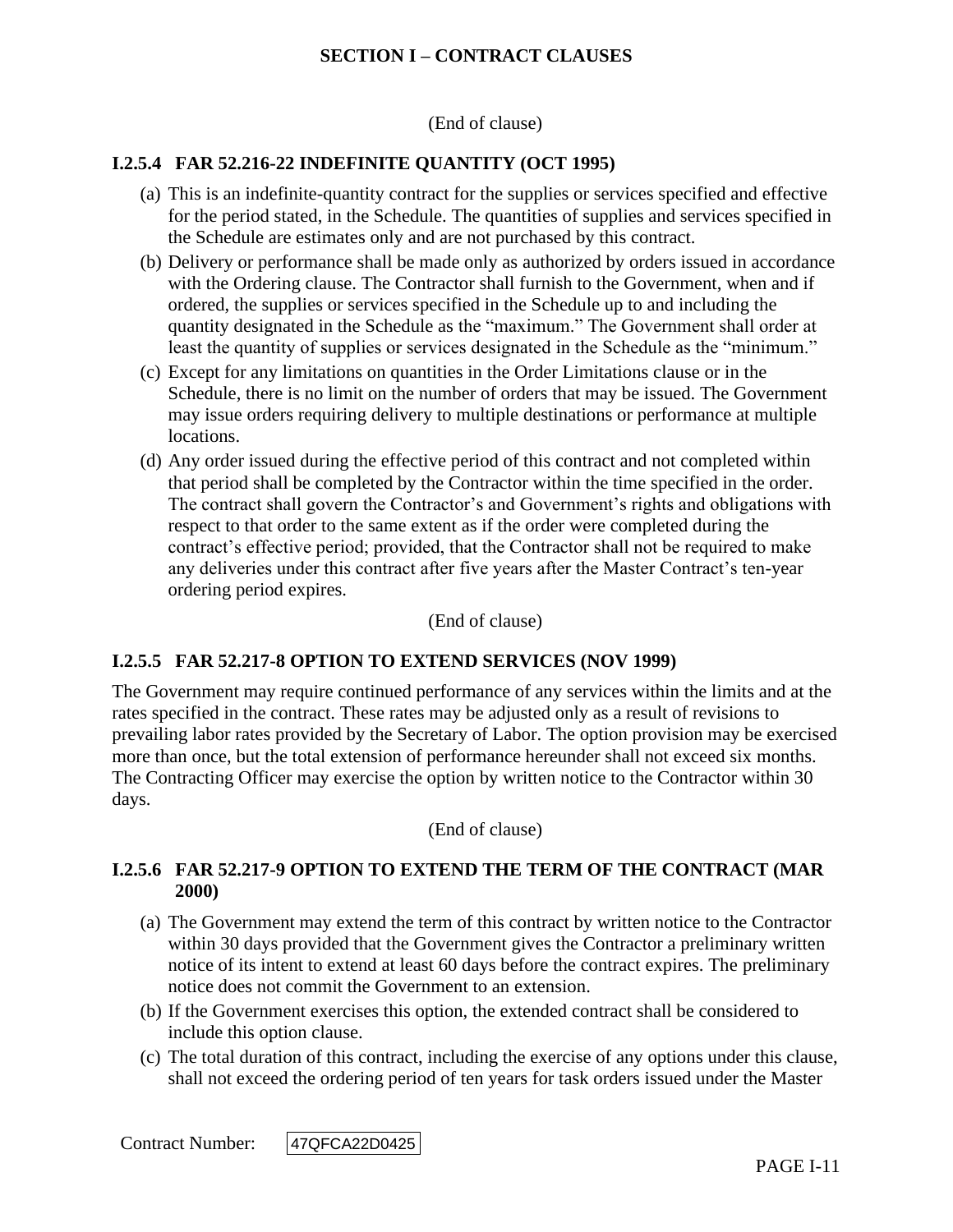(End of clause)

### I.2.5.4 FAR 52.216-22 INDEFINITE QUANTITY (OCT 1995)

(a) This is an indefinite-quantity contract for the supplies or services specified and effective for the period stated, in the Schedule. The quantities of supplies and services specified in the Schedule are estimates only and are not purchased by this contract.

(b) Delivery or performance shall be made only as authorized by orders issued in accordance with the Ordering clause. The Contractor shall furnish to the Government, when and if ordered, the supplies or services specified in the Schedule up to and including the quantity designated in the Schedule as the "maximum." The Government shall order at least the quantity of supplies or services designated in the Schedule as the "minimum."

(c) Except for any limitations on quantities in the Order Limitations clause or in the Schedule, there is no limit on the number of orders that may be issued. The Government may issue orders requiring delivery to multiple destinations or performance at multiple locations.

(d) Any order issued during the effective period of this contract and not completed within that period shall be completed by the Contractor within the time specified in the order. The contract shall govern the Contractor's and Government's rights and obligations with respect to that order to the same extent as if the order were completed during the contract's effective period; provided, that the Contractor shall not be required to make any deliveries under this contract after five years after the Master Contract's ten-year ordering period expires.

(End of clause)

### I.2.5.5 FAR 52.217-8 OPTION TO EXTEND SERVICES (NOV 1999)

The Government may require continued performance of any services within the limits and at the rates specified in the contract. These rates may be adjusted only as a result of revisions to prevailing labor rates provided by the Secretary of Labor. The option provision may be exercised more than once, but the total extension of performance hereunder shall not exceed six months. The Contracting Officer may exercise the option by written notice to the Contractor within 30 days.

(End of clause)

### I.2.5.6 FAR 52.217-9 OPTION TO EXTEND THE TERM OF THE CONTRACT (MAR 2000)

(a) The Government may extend the term of this contract by written notice to the Contractor within 30 days provided that the Government gives the Contractor a preliminary written notice of its intent to extend at least 60 days before the contract expires. The preliminary notice does not commit the Government to an extension.

(b) If the Government exercises this option, the extended contract shall be considered to include this option clause.

(c) The total duration of this contract, including the exercise of any options under this clause, shall not exceed the ordering period of ten years for task orders issued under the Master

Contract Number: 47QFCA22D0425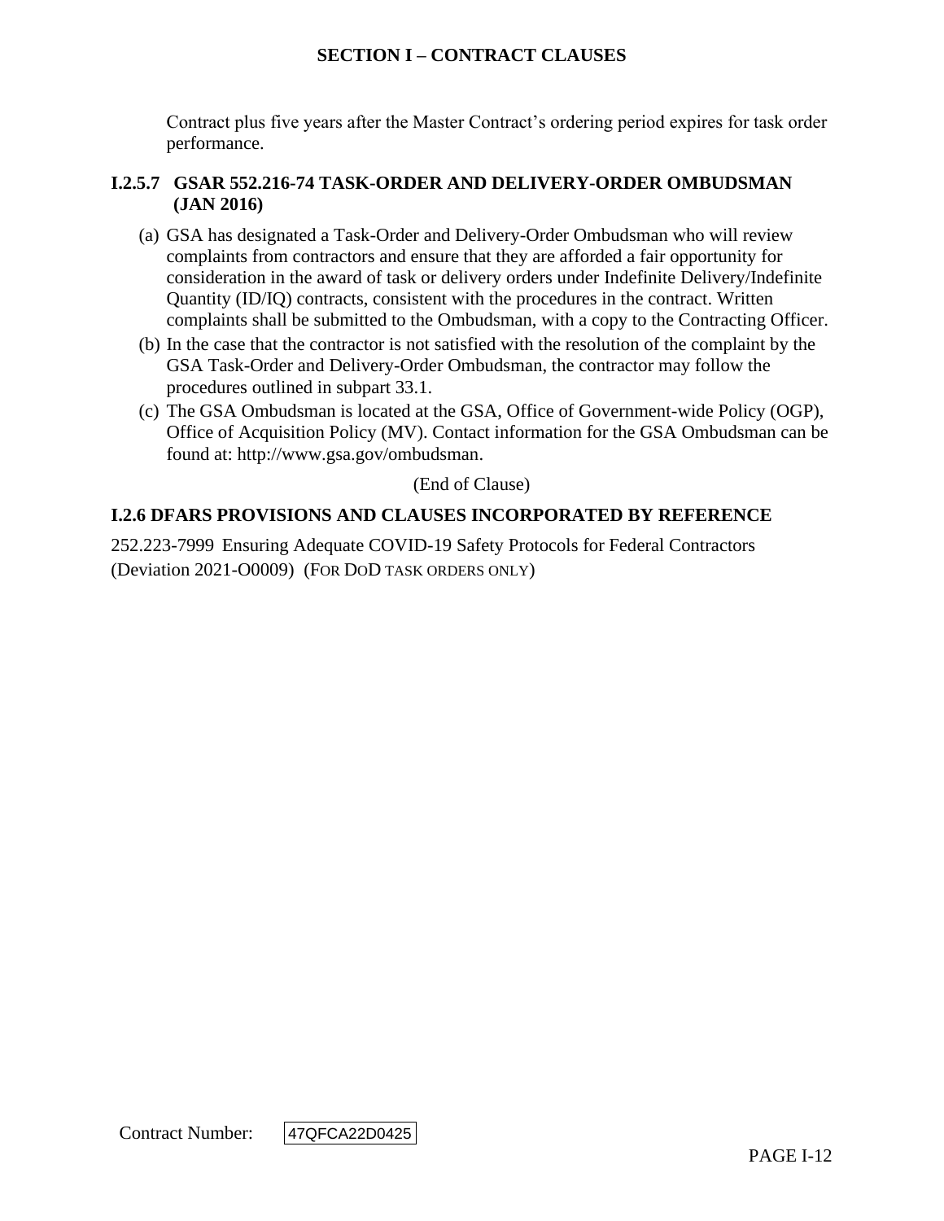Contract plus five years after the Master Contract's ordering period expires for task order performance.

### I.2.5.7 GSAR 552.216-74 TASK-ORDER AND DELIVERY-ORDER OMBUDSMAN (JAN 2016)

(a) GSA has designated a Task-Order and Delivery-Order Ombudsman who will review complaints from contractors and ensure that they are afforded a fair opportunity for consideration in the award of task or delivery orders under Indefinite Delivery/Indefinite Quantity (ID/IQ) contracts, consistent with the procedures in the contract. Written complaints shall be submitted to the Ombudsman, with a copy to the Contracting Officer.

(b) In the case that the contractor is not satisfied with the resolution of the complaint by the GSA Task-Order and Delivery-Order Ombudsman, the contractor may follow the procedures outlined in subpart 33.1.

(c) The GSA Ombudsman is located at the GSA, Office of Government-wide Policy (OGP), Office of Acquisition Policy (MV). Contact information for the GSA Ombudsman can be found at: http://www.gsa.gov/ombudsman.

(End of Clause)

### I.2.6 DFARS PROVISIONS AND CLAUSES INCORPORATED BY REFERENCE

252.223-7999 Ensuring Adequate COVID-19 Safety Protocols for Federal Contractors (Deviation 2021-O0009) (FOR DOD TASK ORDERS ONLY)

Contract Number: 47QFCA22D0425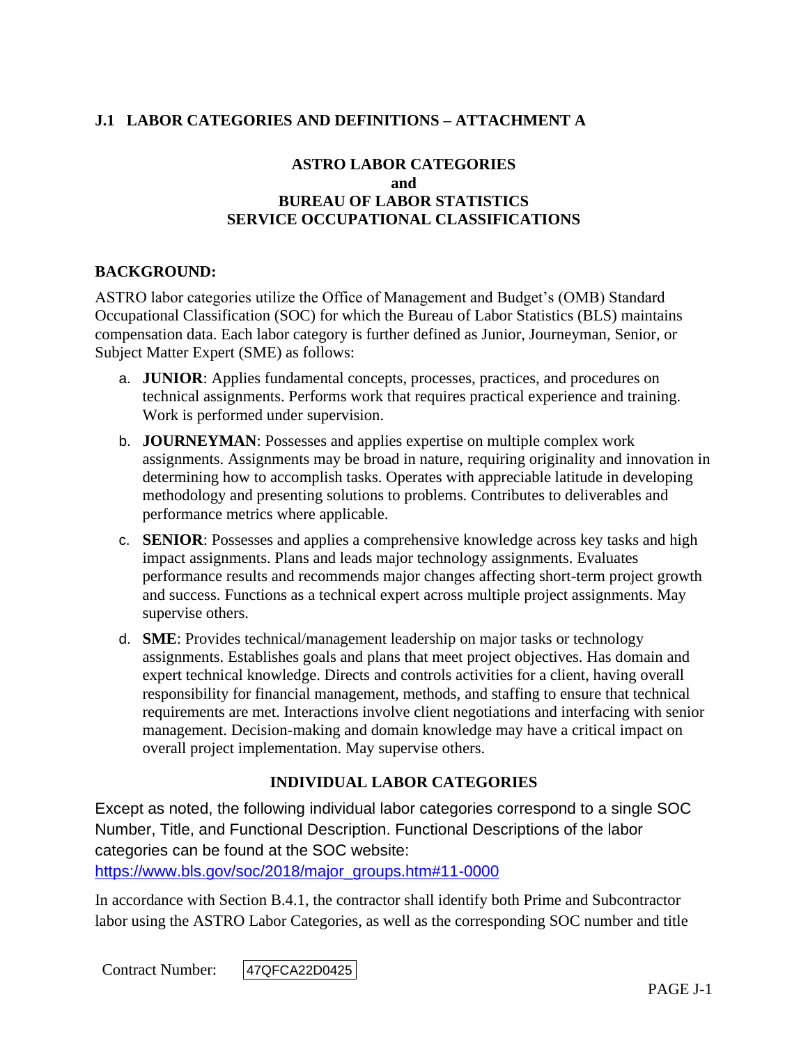## J.1 LABOR CATEGORIES AND DEFINITIONS – ATTACHMENT A

### ASTRO LABOR CATEGORIES
### and
### BUREAU OF LABOR STATISTICS
### SERVICE OCCUPATIONAL CLASSIFICATIONS

**BACKGROUND:**

ASTRO labor categories utilize the Office of Management and Budget's (OMB) Standard Occupational Classification (SOC) for which the Bureau of Labor Statistics (BLS) maintains compensation data. Each labor category is further defined as Junior, Journeyman, Senior, or Subject Matter Expert (SME) as follows:

a. **JUNIOR**: Applies fundamental concepts, processes, practices, and procedures on technical assignments. Performs work that requires practical experience and training. Work is performed under supervision.

b. **JOURNEYMAN**: Possesses and applies expertise on multiple complex work assignments. Assignments may be broad in nature, requiring originality and innovation in determining how to accomplish tasks. Operates with appreciable latitude in developing methodology and presenting solutions to problems. Contributes to deliverables and performance metrics where applicable.

c. **SENIOR**: Possesses and applies a comprehensive knowledge across key tasks and high impact assignments. Plans and leads major technology assignments. Evaluates performance results and recommends major changes affecting short-term project growth and success. Functions as a technical expert across multiple project assignments. May supervise others.

d. **SME**: Provides technical/management leadership on major tasks or technology assignments. Establishes goals and plans that meet project objectives. Has domain and expert technical knowledge. Directs and controls activities for a client, having overall responsibility for financial management, methods, and staffing to ensure that technical requirements are met. Interactions involve client negotiations and interfacing with senior management. Decision-making and domain knowledge may have a critical impact on overall project implementation. May supervise others.

### INDIVIDUAL LABOR CATEGORIES

Except as noted, the following individual labor categories correspond to a single SOC Number, Title, and Functional Description. Functional Descriptions of the labor categories can be found at the SOC website:
https://www.bls.gov/soc/2018/major_groups.htm#11-0000

In accordance with Section B.4.1, the contractor shall identify both Prime and Subcontractor labor using the ASTRO Labor Categories, as well as the corresponding SOC number and title

Contract Number: 47QFCA22D0425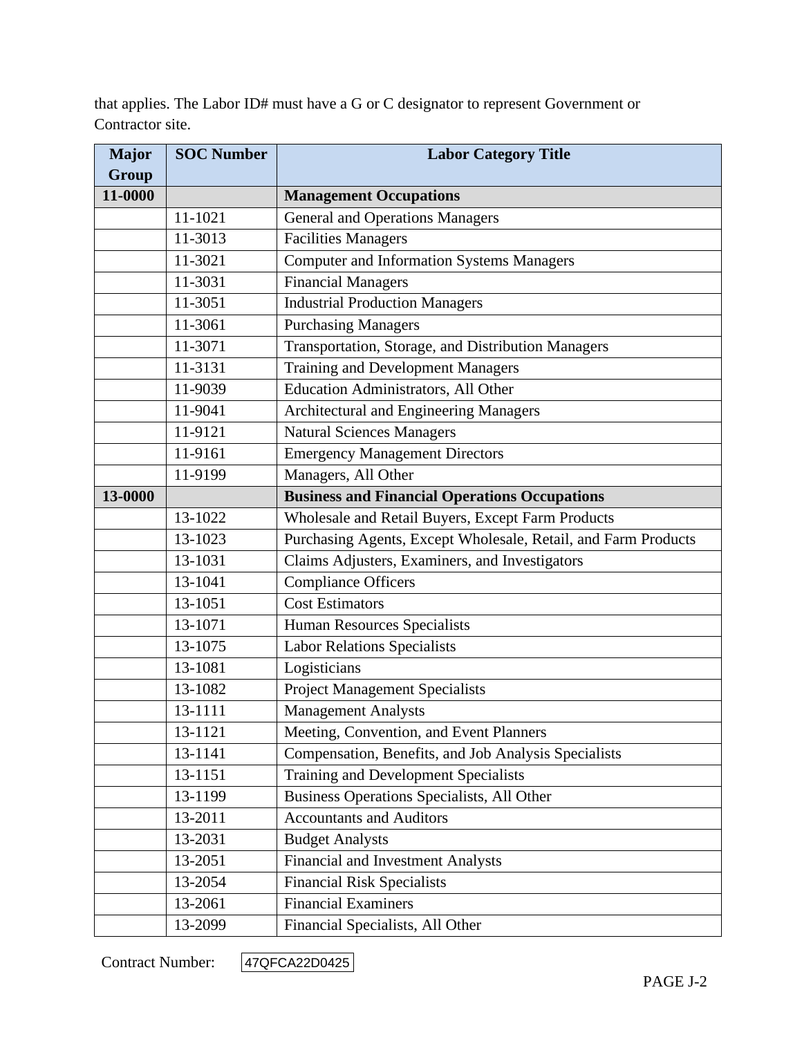that applies. The Labor ID# must have a G or C designator to represent Government or Contractor site.

| Major Group | SOC Number | Labor Category Title |
|---|---|---|
| **11-0000** | | **Management Occupations** |
| | 11-1021 | General and Operations Managers |
| | 11-3013 | Facilities Managers |
| | 11-3021 | Computer and Information Systems Managers |
| | 11-3031 | Financial Managers |
| | 11-3051 | Industrial Production Managers |
| | 11-3061 | Purchasing Managers |
| | 11-3071 | Transportation, Storage, and Distribution Managers |
| | 11-3131 | Training and Development Managers |
| | 11-9039 | Education Administrators, All Other |
| | 11-9041 | Architectural and Engineering Managers |
| | 11-9121 | Natural Sciences Managers |
| | 11-9161 | Emergency Management Directors |
| | 11-9199 | Managers, All Other |
| **13-0000** | | **Business and Financial Operations Occupations** |
| | 13-1022 | Wholesale and Retail Buyers, Except Farm Products |
| | 13-1023 | Purchasing Agents, Except Wholesale, Retail, and Farm Products |
| | 13-1031 | Claims Adjusters, Examiners, and Investigators |
| | 13-1041 | Compliance Officers |
| | 13-1051 | Cost Estimators |
| | 13-1071 | Human Resources Specialists |
| | 13-1075 | Labor Relations Specialists |
| | 13-1081 | Logisticians |
| | 13-1082 | Project Management Specialists |
| | 13-1111 | Management Analysts |
| | 13-1121 | Meeting, Convention, and Event Planners |
| | 13-1141 | Compensation, Benefits, and Job Analysis Specialists |
| | 13-1151 | Training and Development Specialists |
| | 13-1199 | Business Operations Specialists, All Other |
| | 13-2011 | Accountants and Auditors |
| | 13-2031 | Budget Analysts |
| | 13-2051 | Financial and Investment Analysts |
| | 13-2054 | Financial Risk Specialists |
| | 13-2061 | Financial Examiners |
| | 13-2099 | Financial Specialists, All Other |

Contract Number: 47QFCA22D0425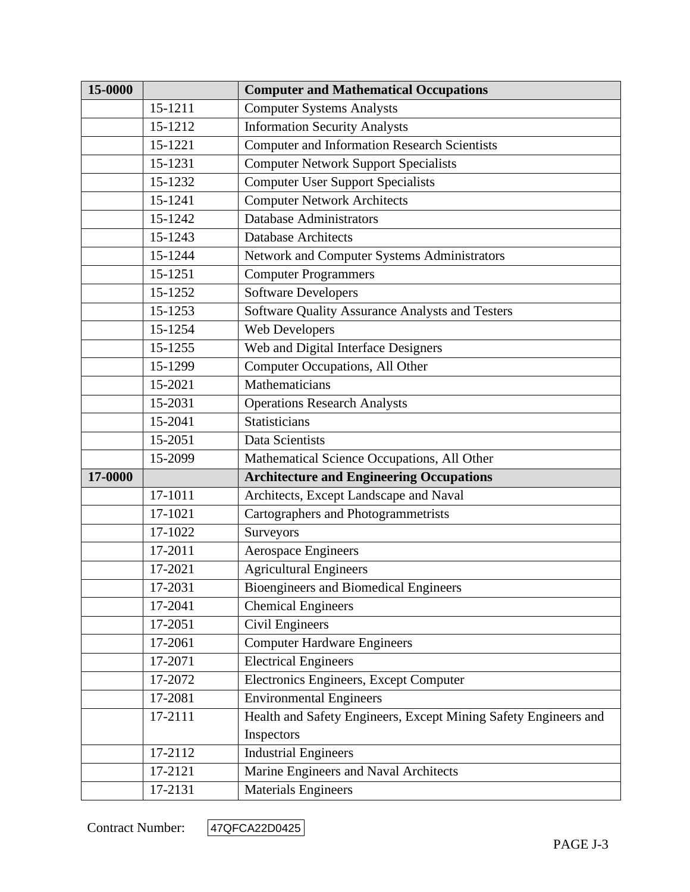| 15-0000 | | **Computer and Mathematical Occupations** |
|---|---|---|
| | 15-1211 | Computer Systems Analysts |
| | 15-1212 | Information Security Analysts |
| | 15-1221 | Computer and Information Research Scientists |
| | 15-1231 | Computer Network Support Specialists |
| | 15-1232 | Computer User Support Specialists |
| | 15-1241 | Computer Network Architects |
| | 15-1242 | Database Administrators |
| | 15-1243 | Database Architects |
| | 15-1244 | Network and Computer Systems Administrators |
| | 15-1251 | Computer Programmers |
| | 15-1252 | Software Developers |
| | 15-1253 | Software Quality Assurance Analysts and Testers |
| | 15-1254 | Web Developers |
| | 15-1255 | Web and Digital Interface Designers |
| | 15-1299 | Computer Occupations, All Other |
| | 15-2021 | Mathematicians |
| | 15-2031 | Operations Research Analysts |
| | 15-2041 | Statisticians |
| | 15-2051 | Data Scientists |
| | 15-2099 | Mathematical Science Occupations, All Other |
| **17-0000** | | **Architecture and Engineering Occupations** |
| | 17-1011 | Architects, Except Landscape and Naval |
| | 17-1021 | Cartographers and Photogrammetrists |
| | 17-1022 | Surveyors |
| | 17-2011 | Aerospace Engineers |
| | 17-2021 | Agricultural Engineers |
| | 17-2031 | Bioengineers and Biomedical Engineers |
| | 17-2041 | Chemical Engineers |
| | 17-2051 | Civil Engineers |
| | 17-2061 | Computer Hardware Engineers |
| | 17-2071 | Electrical Engineers |
| | 17-2072 | Electronics Engineers, Except Computer |
| | 17-2081 | Environmental Engineers |
| | 17-2111 | Health and Safety Engineers, Except Mining Safety Engineers and Inspectors |
| | 17-2112 | Industrial Engineers |
| | 17-2121 | Marine Engineers and Naval Architects |
| | 17-2131 | Materials Engineers |

Contract Number: 47QFCA22D0425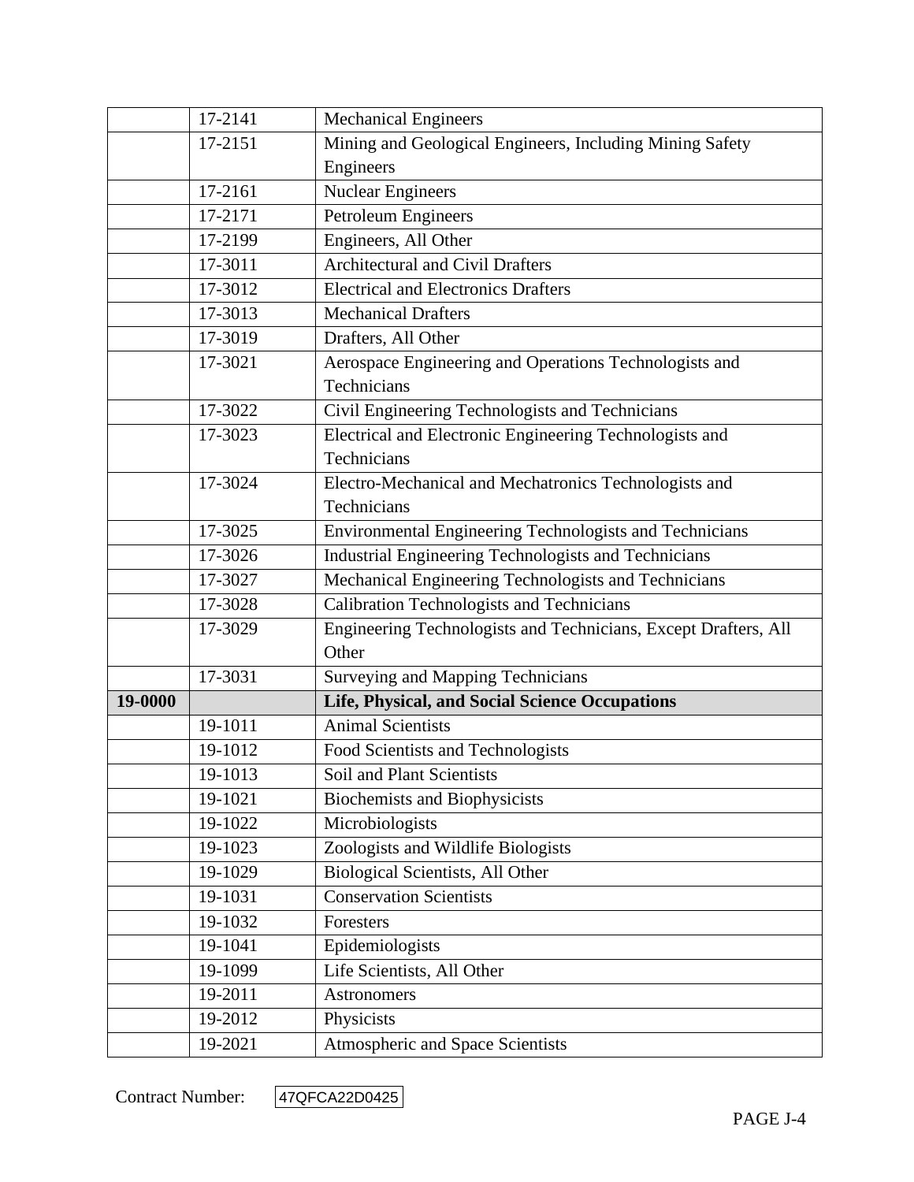| | | |
|---|---|---|
| | 17-2141 | Mechanical Engineers |
| | 17-2151 | Mining and Geological Engineers, Including Mining Safety Engineers |
| | 17-2161 | Nuclear Engineers |
| | 17-2171 | Petroleum Engineers |
| | 17-2199 | Engineers, All Other |
| | 17-3011 | Architectural and Civil Drafters |
| | 17-3012 | Electrical and Electronics Drafters |
| | 17-3013 | Mechanical Drafters |
| | 17-3019 | Drafters, All Other |
| | 17-3021 | Aerospace Engineering and Operations Technologists and Technicians |
| | 17-3022 | Civil Engineering Technologists and Technicians |
| | 17-3023 | Electrical and Electronic Engineering Technologists and Technicians |
| | 17-3024 | Electro-Mechanical and Mechatronics Technologists and Technicians |
| | 17-3025 | Environmental Engineering Technologists and Technicians |
| | 17-3026 | Industrial Engineering Technologists and Technicians |
| | 17-3027 | Mechanical Engineering Technologists and Technicians |
| | 17-3028 | Calibration Technologists and Technicians |
| | 17-3029 | Engineering Technologists and Technicians, Except Drafters, All Other |
| | 17-3031 | Surveying and Mapping Technicians |
| **19-0000** | | **Life, Physical, and Social Science Occupations** |
| | 19-1011 | Animal Scientists |
| | 19-1012 | Food Scientists and Technologists |
| | 19-1013 | Soil and Plant Scientists |
| | 19-1021 | Biochemists and Biophysicists |
| | 19-1022 | Microbiologists |
| | 19-1023 | Zoologists and Wildlife Biologists |
| | 19-1029 | Biological Scientists, All Other |
| | 19-1031 | Conservation Scientists |
| | 19-1032 | Foresters |
| | 19-1041 | Epidemiologists |
| | 19-1099 | Life Scientists, All Other |
| | 19-2011 | Astronomers |
| | 19-2012 | Physicists |
| | 19-2021 | Atmospheric and Space Scientists |

Contract Number: 47QFCA22D0425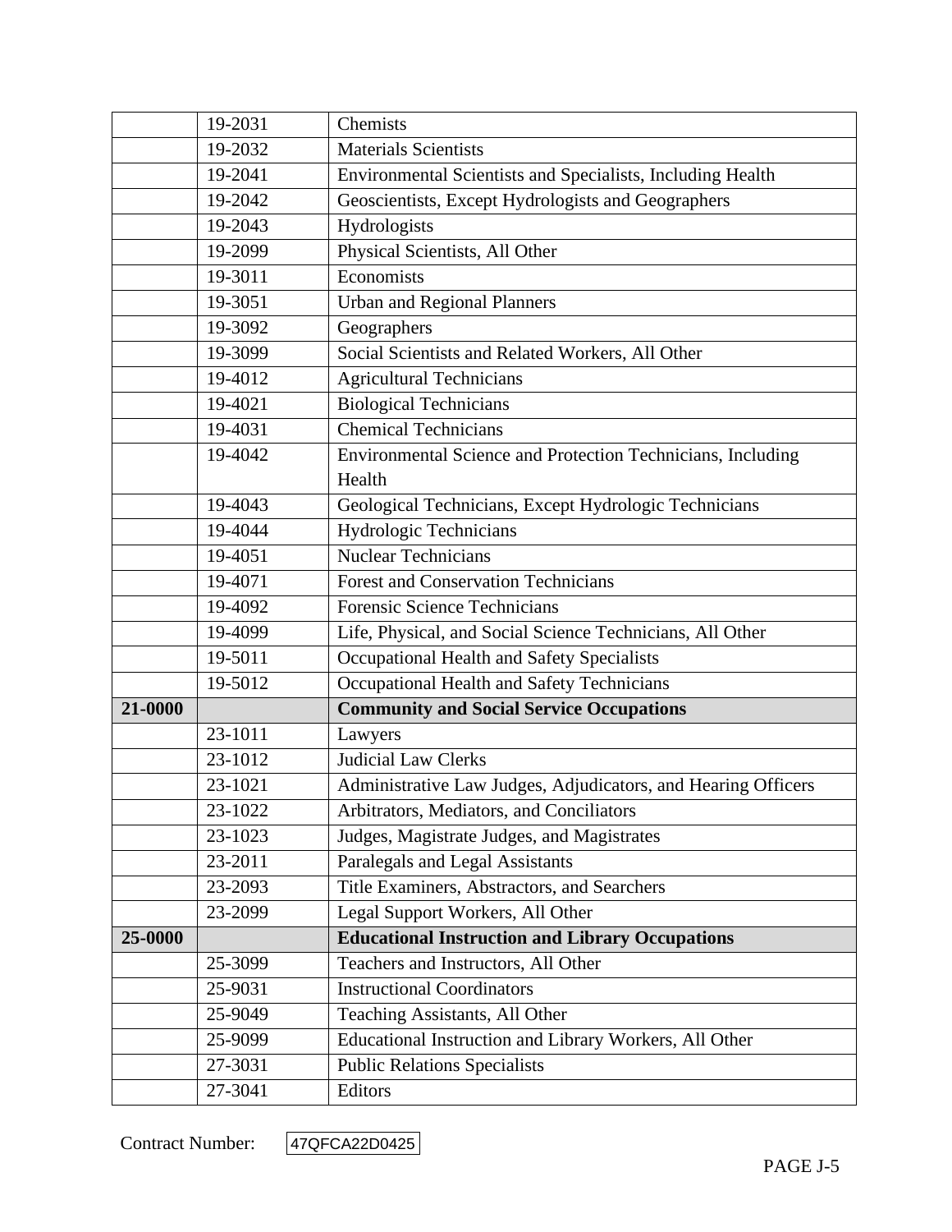| | | |
|---|---|---|
| | 19-2031 | Chemists |
| | 19-2032 | Materials Scientists |
| | 19-2041 | Environmental Scientists and Specialists, Including Health |
| | 19-2042 | Geoscientists, Except Hydrologists and Geographers |
| | 19-2043 | Hydrologists |
| | 19-2099 | Physical Scientists, All Other |
| | 19-3011 | Economists |
| | 19-3051 | Urban and Regional Planners |
| | 19-3092 | Geographers |
| | 19-3099 | Social Scientists and Related Workers, All Other |
| | 19-4012 | Agricultural Technicians |
| | 19-4021 | Biological Technicians |
| | 19-4031 | Chemical Technicians |
| | 19-4042 | Environmental Science and Protection Technicians, Including Health |
| | 19-4043 | Geological Technicians, Except Hydrologic Technicians |
| | 19-4044 | Hydrologic Technicians |
| | 19-4051 | Nuclear Technicians |
| | 19-4071 | Forest and Conservation Technicians |
| | 19-4092 | Forensic Science Technicians |
| | 19-4099 | Life, Physical, and Social Science Technicians, All Other |
| | 19-5011 | Occupational Health and Safety Specialists |
| | 19-5012 | Occupational Health and Safety Technicians |
| **21-0000** | | **Community and Social Service Occupations** |
| | 23-1011 | Lawyers |
| | 23-1012 | Judicial Law Clerks |
| | 23-1021 | Administrative Law Judges, Adjudicators, and Hearing Officers |
| | 23-1022 | Arbitrators, Mediators, and Conciliators |
| | 23-1023 | Judges, Magistrate Judges, and Magistrates |
| | 23-2011 | Paralegals and Legal Assistants |
| | 23-2093 | Title Examiners, Abstractors, and Searchers |
| | 23-2099 | Legal Support Workers, All Other |
| **25-0000** | | **Educational Instruction and Library Occupations** |
| | 25-3099 | Teachers and Instructors, All Other |
| | 25-9031 | Instructional Coordinators |
| | 25-9049 | Teaching Assistants, All Other |
| | 25-9099 | Educational Instruction and Library Workers, All Other |
| | 27-3031 | Public Relations Specialists |
| | 27-3041 | Editors |

Contract Number: 47QFCA22D0425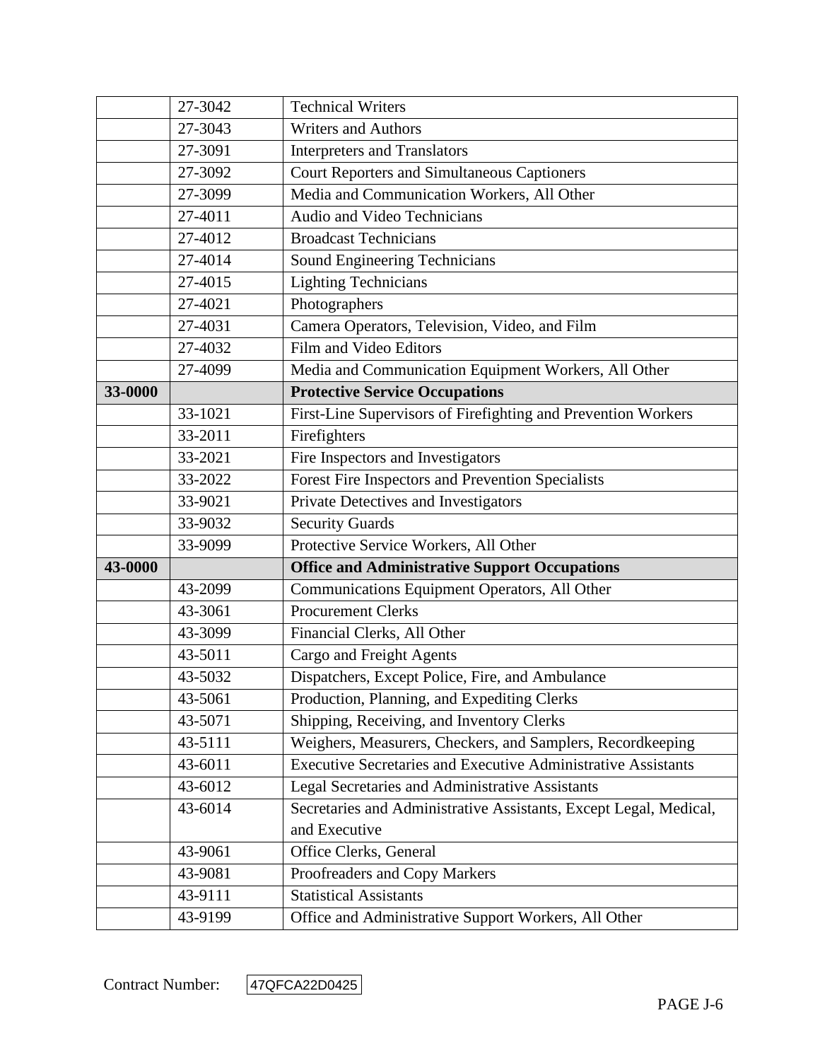| | | |
|---|---|---|
| | 27-3042 | Technical Writers |
| | 27-3043 | Writers and Authors |
| | 27-3091 | Interpreters and Translators |
| | 27-3092 | Court Reporters and Simultaneous Captioners |
| | 27-3099 | Media and Communication Workers, All Other |
| | 27-4011 | Audio and Video Technicians |
| | 27-4012 | Broadcast Technicians |
| | 27-4014 | Sound Engineering Technicians |
| | 27-4015 | Lighting Technicians |
| | 27-4021 | Photographers |
| | 27-4031 | Camera Operators, Television, Video, and Film |
| | 27-4032 | Film and Video Editors |
| | 27-4099 | Media and Communication Equipment Workers, All Other |
| **33-0000** | | **Protective Service Occupations** |
| | 33-1021 | First-Line Supervisors of Firefighting and Prevention Workers |
| | 33-2011 | Firefighters |
| | 33-2021 | Fire Inspectors and Investigators |
| | 33-2022 | Forest Fire Inspectors and Prevention Specialists |
| | 33-9021 | Private Detectives and Investigators |
| | 33-9032 | Security Guards |
| | 33-9099 | Protective Service Workers, All Other |
| **43-0000** | | **Office and Administrative Support Occupations** |
| | 43-2099 | Communications Equipment Operators, All Other |
| | 43-3061 | Procurement Clerks |
| | 43-3099 | Financial Clerks, All Other |
| | 43-5011 | Cargo and Freight Agents |
| | 43-5032 | Dispatchers, Except Police, Fire, and Ambulance |
| | 43-5061 | Production, Planning, and Expediting Clerks |
| | 43-5071 | Shipping, Receiving, and Inventory Clerks |
| | 43-5111 | Weighers, Measurers, Checkers, and Samplers, Recordkeeping |
| | 43-6011 | Executive Secretaries and Executive Administrative Assistants |
| | 43-6012 | Legal Secretaries and Administrative Assistants |
| | 43-6014 | Secretaries and Administrative Assistants, Except Legal, Medical, and Executive |
| | 43-9061 | Office Clerks, General |
| | 43-9081 | Proofreaders and Copy Markers |
| | 43-9111 | Statistical Assistants |
| | 43-9199 | Office and Administrative Support Workers, All Other |

Contract Number: 47QFCA22D0425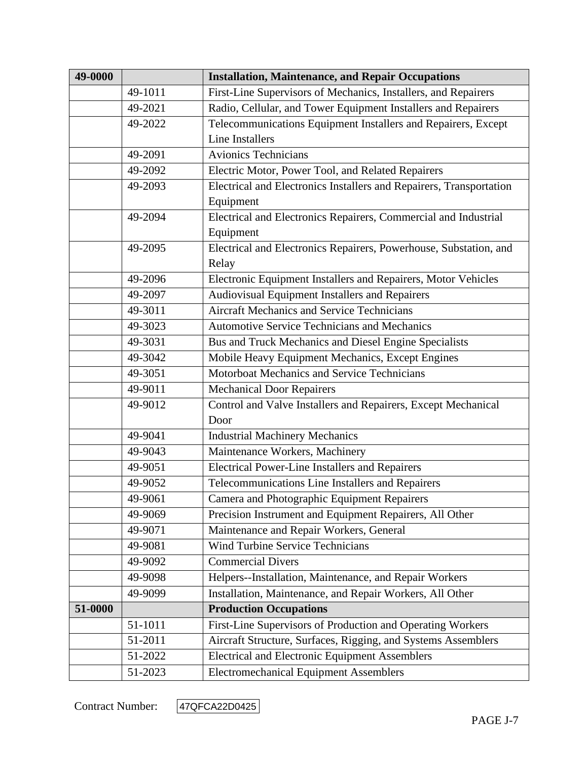| 49-0000 | | **Installation, Maintenance, and Repair Occupations** |
|---|---|---|
| | 49-1011 | First-Line Supervisors of Mechanics, Installers, and Repairers |
| | 49-2021 | Radio, Cellular, and Tower Equipment Installers and Repairers |
| | 49-2022 | Telecommunications Equipment Installers and Repairers, Except Line Installers |
| | 49-2091 | Avionics Technicians |
| | 49-2092 | Electric Motor, Power Tool, and Related Repairers |
| | 49-2093 | Electrical and Electronics Installers and Repairers, Transportation Equipment |
| | 49-2094 | Electrical and Electronics Repairers, Commercial and Industrial Equipment |
| | 49-2095 | Electrical and Electronics Repairers, Powerhouse, Substation, and Relay |
| | 49-2096 | Electronic Equipment Installers and Repairers, Motor Vehicles |
| | 49-2097 | Audiovisual Equipment Installers and Repairers |
| | 49-3011 | Aircraft Mechanics and Service Technicians |
| | 49-3023 | Automotive Service Technicians and Mechanics |
| | 49-3031 | Bus and Truck Mechanics and Diesel Engine Specialists |
| | 49-3042 | Mobile Heavy Equipment Mechanics, Except Engines |
| | 49-3051 | Motorboat Mechanics and Service Technicians |
| | 49-9011 | Mechanical Door Repairers |
| | 49-9012 | Control and Valve Installers and Repairers, Except Mechanical Door |
| | 49-9041 | Industrial Machinery Mechanics |
| | 49-9043 | Maintenance Workers, Machinery |
| | 49-9051 | Electrical Power-Line Installers and Repairers |
| | 49-9052 | Telecommunications Line Installers and Repairers |
| | 49-9061 | Camera and Photographic Equipment Repairers |
| | 49-9069 | Precision Instrument and Equipment Repairers, All Other |
| | 49-9071 | Maintenance and Repair Workers, General |
| | 49-9081 | Wind Turbine Service Technicians |
| | 49-9092 | Commercial Divers |
| | 49-9098 | Helpers--Installation, Maintenance, and Repair Workers |
| | 49-9099 | Installation, Maintenance, and Repair Workers, All Other |
| **51-0000** | | **Production Occupations** |
| | 51-1011 | First-Line Supervisors of Production and Operating Workers |
| | 51-2011 | Aircraft Structure, Surfaces, Rigging, and Systems Assemblers |
| | 51-2022 | Electrical and Electronic Equipment Assemblers |
| | 51-2023 | Electromechanical Equipment Assemblers |

Contract Number: 47QFCA22D0425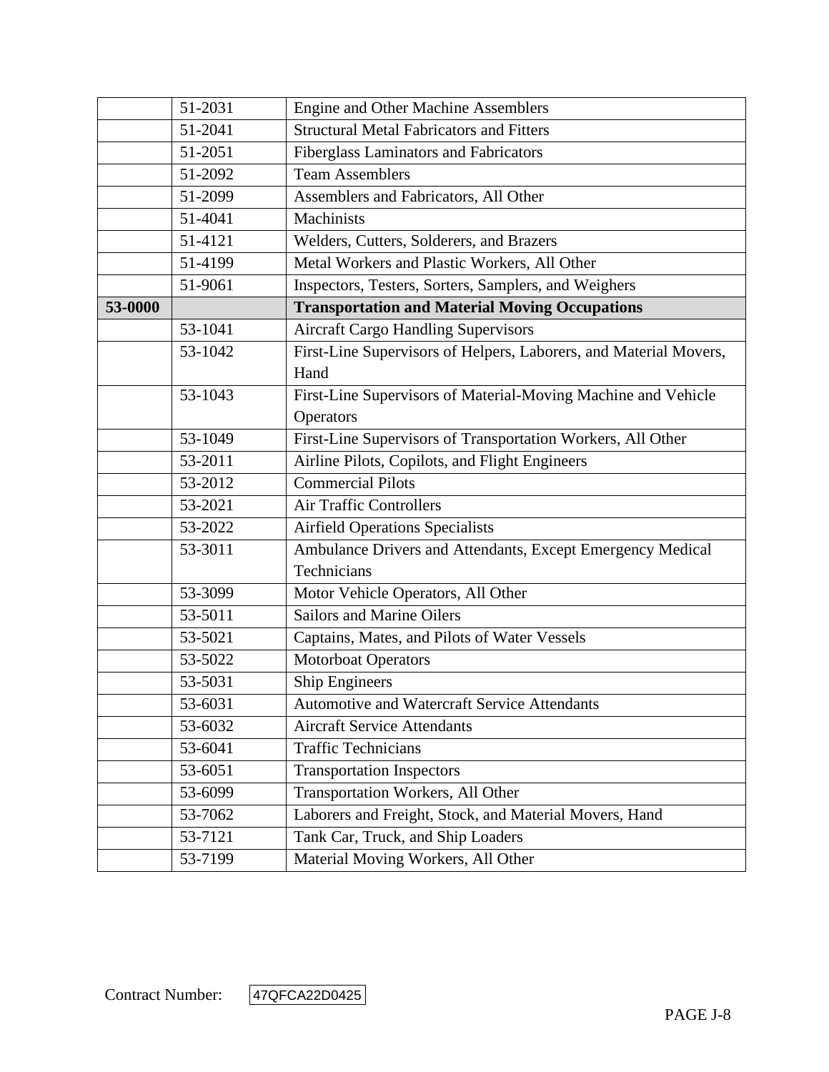| | | |
|---|---|---|
| | 51-2031 | Engine and Other Machine Assemblers |
| | 51-2041 | Structural Metal Fabricators and Fitters |
| | 51-2051 | Fiberglass Laminators and Fabricators |
| | 51-2092 | Team Assemblers |
| | 51-2099 | Assemblers and Fabricators, All Other |
| | 51-4041 | Machinists |
| | 51-4121 | Welders, Cutters, Solderers, and Brazers |
| | 51-4199 | Metal Workers and Plastic Workers, All Other |
| | 51-9061 | Inspectors, Testers, Sorters, Samplers, and Weighers |
| **53-0000** | | **Transportation and Material Moving Occupations** |
| | 53-1041 | Aircraft Cargo Handling Supervisors |
| | 53-1042 | First-Line Supervisors of Helpers, Laborers, and Material Movers, Hand |
| | 53-1043 | First-Line Supervisors of Material-Moving Machine and Vehicle Operators |
| | 53-1049 | First-Line Supervisors of Transportation Workers, All Other |
| | 53-2011 | Airline Pilots, Copilots, and Flight Engineers |
| | 53-2012 | Commercial Pilots |
| | 53-2021 | Air Traffic Controllers |
| | 53-2022 | Airfield Operations Specialists |
| | 53-3011 | Ambulance Drivers and Attendants, Except Emergency Medical Technicians |
| | 53-3099 | Motor Vehicle Operators, All Other |
| | 53-5011 | Sailors and Marine Oilers |
| | 53-5021 | Captains, Mates, and Pilots of Water Vessels |
| | 53-5022 | Motorboat Operators |
| | 53-5031 | Ship Engineers |
| | 53-6031 | Automotive and Watercraft Service Attendants |
| | 53-6032 | Aircraft Service Attendants |
| | 53-6041 | Traffic Technicians |
| | 53-6051 | Transportation Inspectors |
| | 53-6099 | Transportation Workers, All Other |
| | 53-7062 | Laborers and Freight, Stock, and Material Movers, Hand |
| | 53-7121 | Tank Car, Truck, and Ship Loaders |
| | 53-7199 | Material Moving Workers, All Other |